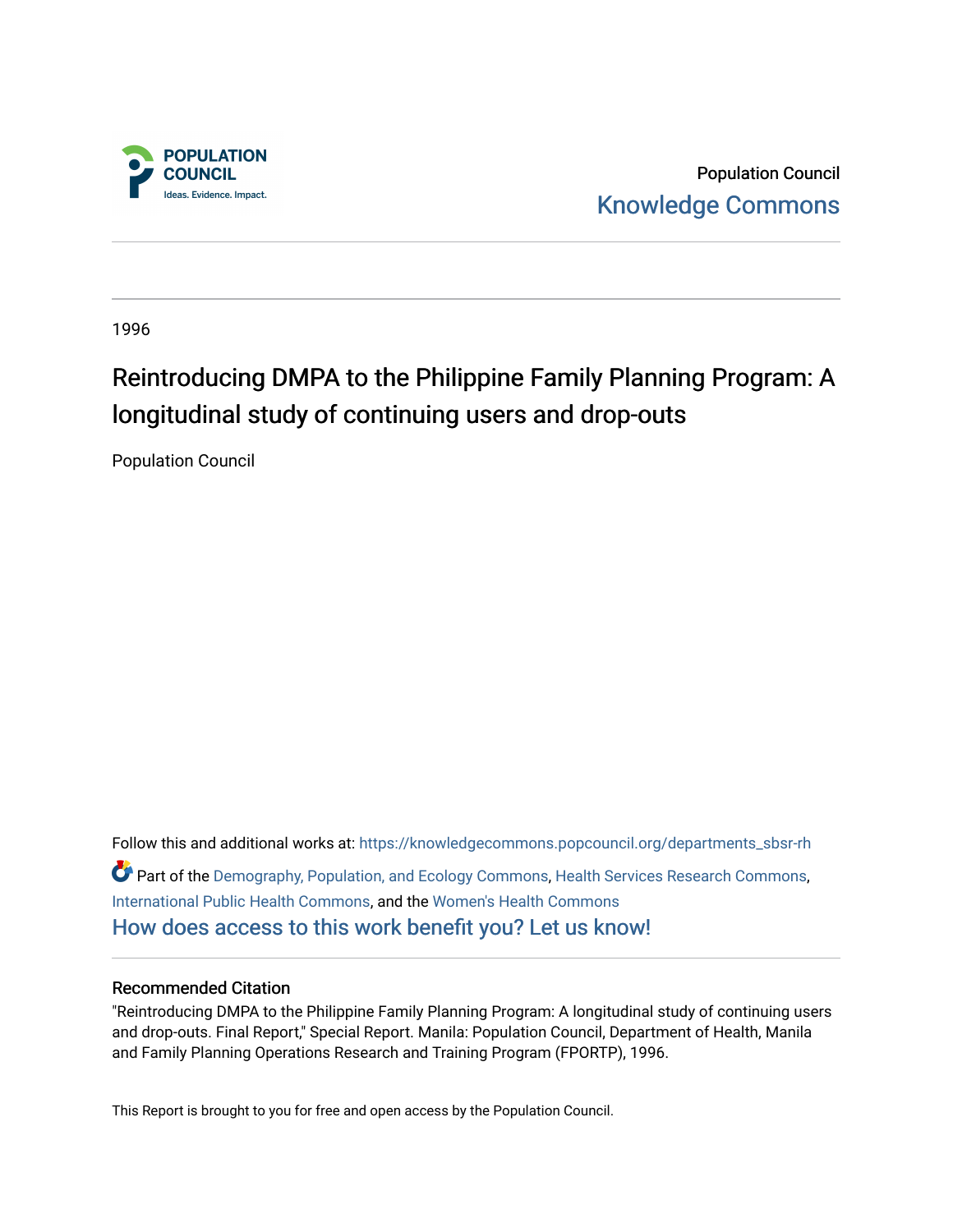Population Council

Knowledge Commons

1996

# Reintroducing DMPA to the Philippine Family Planning Program: A longitudinal study of continuing users and drop-outs

Population Council

Follow this and additional works at: https://knowledgecommons.popcouncil.org/departments_sbsr-rh

Part of the Demography, Population, and Ecology Commons, Health Services Research Commons, International Public Health Commons, and the Women's Health Commons

How does access to this work benefit you? Let us know!

### Recommended Citation

"Reintroducing DMPA to the Philippine Family Planning Program: A longitudinal study of continuing users and drop-outs. Final Report," Special Report. Manila: Population Council, Department of Health, Manila and Family Planning Operations Research and Training Program (FPORTP), 1996.

This Report is brought to you for free and open access by the Population Council.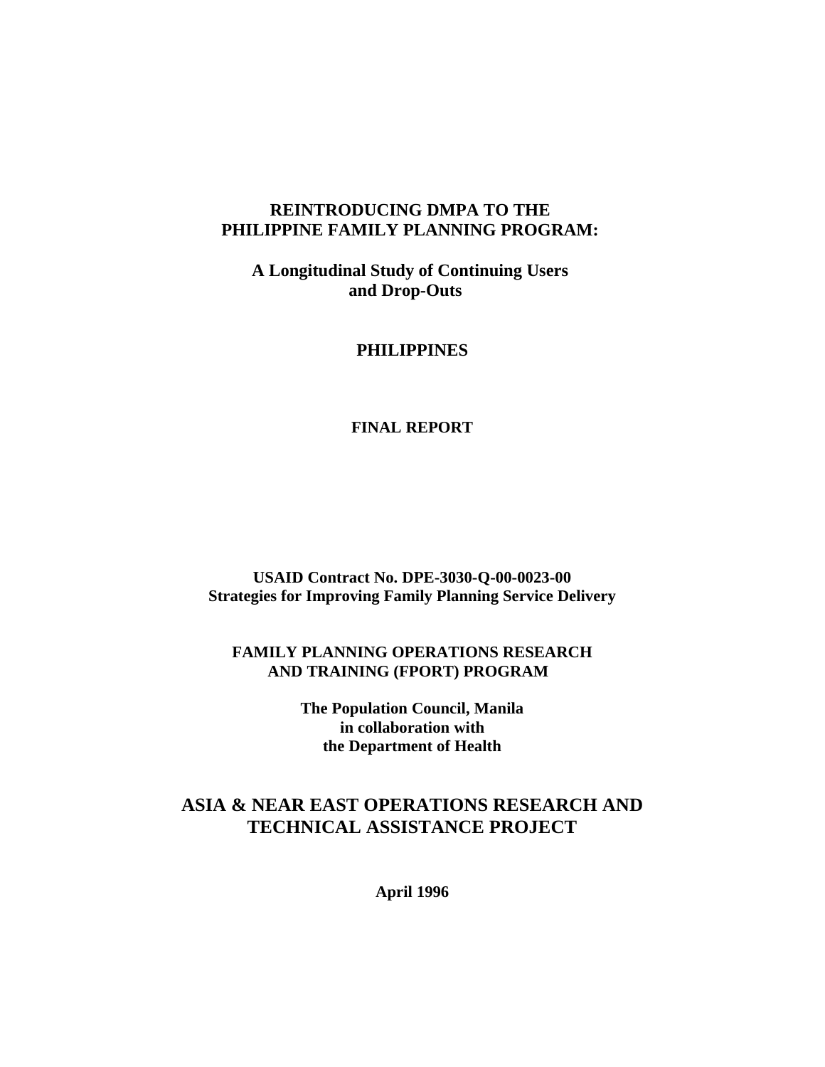# REINTRODUCING DMPA TO THE PHILIPPINE FAMILY PLANNING PROGRAM:

## A Longitudinal Study of Continuing Users and Drop-Outs

**PHILIPPINES**

**FINAL REPORT**

**USAID Contract No. DPE-3030-Q-00-0023-00**
**Strategies for Improving Family Planning Service Delivery**

**FAMILY PLANNING OPERATIONS RESEARCH AND TRAINING (FPORT) PROGRAM**

**The Population Council, Manila**
**in collaboration with**
**the Department of Health**

## ASIA & NEAR EAST OPERATIONS RESEARCH AND TECHNICAL ASSISTANCE PROJECT

**April 1996**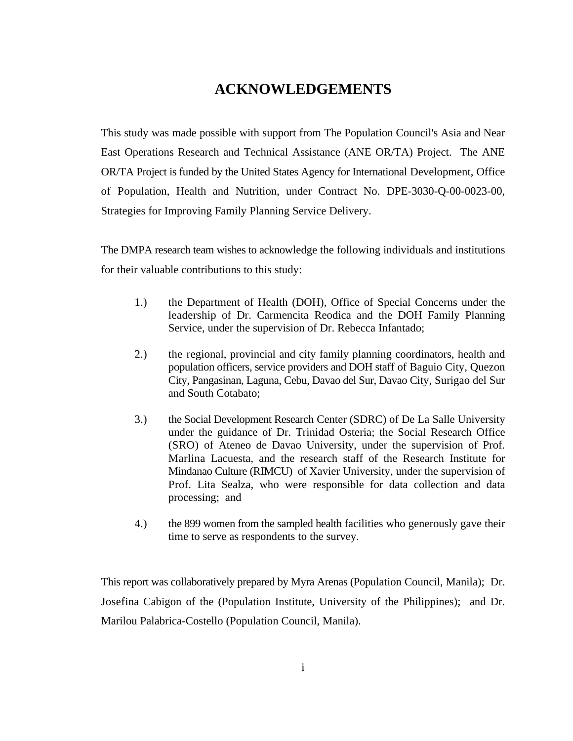# ACKNOWLEDGEMENTS

This study was made possible with support from The Population Council's Asia and Near East Operations Research and Technical Assistance (ANE OR/TA) Project. The ANE OR/TA Project is funded by the United States Agency for International Development, Office of Population, Health and Nutrition, under Contract No. DPE-3030-Q-00-0023-00, Strategies for Improving Family Planning Service Delivery.

The DMPA research team wishes to acknowledge the following individuals and institutions for their valuable contributions to this study:

1.) the Department of Health (DOH), Office of Special Concerns under the leadership of Dr. Carmencita Reodica and the DOH Family Planning Service, under the supervision of Dr. Rebecca Infantado;

2.) the regional, provincial and city family planning coordinators, health and population officers, service providers and DOH staff of Baguio City, Quezon City, Pangasinan, Laguna, Cebu, Davao del Sur, Davao City, Surigao del Sur and South Cotabato;

3.) the Social Development Research Center (SDRC) of De La Salle University under the guidance of Dr. Trinidad Osteria; the Social Research Office (SRO) of Ateneo de Davao University, under the supervision of Prof. Marlina Lacuesta, and the research staff of the Research Institute for Mindanao Culture (RIMCU) of Xavier University, under the supervision of Prof. Lita Sealza, who were responsible for data collection and data processing; and

4.) the 899 women from the sampled health facilities who generously gave their time to serve as respondents to the survey.

This report was collaboratively prepared by Myra Arenas (Population Council, Manila); Dr. Josefina Cabigon of the (Population Institute, University of the Philippines); and Dr. Marilou Palabrica-Costello (Population Council, Manila).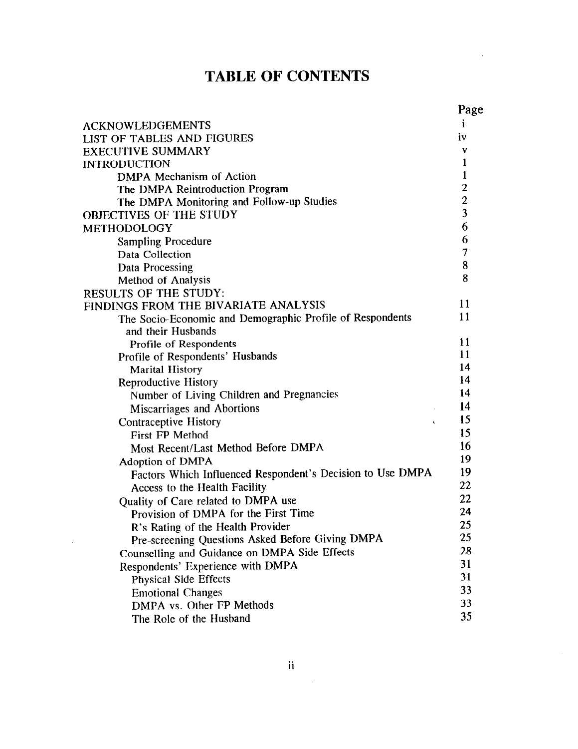# TABLE OF CONTENTS

| | Page |
|---|---|
| ACKNOWLEDGEMENTS | i |
| LIST OF TABLES AND FIGURES | iv |
| EXECUTIVE SUMMARY | v |
| INTRODUCTION | 1 |
| DMPA Mechanism of Action | 1 |
| The DMPA Reintroduction Program | 2 |
| The DMPA Monitoring and Follow-up Studies | 2 |
| OBJECTIVES OF THE STUDY | 3 |
| METHODOLOGY | 6 |
| Sampling Procedure | 6 |
| Data Collection | 7 |
| Data Processing | 8 |
| Method of Analysis | 8 |
| RESULTS OF THE STUDY: | |
| FINDINGS FROM THE BIVARIATE ANALYSIS | 11 |
| The Socio-Economic and Demographic Profile of Respondents and their Husbands | 11 |
| Profile of Respondents | 11 |
| Profile of Respondents' Husbands | 11 |
| Marital History | 14 |
| Reproductive History | 14 |
| Number of Living Children and Pregnancies | 14 |
| Miscarriages and Abortions | 14 |
| Contraceptive History | 15 |
| First FP Method | 15 |
| Most Recent/Last Method Before DMPA | 16 |
| Adoption of DMPA | 19 |
| Factors Which Influenced Respondent's Decision to Use DMPA | 19 |
| Access to the Health Facility | 22 |
| Quality of Care related to DMPA use | 22 |
| Provision of DMPA for the First Time | 24 |
| R's Rating of the Health Provider | 25 |
| Pre-screening Questions Asked Before Giving DMPA | 25 |
| Counselling and Guidance on DMPA Side Effects | 28 |
| Respondents' Experience with DMPA | 31 |
| Physical Side Effects | 31 |
| Emotional Changes | 33 |
| DMPA vs. Other FP Methods | 33 |
| The Role of the Husband | 35 |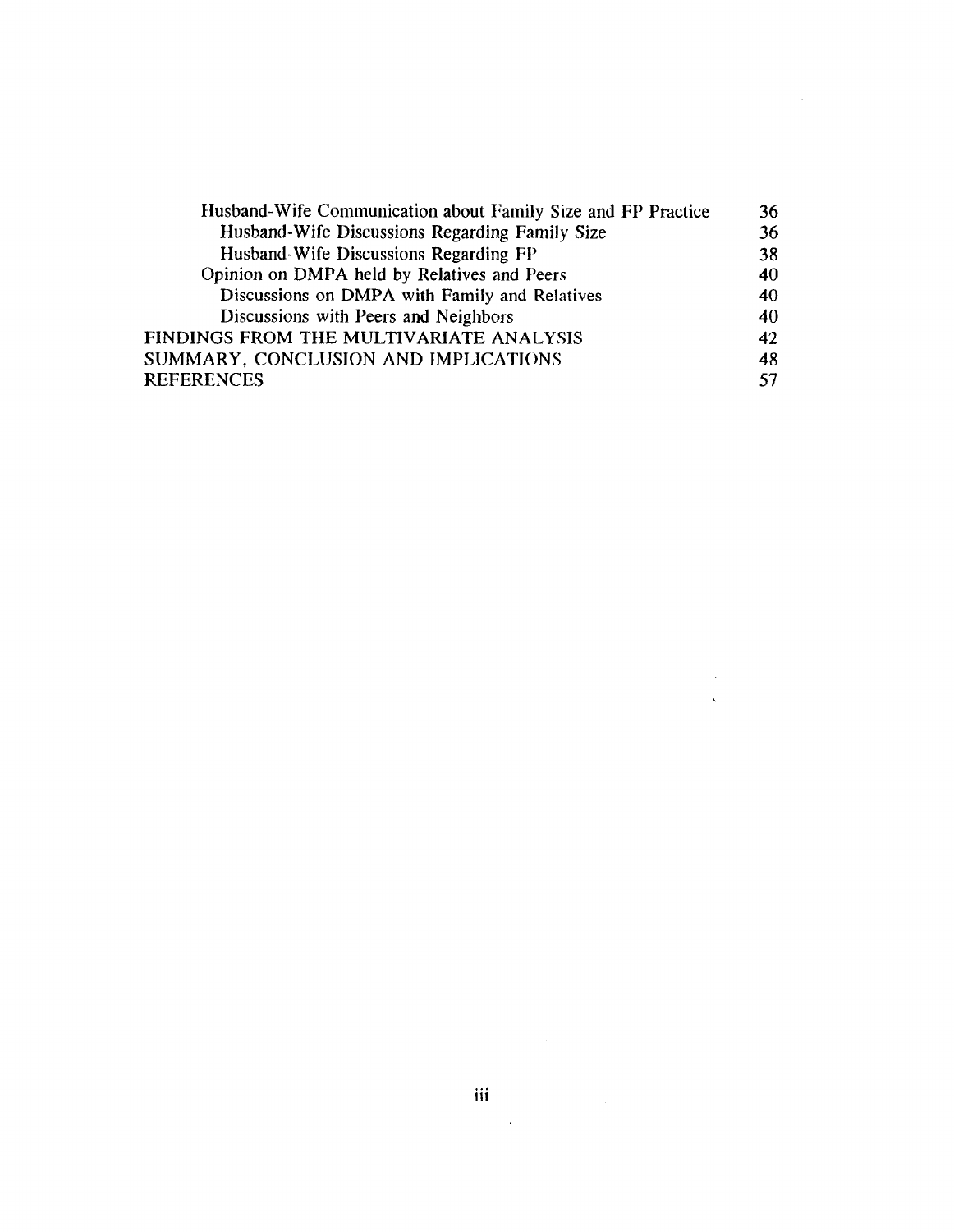| | |
|---|---|
| Husband-Wife Communication about Family Size and FP Practice | 36 |
| Husband-Wife Discussions Regarding Family Size | 36 |
| Husband-Wife Discussions Regarding FP | 38 |
| Opinion on DMPA held by Relatives and Peers | 40 |
| Discussions on DMPA with Family and Relatives | 40 |
| Discussions with Peers and Neighbors | 40 |
| FINDINGS FROM THE MULTIVARIATE ANALYSIS | 42 |
| SUMMARY, CONCLUSION AND IMPLICATIONS | 48 |
| REFERENCES | 57 |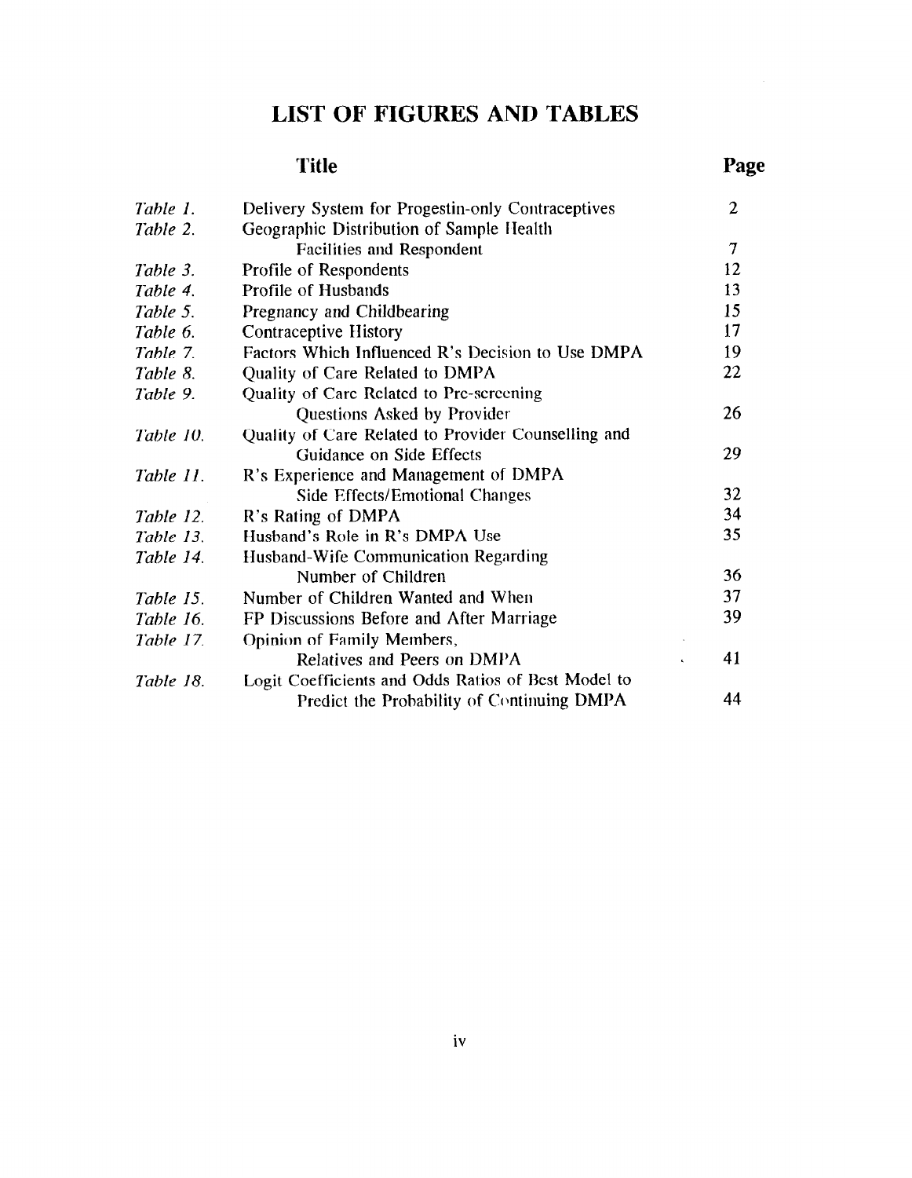# LIST OF FIGURES AND TABLES

| | Title | Page |
|---|---|---|
| *Table 1.* | Delivery System for Progestin-only Contraceptives | 2 |
| *Table 2.* | Geographic Distribution of Sample Health Facilities and Respondent | 7 |
| *Table 3.* | Profile of Respondents | 12 |
| *Table 4.* | Profile of Husbands | 13 |
| *Table 5.* | Pregnancy and Childbearing | 15 |
| *Table 6.* | Contraceptive History | 17 |
| *Table 7.* | Factors Which Influenced R's Decision to Use DMPA | 19 |
| *Table 8.* | Quality of Care Related to DMPA | 22 |
| *Table 9.* | Quality of Care Related to Pre-screening Questions Asked by Provider | 26 |
| *Table 10.* | Quality of Care Related to Provider Counselling and Guidance on Side Effects | 29 |
| *Table 11.* | R's Experience and Management of DMPA Side Effects/Emotional Changes | 32 |
| *Table 12.* | R's Rating of DMPA | 34 |
| *Table 13.* | Husband's Role in R's DMPA Use | 35 |
| *Table 14.* | Husband-Wife Communication Regarding Number of Children | 36 |
| *Table 15.* | Number of Children Wanted and When | 37 |
| *Table 16.* | FP Discussions Before and After Marriage | 39 |
| *Table 17.* | Opinion of Family Members, Relatives and Peers on DMPA | 41 |
| *Table 18.* | Logit Coefficients and Odds Ratios of Best Model to Predict the Probability of Continuing DMPA | 44 |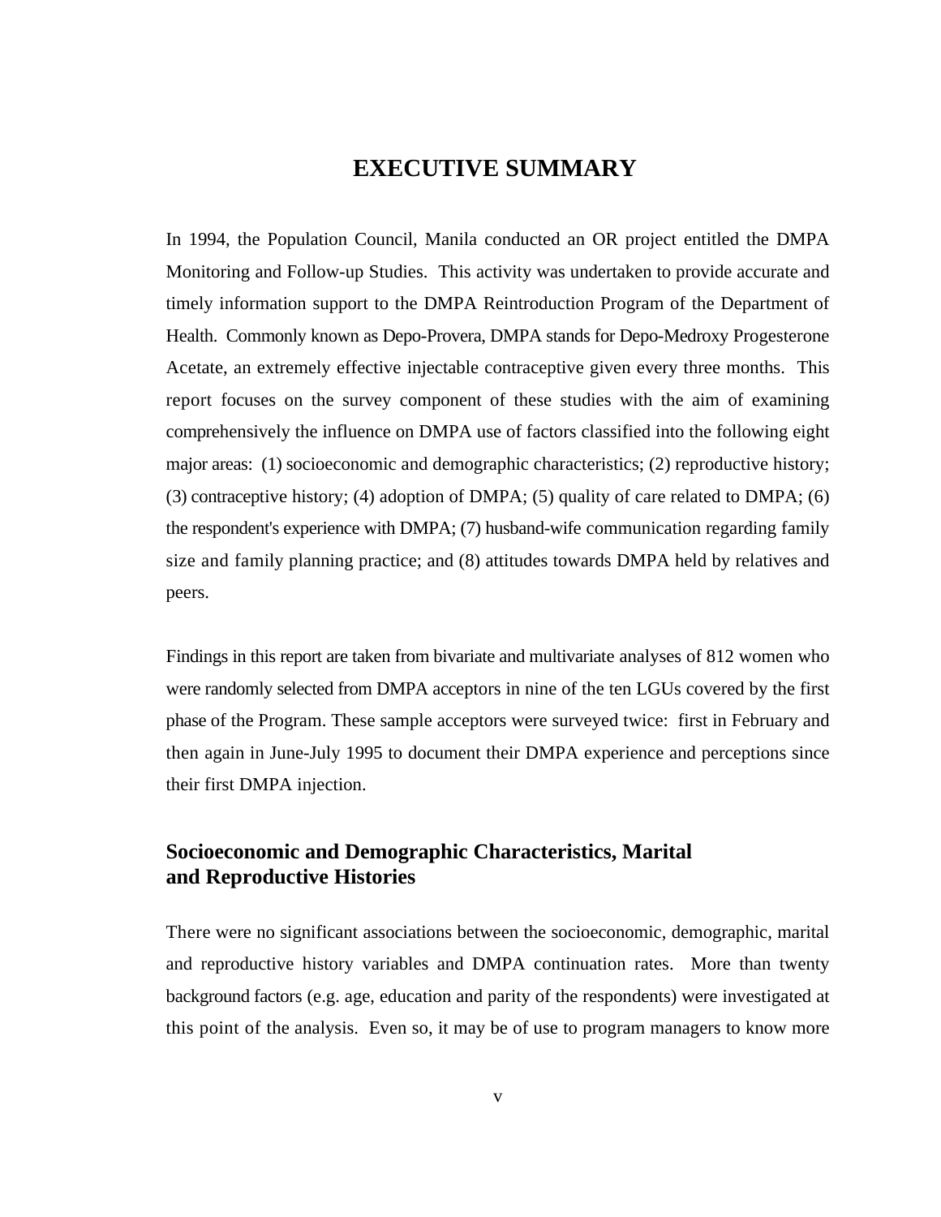# EXECUTIVE SUMMARY

In 1994, the Population Council, Manila conducted an OR project entitled the DMPA Monitoring and Follow-up Studies. This activity was undertaken to provide accurate and timely information support to the DMPA Reintroduction Program of the Department of Health. Commonly known as Depo-Provera, DMPA stands for Depo-Medroxy Progesterone Acetate, an extremely effective injectable contraceptive given every three months. This report focuses on the survey component of these studies with the aim of examining comprehensively the influence on DMPA use of factors classified into the following eight major areas: (1) socioeconomic and demographic characteristics; (2) reproductive history; (3) contraceptive history; (4) adoption of DMPA; (5) quality of care related to DMPA; (6) the respondent's experience with DMPA; (7) husband-wife communication regarding family size and family planning practice; and (8) attitudes towards DMPA held by relatives and peers.

Findings in this report are taken from bivariate and multivariate analyses of 812 women who were randomly selected from DMPA acceptors in nine of the ten LGUs covered by the first phase of the Program. These sample acceptors were surveyed twice: first in February and then again in June-July 1995 to document their DMPA experience and perceptions since their first DMPA injection.

## Socioeconomic and Demographic Characteristics, Marital and Reproductive Histories

There were no significant associations between the socioeconomic, demographic, marital and reproductive history variables and DMPA continuation rates. More than twenty background factors (e.g. age, education and parity of the respondents) were investigated at this point of the analysis. Even so, it may be of use to program managers to know more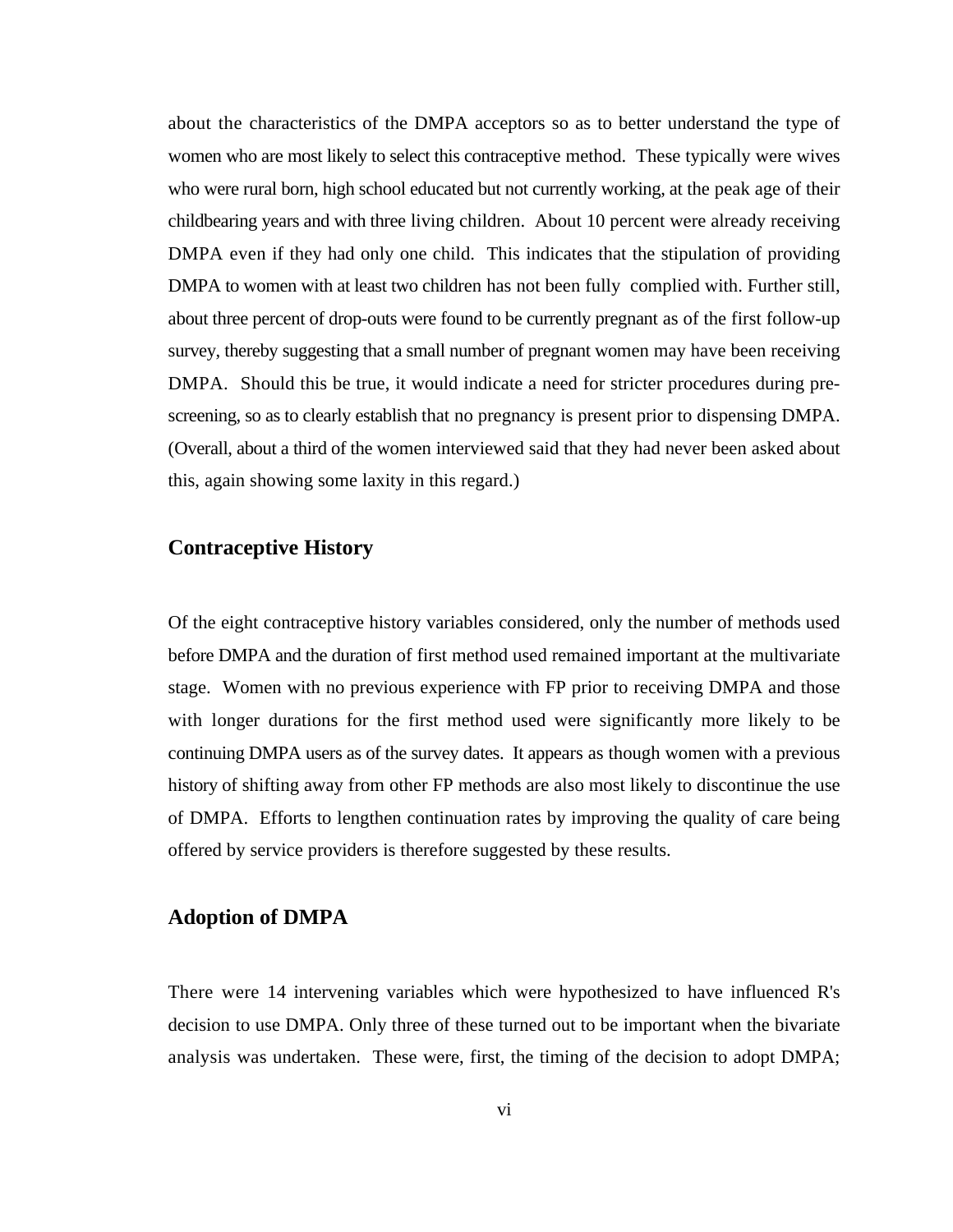about the characteristics of the DMPA acceptors so as to better understand the type of women who are most likely to select this contraceptive method. These typically were wives who were rural born, high school educated but not currently working, at the peak age of their childbearing years and with three living children. About 10 percent were already receiving DMPA even if they had only one child. This indicates that the stipulation of providing DMPA to women with at least two children has not been fully complied with. Further still, about three percent of drop-outs were found to be currently pregnant as of the first follow-up survey, thereby suggesting that a small number of pregnant women may have been receiving DMPA. Should this be true, it would indicate a need for stricter procedures during pre-screening, so as to clearly establish that no pregnancy is present prior to dispensing DMPA. (Overall, about a third of the women interviewed said that they had never been asked about this, again showing some laxity in this regard.)

## Contraceptive History

Of the eight contraceptive history variables considered, only the number of methods used before DMPA and the duration of first method used remained important at the multivariate stage. Women with no previous experience with FP prior to receiving DMPA and those with longer durations for the first method used were significantly more likely to be continuing DMPA users as of the survey dates. It appears as though women with a previous history of shifting away from other FP methods are also most likely to discontinue the use of DMPA. Efforts to lengthen continuation rates by improving the quality of care being offered by service providers is therefore suggested by these results.

## Adoption of DMPA

There were 14 intervening variables which were hypothesized to have influenced R's decision to use DMPA. Only three of these turned out to be important when the bivariate analysis was undertaken. These were, first, the timing of the decision to adopt DMPA;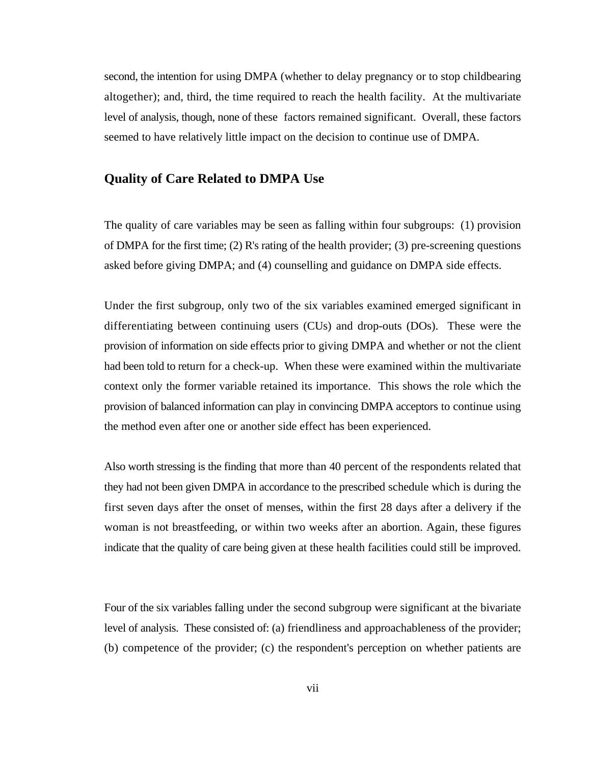second, the intention for using DMPA (whether to delay pregnancy or to stop childbearing altogether); and, third, the time required to reach the health facility. At the multivariate level of analysis, though, none of these factors remained significant. Overall, these factors seemed to have relatively little impact on the decision to continue use of DMPA.

## Quality of Care Related to DMPA Use

The quality of care variables may be seen as falling within four subgroups: (1) provision of DMPA for the first time; (2) R's rating of the health provider; (3) pre-screening questions asked before giving DMPA; and (4) counselling and guidance on DMPA side effects.

Under the first subgroup, only two of the six variables examined emerged significant in differentiating between continuing users (CUs) and drop-outs (DOs). These were the provision of information on side effects prior to giving DMPA and whether or not the client had been told to return for a check-up. When these were examined within the multivariate context only the former variable retained its importance. This shows the role which the provision of balanced information can play in convincing DMPA acceptors to continue using the method even after one or another side effect has been experienced.

Also worth stressing is the finding that more than 40 percent of the respondents related that they had not been given DMPA in accordance to the prescribed schedule which is during the first seven days after the onset of menses, within the first 28 days after a delivery if the woman is not breastfeeding, or within two weeks after an abortion. Again, these figures indicate that the quality of care being given at these health facilities could still be improved.

Four of the six variables falling under the second subgroup were significant at the bivariate level of analysis. These consisted of: (a) friendliness and approachableness of the provider; (b) competence of the provider; (c) the respondent's perception on whether patients are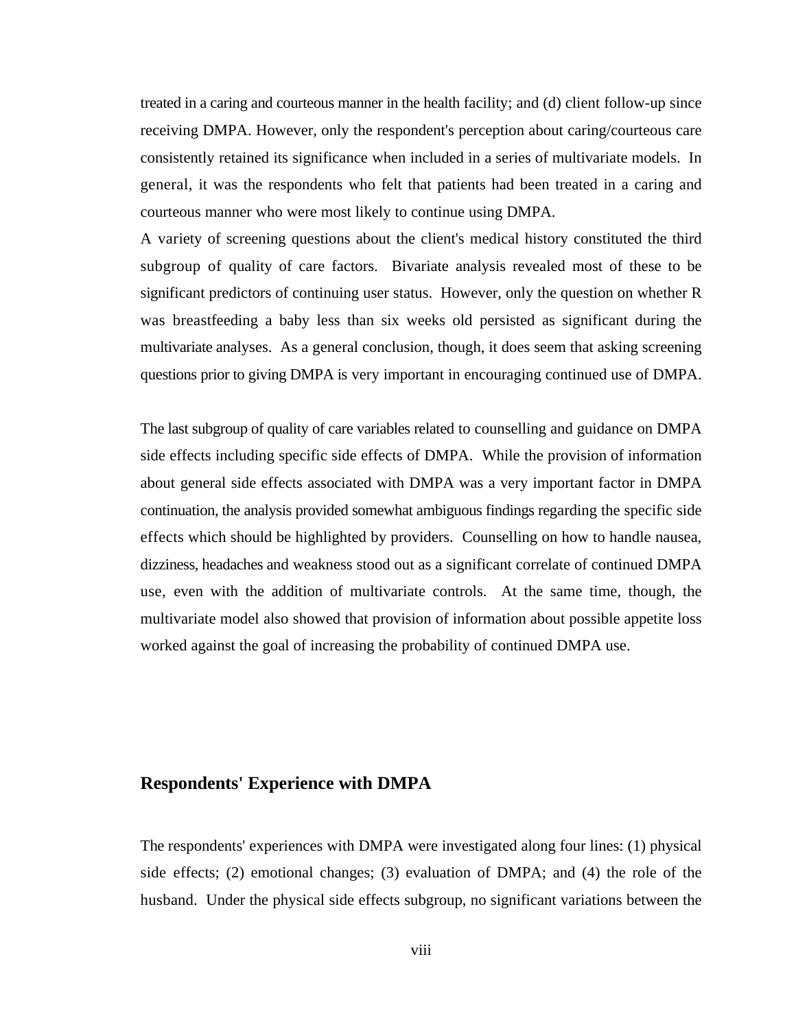treated in a caring and courteous manner in the health facility; and (d) client follow-up since receiving DMPA. However, only the respondent's perception about caring/courteous care consistently retained its significance when included in a series of multivariate models. In general, it was the respondents who felt that patients had been treated in a caring and courteous manner who were most likely to continue using DMPA.

A variety of screening questions about the client's medical history constituted the third subgroup of quality of care factors. Bivariate analysis revealed most of these to be significant predictors of continuing user status. However, only the question on whether R was breastfeeding a baby less than six weeks old persisted as significant during the multivariate analyses. As a general conclusion, though, it does seem that asking screening questions prior to giving DMPA is very important in encouraging continued use of DMPA.

The last subgroup of quality of care variables related to counselling and guidance on DMPA side effects including specific side effects of DMPA. While the provision of information about general side effects associated with DMPA was a very important factor in DMPA continuation, the analysis provided somewhat ambiguous findings regarding the specific side effects which should be highlighted by providers. Counselling on how to handle nausea, dizziness, headaches and weakness stood out as a significant correlate of continued DMPA use, even with the addition of multivariate controls. At the same time, though, the multivariate model also showed that provision of information about possible appetite loss worked against the goal of increasing the probability of continued DMPA use.

## Respondents' Experience with DMPA

The respondents' experiences with DMPA were investigated along four lines: (1) physical side effects; (2) emotional changes; (3) evaluation of DMPA; and (4) the role of the husband. Under the physical side effects subgroup, no significant variations between the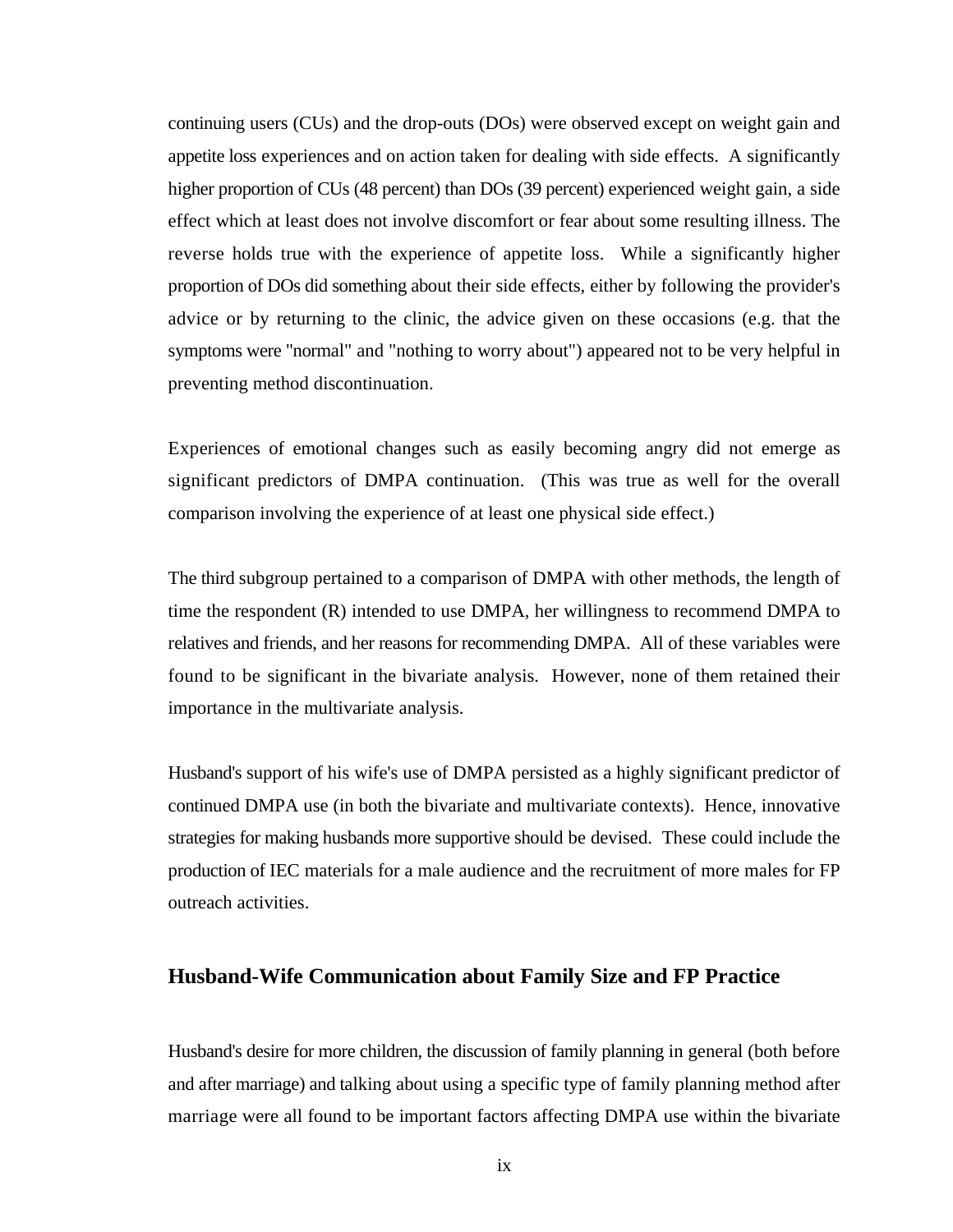continuing users (CUs) and the drop-outs (DOs) were observed except on weight gain and appetite loss experiences and on action taken for dealing with side effects. A significantly higher proportion of CUs (48 percent) than DOs (39 percent) experienced weight gain, a side effect which at least does not involve discomfort or fear about some resulting illness. The reverse holds true with the experience of appetite loss. While a significantly higher proportion of DOs did something about their side effects, either by following the provider's advice or by returning to the clinic, the advice given on these occasions (e.g. that the symptoms were "normal" and "nothing to worry about") appeared not to be very helpful in preventing method discontinuation.

Experiences of emotional changes such as easily becoming angry did not emerge as significant predictors of DMPA continuation. (This was true as well for the overall comparison involving the experience of at least one physical side effect.)

The third subgroup pertained to a comparison of DMPA with other methods, the length of time the respondent (R) intended to use DMPA, her willingness to recommend DMPA to relatives and friends, and her reasons for recommending DMPA. All of these variables were found to be significant in the bivariate analysis. However, none of them retained their importance in the multivariate analysis.

Husband's support of his wife's use of DMPA persisted as a highly significant predictor of continued DMPA use (in both the bivariate and multivariate contexts). Hence, innovative strategies for making husbands more supportive should be devised. These could include the production of IEC materials for a male audience and the recruitment of more males for FP outreach activities.

## Husband-Wife Communication about Family Size and FP Practice

Husband's desire for more children, the discussion of family planning in general (both before and after marriage) and talking about using a specific type of family planning method after marriage were all found to be important factors affecting DMPA use within the bivariate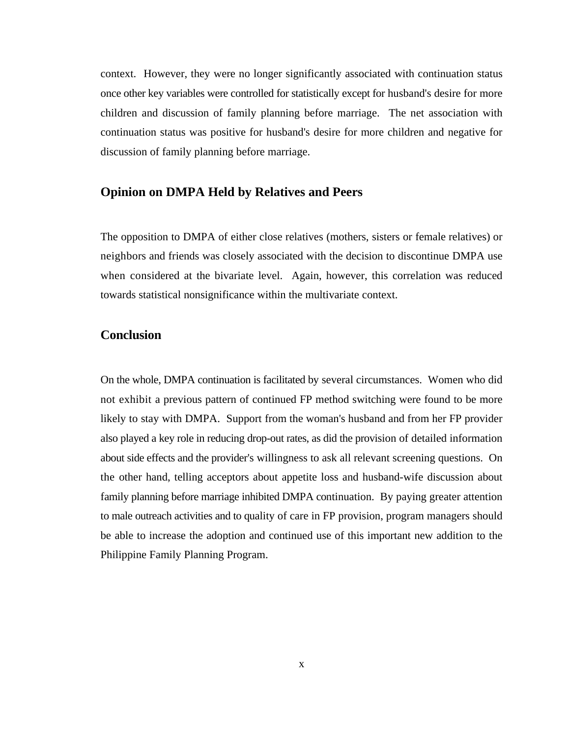context. However, they were no longer significantly associated with continuation status once other key variables were controlled for statistically except for husband's desire for more children and discussion of family planning before marriage. The net association with continuation status was positive for husband's desire for more children and negative for discussion of family planning before marriage.

## Opinion on DMPA Held by Relatives and Peers

The opposition to DMPA of either close relatives (mothers, sisters or female relatives) or neighbors and friends was closely associated with the decision to discontinue DMPA use when considered at the bivariate level. Again, however, this correlation was reduced towards statistical nonsignificance within the multivariate context.

## Conclusion

On the whole, DMPA continuation is facilitated by several circumstances. Women who did not exhibit a previous pattern of continued FP method switching were found to be more likely to stay with DMPA. Support from the woman's husband and from her FP provider also played a key role in reducing drop-out rates, as did the provision of detailed information about side effects and the provider's willingness to ask all relevant screening questions. On the other hand, telling acceptors about appetite loss and husband-wife discussion about family planning before marriage inhibited DMPA continuation. By paying greater attention to male outreach activities and to quality of care in FP provision, program managers should be able to increase the adoption and continued use of this important new addition to the Philippine Family Planning Program.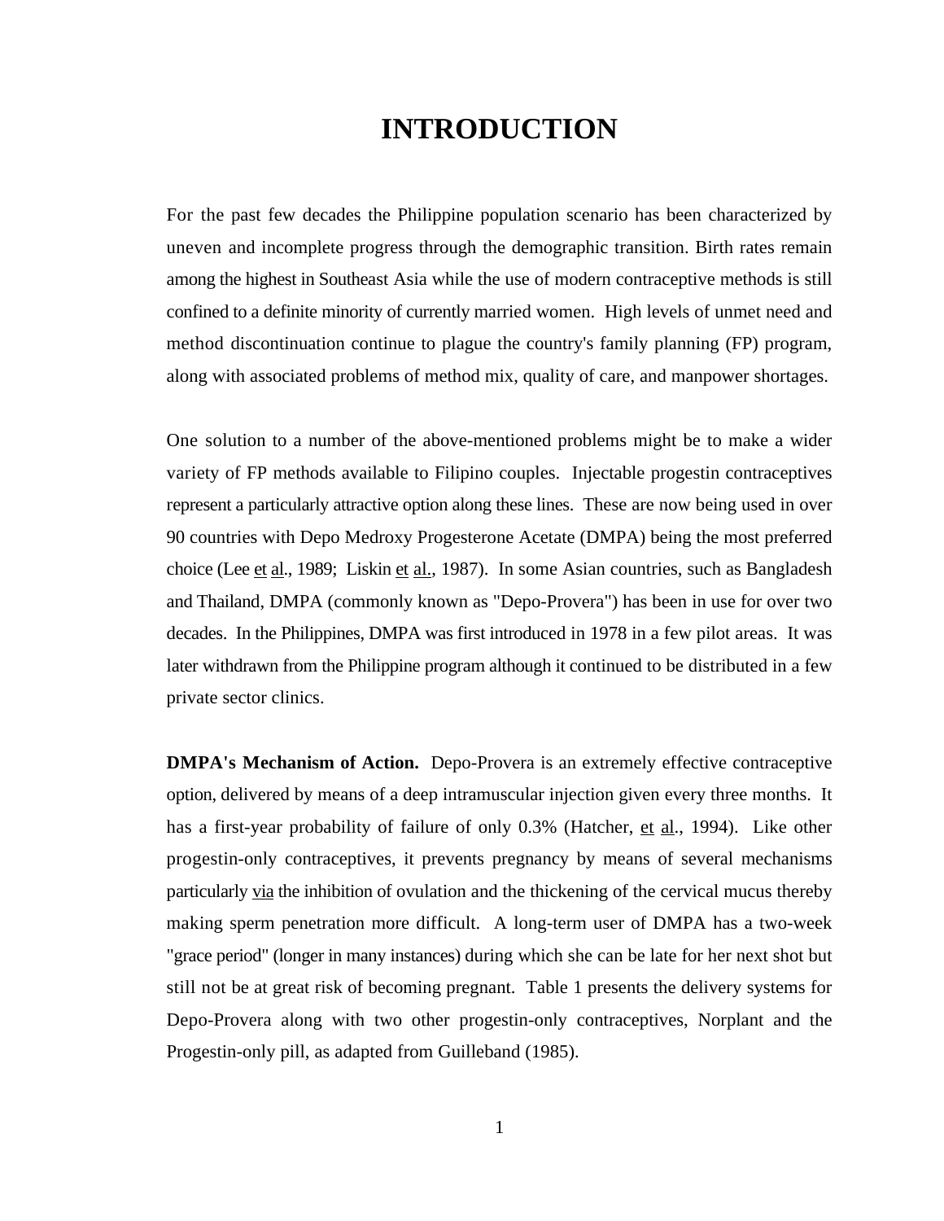# INTRODUCTION

For the past few decades the Philippine population scenario has been characterized by uneven and incomplete progress through the demographic transition. Birth rates remain among the highest in Southeast Asia while the use of modern contraceptive methods is still confined to a definite minority of currently married women. High levels of unmet need and method discontinuation continue to plague the country's family planning (FP) program, along with associated problems of method mix, quality of care, and manpower shortages.

One solution to a number of the above-mentioned problems might be to make a wider variety of FP methods available to Filipino couples. Injectable progestin contraceptives represent a particularly attractive option along these lines. These are now being used in over 90 countries with Depo Medroxy Progesterone Acetate (DMPA) being the most preferred choice (Lee et al., 1989; Liskin et al., 1987). In some Asian countries, such as Bangladesh and Thailand, DMPA (commonly known as "Depo-Provera") has been in use for over two decades. In the Philippines, DMPA was first introduced in 1978 in a few pilot areas. It was later withdrawn from the Philippine program although it continued to be distributed in a few private sector clinics.

**DMPA's Mechanism of Action.** Depo-Provera is an extremely effective contraceptive option, delivered by means of a deep intramuscular injection given every three months. It has a first-year probability of failure of only 0.3% (Hatcher, et al., 1994). Like other progestin-only contraceptives, it prevents pregnancy by means of several mechanisms particularly via the inhibition of ovulation and the thickening of the cervical mucus thereby making sperm penetration more difficult. A long-term user of DMPA has a two-week "grace period" (longer in many instances) during which she can be late for her next shot but still not be at great risk of becoming pregnant. Table 1 presents the delivery systems for Depo-Provera along with two other progestin-only contraceptives, Norplant and the Progestin-only pill, as adapted from Guilleband (1985).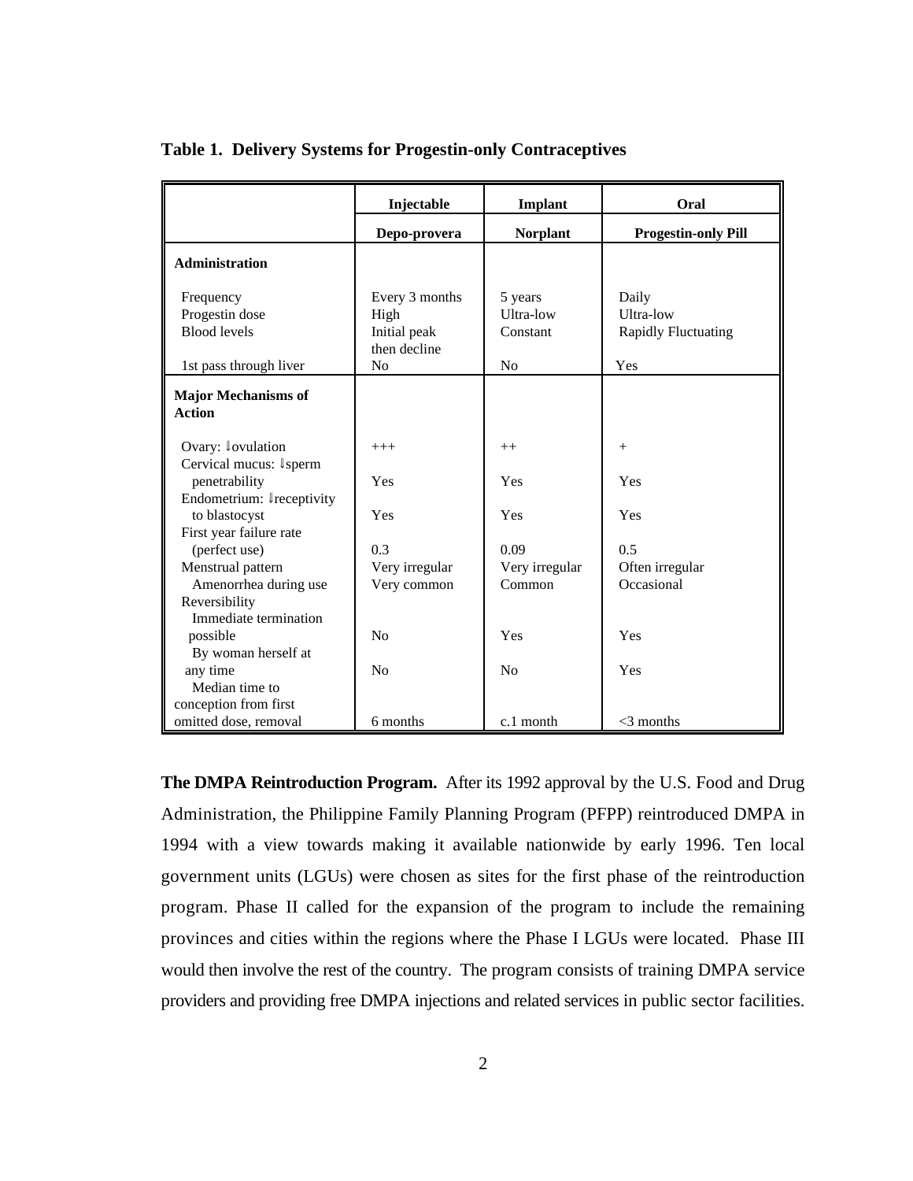**Table 1. Delivery Systems for Progestin-only Contraceptives**

| | Injectable | Implant | Oral |
|---|---|---|---|
| | **Depo-provera** | **Norplant** | **Progestin-only Pill** |
| **Administration** | | | |
| Frequency | Every 3 months | 5 years | Daily |
| Progestin dose | High | Ultra-low | Ultra-low |
| Blood levels | Initial peak then decline | Constant | Rapidly Fluctuating |
| 1st pass through liver | No | No | Yes |
| **Major Mechanisms of Action** | | | |
| Ovary: ⇓ovulation | +++ | ++ | + |
| Cervical mucus: ⇓sperm penetrability | Yes | Yes | Yes |
| Endometrium: ⇓receptivity to blastocyst | Yes | Yes | Yes |
| First year failure rate (perfect use) | 0.3 | 0.09 | 0.5 |
| Menstrual pattern | Very irregular | Very irregular | Often irregular |
| Amenorrhea during use | Very common | Common | Occasional |
| Reversibility | | | |
| Immediate termination possible | No | Yes | Yes |
| By woman herself at any time | No | No | Yes |
| Median time to conception from first omitted dose, removal | 6 months | c.1 month | <3 months |

**The DMPA Reintroduction Program.** After its 1992 approval by the U.S. Food and Drug Administration, the Philippine Family Planning Program (PFPP) reintroduced DMPA in 1994 with a view towards making it available nationwide by early 1996. Ten local government units (LGUs) were chosen as sites for the first phase of the reintroduction program. Phase II called for the expansion of the program to include the remaining provinces and cities within the regions where the Phase I LGUs were located. Phase III would then involve the rest of the country. The program consists of training DMPA service providers and providing free DMPA injections and related services in public sector facilities.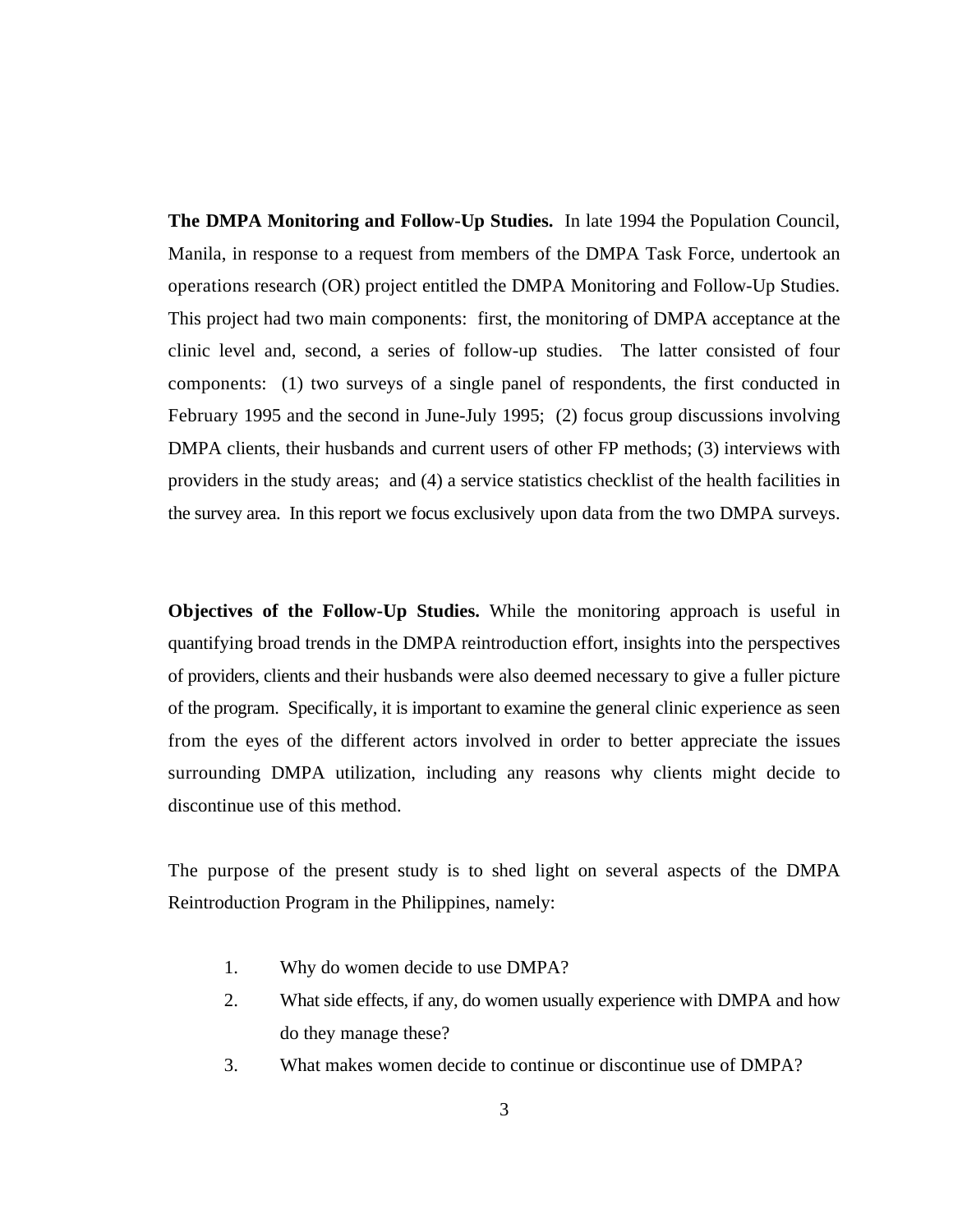**The DMPA Monitoring and Follow-Up Studies.** In late 1994 the Population Council, Manila, in response to a request from members of the DMPA Task Force, undertook an operations research (OR) project entitled the DMPA Monitoring and Follow-Up Studies. This project had two main components: first, the monitoring of DMPA acceptance at the clinic level and, second, a series of follow-up studies. The latter consisted of four components: (1) two surveys of a single panel of respondents, the first conducted in February 1995 and the second in June-July 1995; (2) focus group discussions involving DMPA clients, their husbands and current users of other FP methods; (3) interviews with providers in the study areas; and (4) a service statistics checklist of the health facilities in the survey area. In this report we focus exclusively upon data from the two DMPA surveys.

**Objectives of the Follow-Up Studies.** While the monitoring approach is useful in quantifying broad trends in the DMPA reintroduction effort, insights into the perspectives of providers, clients and their husbands were also deemed necessary to give a fuller picture of the program. Specifically, it is important to examine the general clinic experience as seen from the eyes of the different actors involved in order to better appreciate the issues surrounding DMPA utilization, including any reasons why clients might decide to discontinue use of this method.

The purpose of the present study is to shed light on several aspects of the DMPA Reintroduction Program in the Philippines, namely:

1. Why do women decide to use DMPA?
2. What side effects, if any, do women usually experience with DMPA and how do they manage these?
3. What makes women decide to continue or discontinue use of DMPA?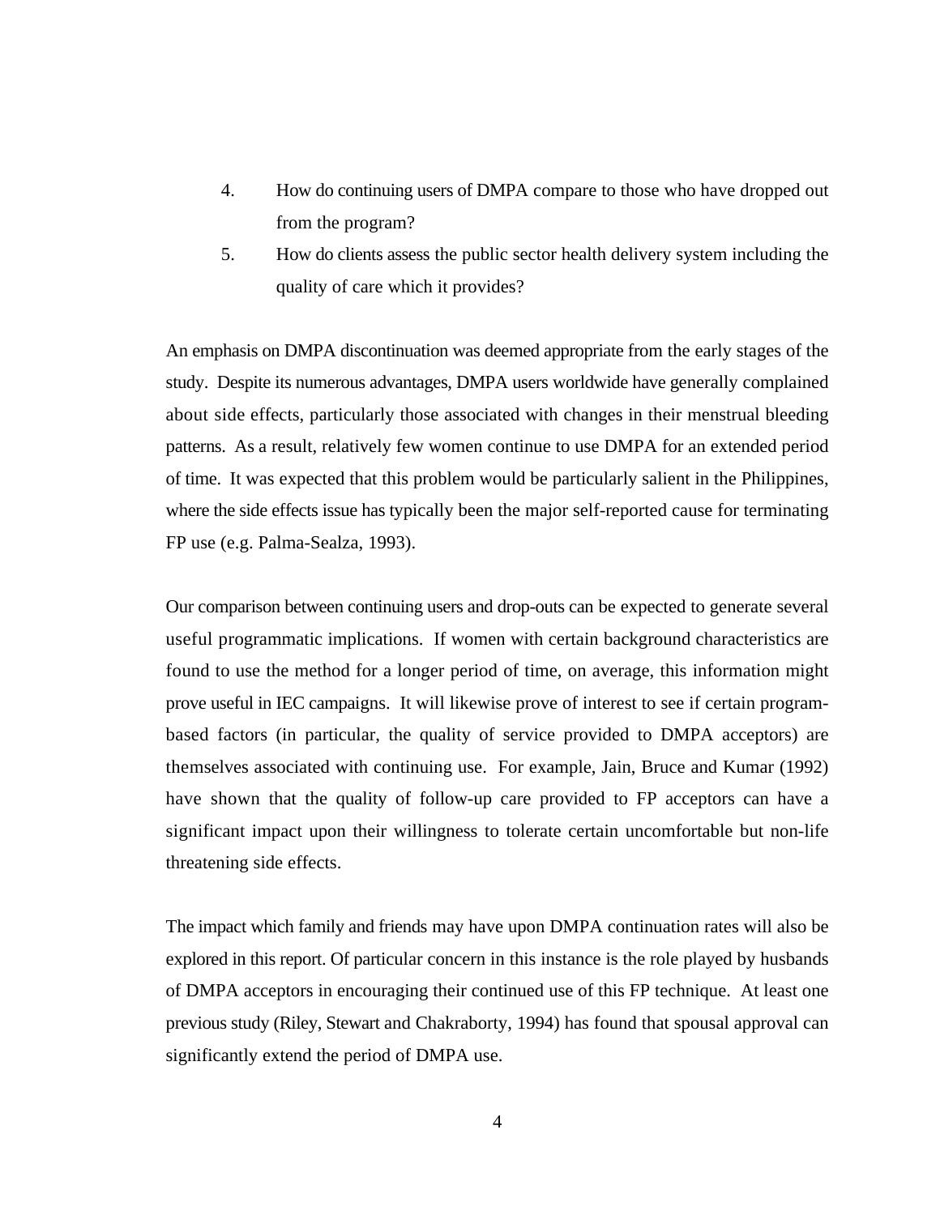4. How do continuing users of DMPA compare to those who have dropped out from the program?
5. How do clients assess the public sector health delivery system including the quality of care which it provides?

An emphasis on DMPA discontinuation was deemed appropriate from the early stages of the study. Despite its numerous advantages, DMPA users worldwide have generally complained about side effects, particularly those associated with changes in their menstrual bleeding patterns. As a result, relatively few women continue to use DMPA for an extended period of time. It was expected that this problem would be particularly salient in the Philippines, where the side effects issue has typically been the major self-reported cause for terminating FP use (e.g. Palma-Sealza, 1993).

Our comparison between continuing users and drop-outs can be expected to generate several useful programmatic implications. If women with certain background characteristics are found to use the method for a longer period of time, on average, this information might prove useful in IEC campaigns. It will likewise prove of interest to see if certain program-based factors (in particular, the quality of service provided to DMPA acceptors) are themselves associated with continuing use. For example, Jain, Bruce and Kumar (1992) have shown that the quality of follow-up care provided to FP acceptors can have a significant impact upon their willingness to tolerate certain uncomfortable but non-life threatening side effects.

The impact which family and friends may have upon DMPA continuation rates will also be explored in this report. Of particular concern in this instance is the role played by husbands of DMPA acceptors in encouraging their continued use of this FP technique. At least one previous study (Riley, Stewart and Chakraborty, 1994) has found that spousal approval can significantly extend the period of DMPA use.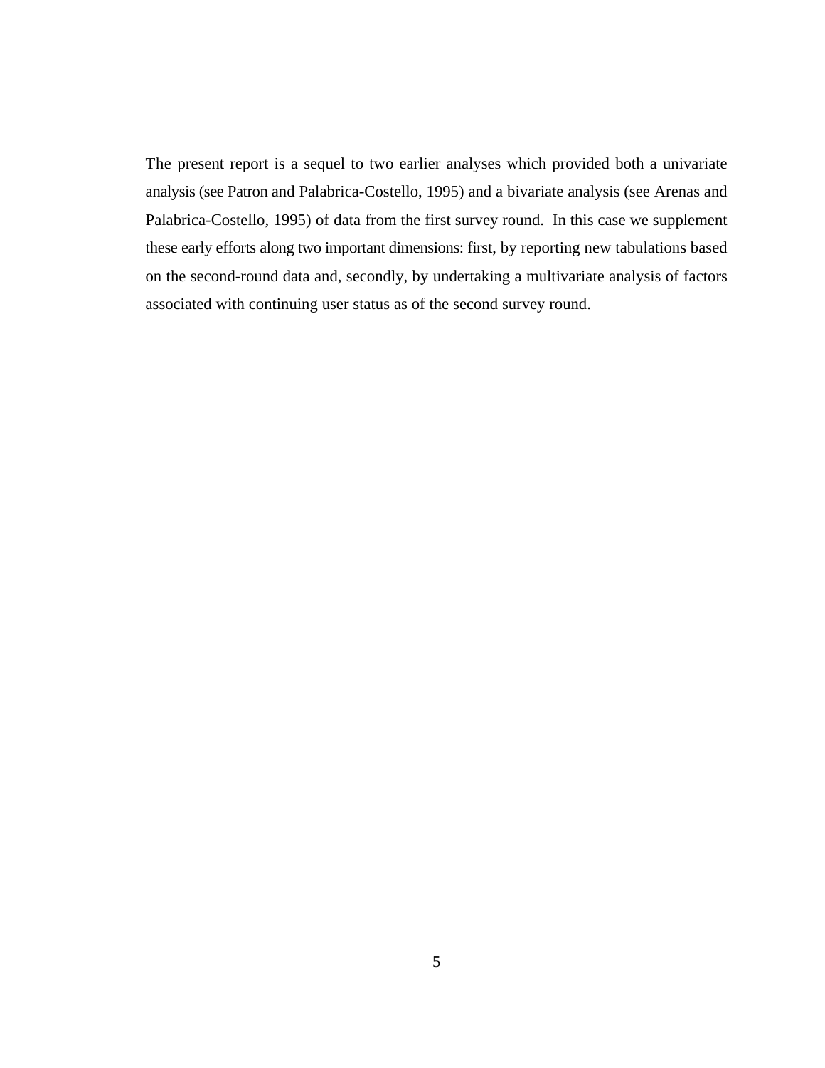The present report is a sequel to two earlier analyses which provided both a univariate analysis (see Patron and Palabrica-Costello, 1995) and a bivariate analysis (see Arenas and Palabrica-Costello, 1995) of data from the first survey round. In this case we supplement these early efforts along two important dimensions: first, by reporting new tabulations based on the second-round data and, secondly, by undertaking a multivariate analysis of factors associated with continuing user status as of the second survey round.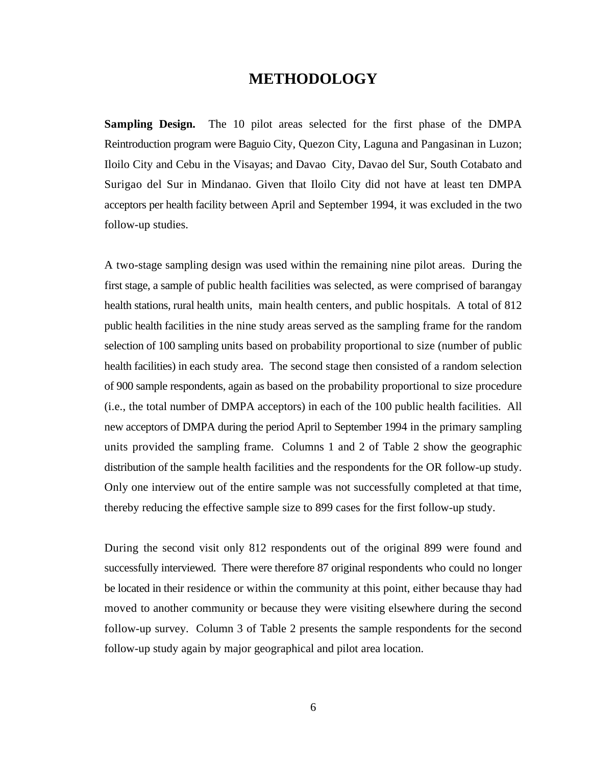# METHODOLOGY

**Sampling Design.** The 10 pilot areas selected for the first phase of the DMPA Reintroduction program were Baguio City, Quezon City, Laguna and Pangasinan in Luzon; Iloilo City and Cebu in the Visayas; and Davao City, Davao del Sur, South Cotabato and Surigao del Sur in Mindanao. Given that Iloilo City did not have at least ten DMPA acceptors per health facility between April and September 1994, it was excluded in the two follow-up studies.

A two-stage sampling design was used within the remaining nine pilot areas. During the first stage, a sample of public health facilities was selected, as were comprised of barangay health stations, rural health units, main health centers, and public hospitals. A total of 812 public health facilities in the nine study areas served as the sampling frame for the random selection of 100 sampling units based on probability proportional to size (number of public health facilities) in each study area. The second stage then consisted of a random selection of 900 sample respondents, again as based on the probability proportional to size procedure (i.e., the total number of DMPA acceptors) in each of the 100 public health facilities. All new acceptors of DMPA during the period April to September 1994 in the primary sampling units provided the sampling frame. Columns 1 and 2 of Table 2 show the geographic distribution of the sample health facilities and the respondents for the OR follow-up study. Only one interview out of the entire sample was not successfully completed at that time, thereby reducing the effective sample size to 899 cases for the first follow-up study.

During the second visit only 812 respondents out of the original 899 were found and successfully interviewed. There were therefore 87 original respondents who could no longer be located in their residence or within the community at this point, either because thay had moved to another community or because they were visiting elsewhere during the second follow-up survey. Column 3 of Table 2 presents the sample respondents for the second follow-up study again by major geographical and pilot area location.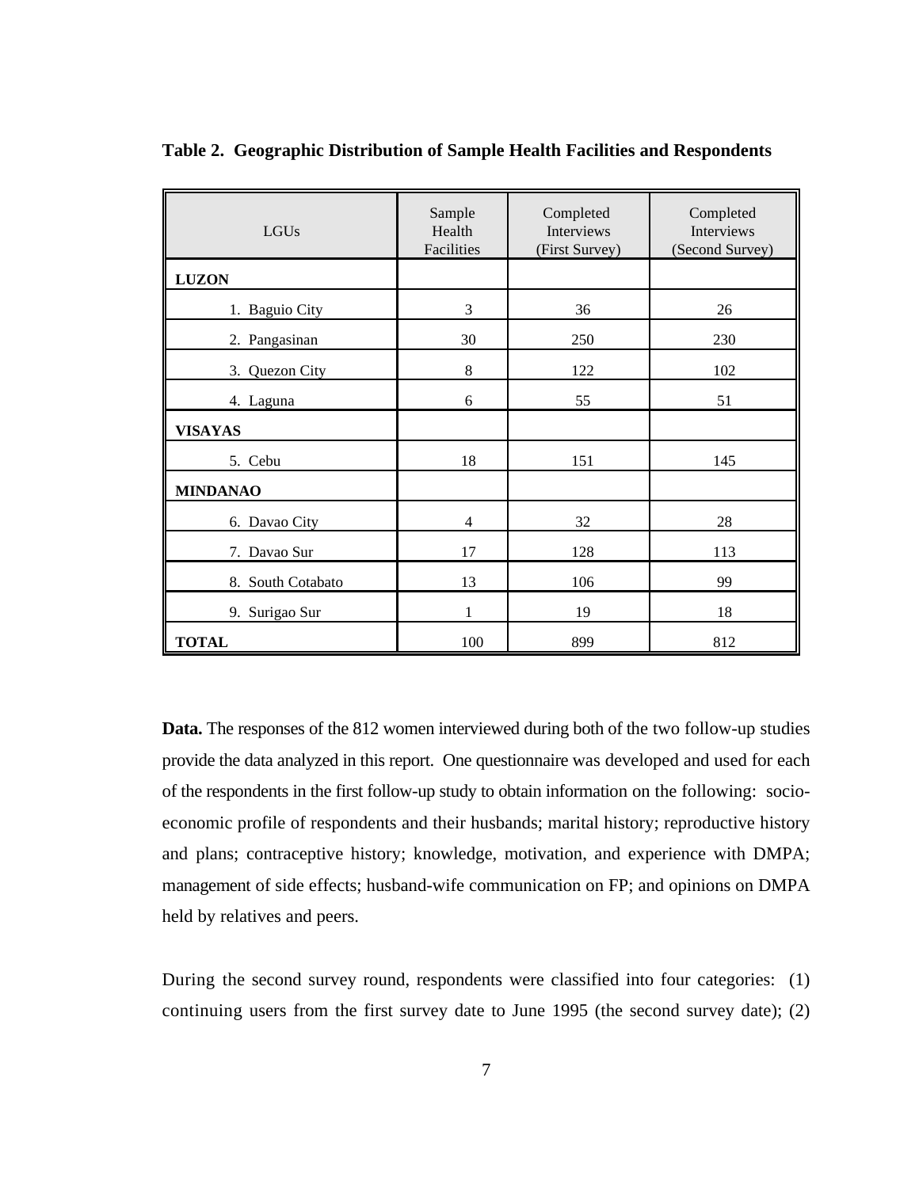**Table 2. Geographic Distribution of Sample Health Facilities and Respondents**

| LGUs | Sample Health Facilities | Completed Interviews (First Survey) | Completed Interviews (Second Survey) |
|---|---|---|---|
| **LUZON** | | | |
| 1. Baguio City | 3 | 36 | 26 |
| 2. Pangasinan | 30 | 250 | 230 |
| 3. Quezon City | 8 | 122 | 102 |
| 4. Laguna | 6 | 55 | 51 |
| **VISAYAS** | | | |
| 5. Cebu | 18 | 151 | 145 |
| **MINDANAO** | | | |
| 6. Davao City | 4 | 32 | 28 |
| 7. Davao Sur | 17 | 128 | 113 |
| 8. South Cotabato | 13 | 106 | 99 |
| 9. Surigao Sur | 1 | 19 | 18 |
| **TOTAL** | 100 | 899 | 812 |

**Data.** The responses of the 812 women interviewed during both of the two follow-up studies provide the data analyzed in this report. One questionnaire was developed and used for each of the respondents in the first follow-up study to obtain information on the following: socio-economic profile of respondents and their husbands; marital history; reproductive history and plans; contraceptive history; knowledge, motivation, and experience with DMPA; management of side effects; husband-wife communication on FP; and opinions on DMPA held by relatives and peers.

During the second survey round, respondents were classified into four categories: (1) continuing users from the first survey date to June 1995 (the second survey date); (2)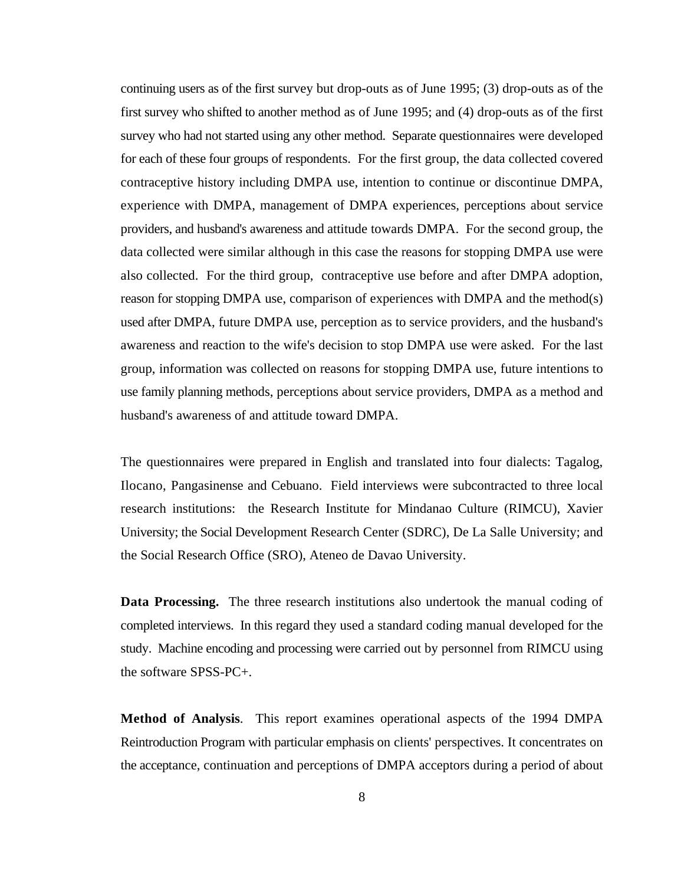continuing users as of the first survey but drop-outs as of June 1995; (3) drop-outs as of the first survey who shifted to another method as of June 1995; and (4) drop-outs as of the first survey who had not started using any other method. Separate questionnaires were developed for each of these four groups of respondents. For the first group, the data collected covered contraceptive history including DMPA use, intention to continue or discontinue DMPA, experience with DMPA, management of DMPA experiences, perceptions about service providers, and husband's awareness and attitude towards DMPA. For the second group, the data collected were similar although in this case the reasons for stopping DMPA use were also collected. For the third group, contraceptive use before and after DMPA adoption, reason for stopping DMPA use, comparison of experiences with DMPA and the method(s) used after DMPA, future DMPA use, perception as to service providers, and the husband's awareness and reaction to the wife's decision to stop DMPA use were asked. For the last group, information was collected on reasons for stopping DMPA use, future intentions to use family planning methods, perceptions about service providers, DMPA as a method and husband's awareness of and attitude toward DMPA.

The questionnaires were prepared in English and translated into four dialects: Tagalog, Ilocano, Pangasinense and Cebuano. Field interviews were subcontracted to three local research institutions: the Research Institute for Mindanao Culture (RIMCU), Xavier University; the Social Development Research Center (SDRC), De La Salle University; and the Social Research Office (SRO), Ateneo de Davao University.

**Data Processing.** The three research institutions also undertook the manual coding of completed interviews. In this regard they used a standard coding manual developed for the study. Machine encoding and processing were carried out by personnel from RIMCU using the software SPSS-PC+.

**Method of Analysis**. This report examines operational aspects of the 1994 DMPA Reintroduction Program with particular emphasis on clients' perspectives. It concentrates on the acceptance, continuation and perceptions of DMPA acceptors during a period of about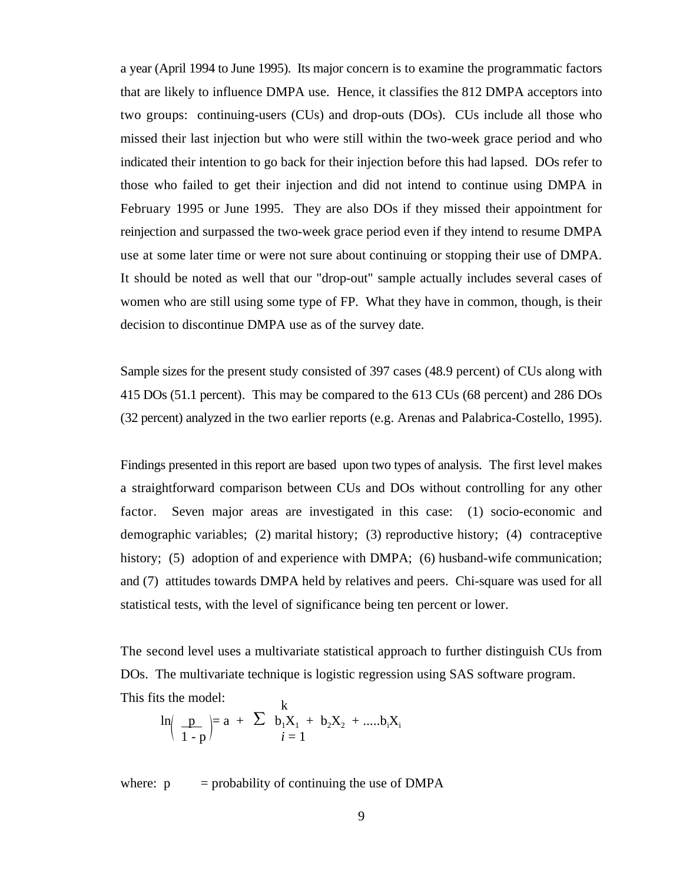a year (April 1994 to June 1995). Its major concern is to examine the programmatic factors that are likely to influence DMPA use. Hence, it classifies the 812 DMPA acceptors into two groups: continuing-users (CUs) and drop-outs (DOs). CUs include all those who missed their last injection but who were still within the two-week grace period and who indicated their intention to go back for their injection before this had lapsed. DOs refer to those who failed to get their injection and did not intend to continue using DMPA in February 1995 or June 1995. They are also DOs if they missed their appointment for reinjection and surpassed the two-week grace period even if they intend to resume DMPA use at some later time or were not sure about continuing or stopping their use of DMPA. It should be noted as well that our "drop-out" sample actually includes several cases of women who are still using some type of FP. What they have in common, though, is their decision to discontinue DMPA use as of the survey date.

Sample sizes for the present study consisted of 397 cases (48.9 percent) of CUs along with 415 DOs (51.1 percent). This may be compared to the 613 CUs (68 percent) and 286 DOs (32 percent) analyzed in the two earlier reports (e.g. Arenas and Palabrica-Costello, 1995).

Findings presented in this report are based upon two types of analysis. The first level makes a straightforward comparison between CUs and DOs without controlling for any other factor. Seven major areas are investigated in this case: (1) socio-economic and demographic variables; (2) marital history; (3) reproductive history; (4) contraceptive history; (5) adoption of and experience with DMPA; (6) husband-wife communication; and (7) attitudes towards DMPA held by relatives and peers. Chi-square was used for all statistical tests, with the level of significance being ten percent or lower.

The second level uses a multivariate statistical approach to further distinguish CUs from DOs. The multivariate technique is logistic regression using SAS software program. This fits the model:

$$\ln\left(\frac{p}{1 - p}\right) = a + \sum_{i=1}^{k} b_1X_1 + b_2X_2 + \ldots b_iX_i$$

where: $p$ = probability of continuing the use of DMPA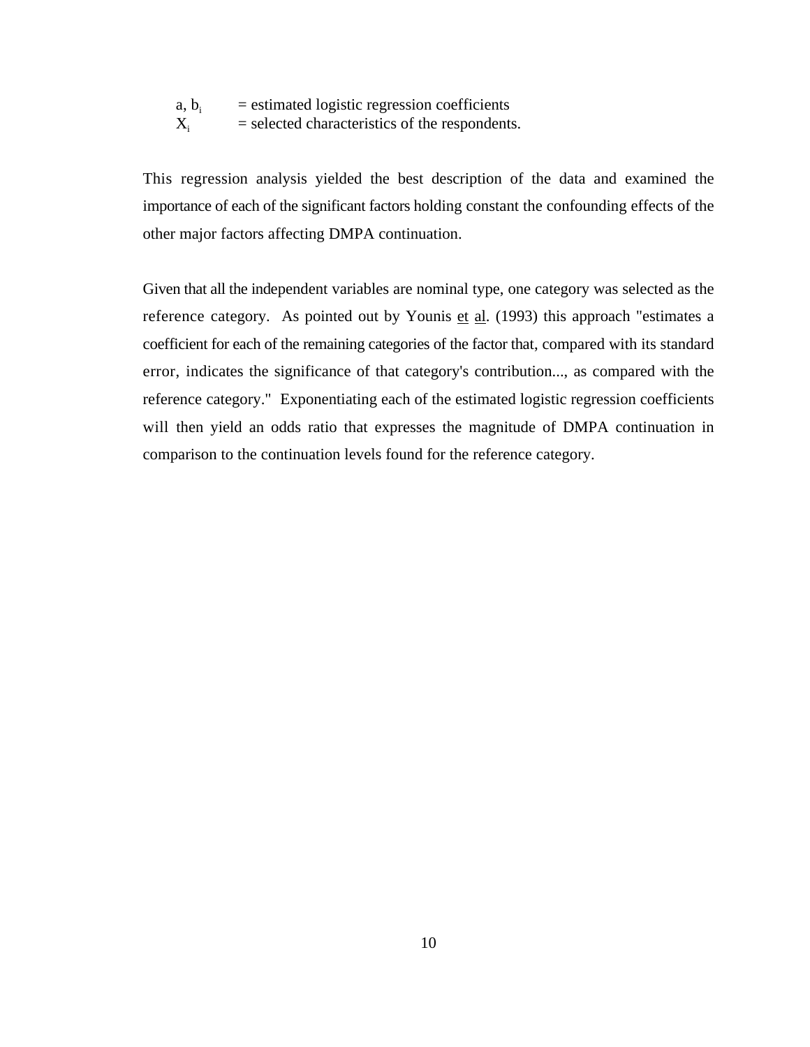$a, b_i$ = estimated logistic regression coefficients
$X_i$ = selected characteristics of the respondents.

This regression analysis yielded the best description of the data and examined the importance of each of the significant factors holding constant the confounding effects of the other major factors affecting DMPA continuation.

Given that all the independent variables are nominal type, one category was selected as the reference category. As pointed out by Younis et al. (1993) this approach "estimates a coefficient for each of the remaining categories of the factor that, compared with its standard error, indicates the significance of that category's contribution..., as compared with the reference category." Exponentiating each of the estimated logistic regression coefficients will then yield an odds ratio that expresses the magnitude of DMPA continuation in comparison to the continuation levels found for the reference category.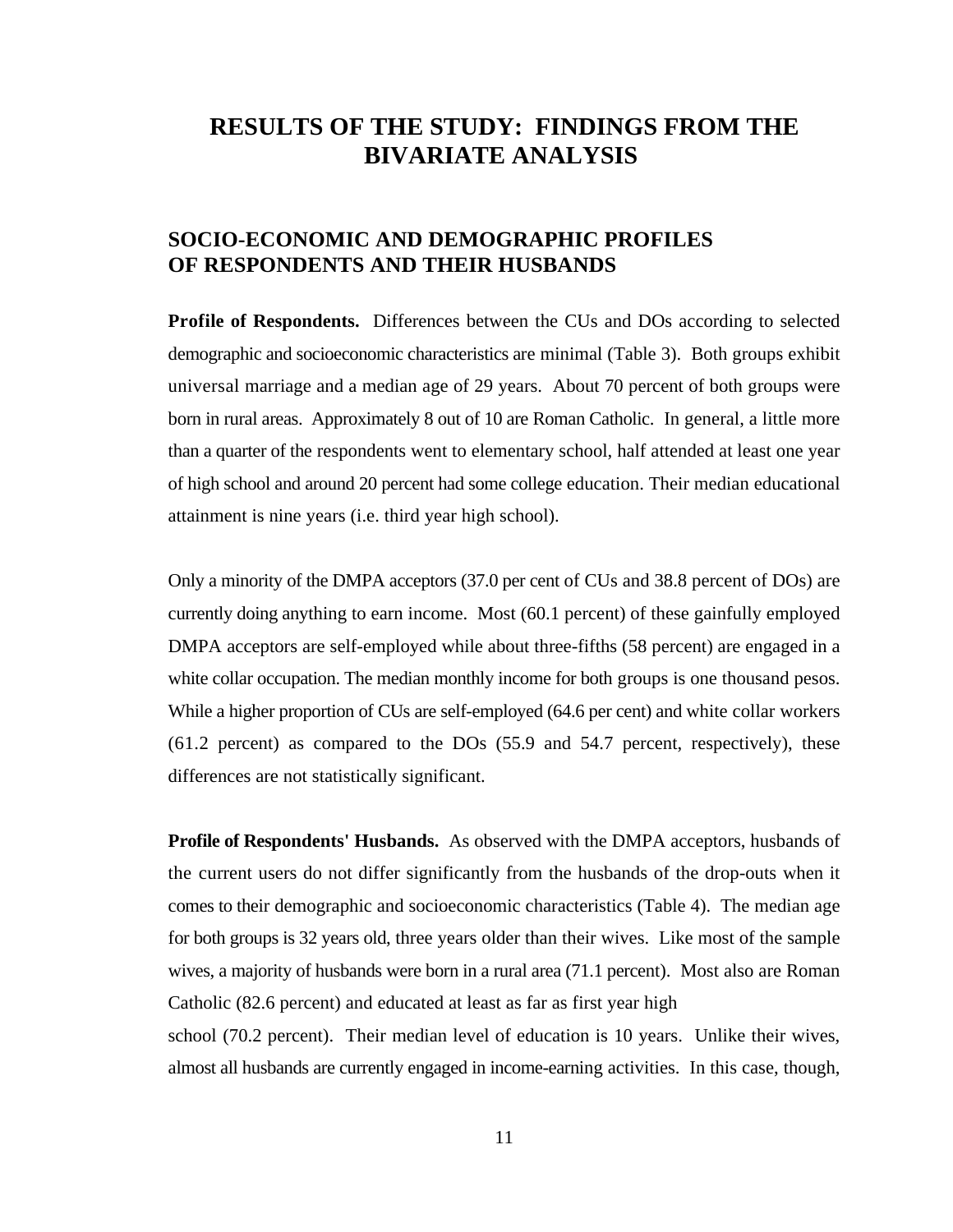# RESULTS OF THE STUDY: FINDINGS FROM THE BIVARIATE ANALYSIS

## SOCIO-ECONOMIC AND DEMOGRAPHIC PROFILES OF RESPONDENTS AND THEIR HUSBANDS

**Profile of Respondents.** Differences between the CUs and DOs according to selected demographic and socioeconomic characteristics are minimal (Table 3). Both groups exhibit universal marriage and a median age of 29 years. About 70 percent of both groups were born in rural areas. Approximately 8 out of 10 are Roman Catholic. In general, a little more than a quarter of the respondents went to elementary school, half attended at least one year of high school and around 20 percent had some college education. Their median educational attainment is nine years (i.e. third year high school).

Only a minority of the DMPA acceptors (37.0 per cent of CUs and 38.8 percent of DOs) are currently doing anything to earn income. Most (60.1 percent) of these gainfully employed DMPA acceptors are self-employed while about three-fifths (58 percent) are engaged in a white collar occupation. The median monthly income for both groups is one thousand pesos. While a higher proportion of CUs are self-employed (64.6 per cent) and white collar workers (61.2 percent) as compared to the DOs (55.9 and 54.7 percent, respectively), these differences are not statistically significant.

**Profile of Respondents' Husbands.** As observed with the DMPA acceptors, husbands of the current users do not differ significantly from the husbands of the drop-outs when it comes to their demographic and socioeconomic characteristics (Table 4). The median age for both groups is 32 years old, three years older than their wives. Like most of the sample wives, a majority of husbands were born in a rural area (71.1 percent). Most also are Roman Catholic (82.6 percent) and educated at least as far as first year high school (70.2 percent). Their median level of education is 10 years. Unlike their wives, almost all husbands are currently engaged in income-earning activities. In this case, though,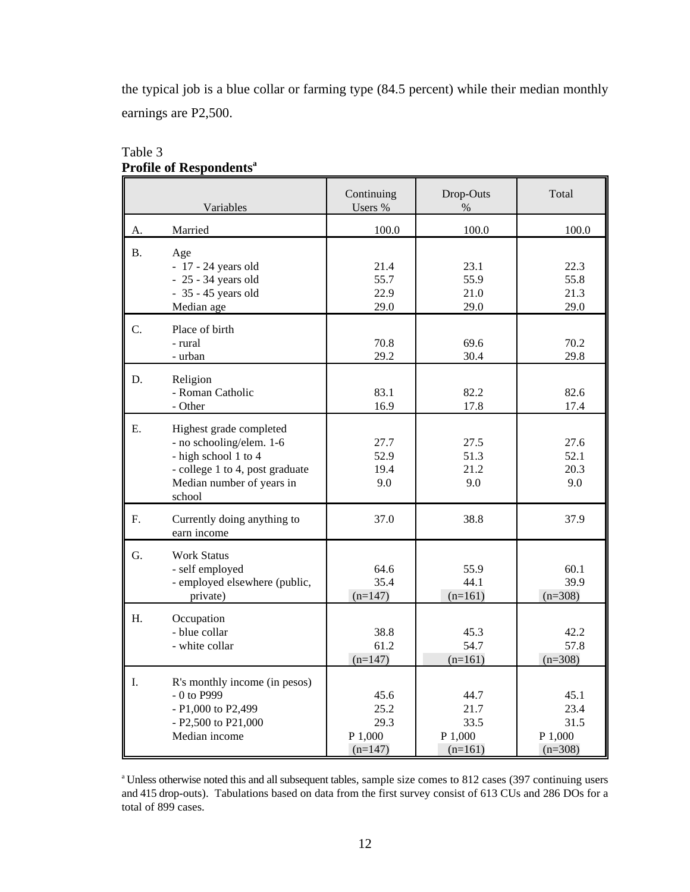the typical job is a blue collar or farming type (84.5 percent) while their median monthly earnings are P2,500.

Table 3
**Profile of Respondents**[a]

| | Variables | Continuing Users % | Drop-Outs % | Total |
|---|---|---|---|---|
| A. | Married | 100.0 | 100.0 | 100.0 |
| B. | Age | | | |
| | - 17 - 24 years old | 21.4 | 23.1 | 22.3 |
| | - 25 - 34 years old | 55.7 | 55.9 | 55.8 |
| | - 35 - 45 years old | 22.9 | 21.0 | 21.3 |
| | Median age | 29.0 | 29.0 | 29.0 |
| C. | Place of birth | | | |
| | - rural | 70.8 | 69.6 | 70.2 |
| | - urban | 29.2 | 30.4 | 29.8 |
| D. | Religion | | | |
| | - Roman Catholic | 83.1 | 82.2 | 82.6 |
| | - Other | 16.9 | 17.8 | 17.4 |
| E. | Highest grade completed | | | |
| | - no schooling/elem. 1-6 | 27.7 | 27.5 | 27.6 |
| | - high school 1 to 4 | 52.9 | 51.3 | 52.1 |
| | - college 1 to 4, post graduate | 19.4 | 21.2 | 20.3 |
| | Median number of years in school | 9.0 | 9.0 | 9.0 |
| F. | Currently doing anything to earn income | 37.0 | 38.8 | 37.9 |
| G. | Work Status | | | |
| | - self employed | 64.6 | 55.9 | 60.1 |
| | - employed elsewhere (public, private) | 35.4 | 44.1 | 39.9 |
| | | (n=147) | (n=161) | (n=308) |
| H. | Occupation | | | |
| | - blue collar | 38.8 | 45.3 | 42.2 |
| | - white collar | 61.2 | 54.7 | 57.8 |
| | | (n=147) | (n=161) | (n=308) |
| I. | R's monthly income (in pesos) | | | |
| | - 0 to P999 | 45.6 | 44.7 | 45.1 |
| | - P1,000 to P2,499 | 25.2 | 21.7 | 23.4 |
| | - P2,500 to P21,000 | 29.3 | 33.5 | 31.5 |
| | Median income | P 1,000 | P 1,000 | P 1,000 |
| | | (n=147) | (n=161) | (n=308) |

[a] Unless otherwise noted this and all subsequent tables, sample size comes to 812 cases (397 continuing users and 415 drop-outs). Tabulations based on data from the first survey consist of 613 CUs and 286 DOs for a total of 899 cases.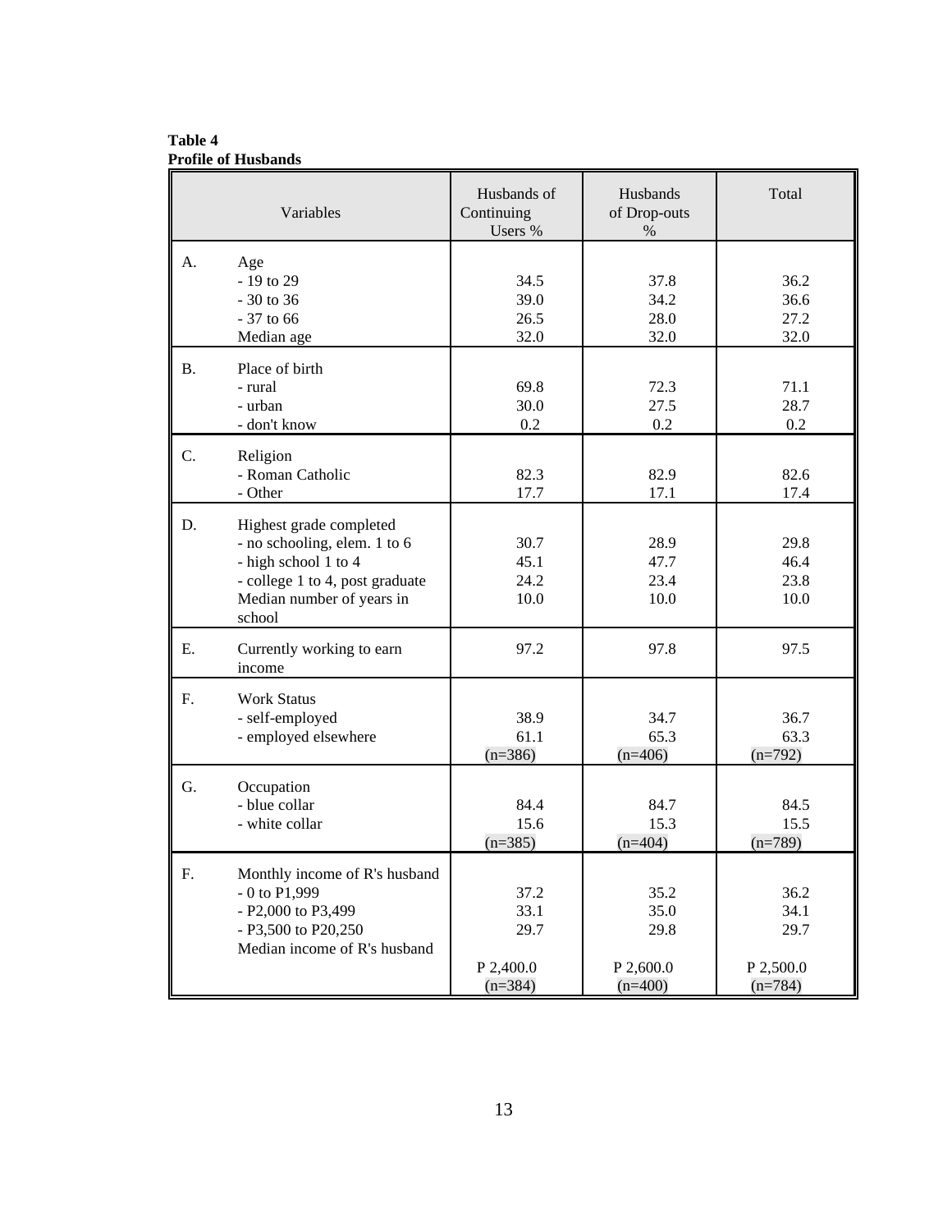**Table 4**
**Profile of Husbands**

| | Variables | Husbands of Continuing Users % | Husbands of Drop-outs % | Total |
|---|---|---|---|---|
| A. | Age | | | |
| | - 19 to 29 | 34.5 | 37.8 | 36.2 |
| | - 30 to 36 | 39.0 | 34.2 | 36.6 |
| | - 37 to 66 | 26.5 | 28.0 | 27.2 |
| | Median age | 32.0 | 32.0 | 32.0 |
| B. | Place of birth | | | |
| | - rural | 69.8 | 72.3 | 71.1 |
| | - urban | 30.0 | 27.5 | 28.7 |
| | - don't know | 0.2 | 0.2 | 0.2 |
| C. | Religion | | | |
| | - Roman Catholic | 82.3 | 82.9 | 82.6 |
| | - Other | 17.7 | 17.1 | 17.4 |
| D. | Highest grade completed | | | |
| | - no schooling, elem. 1 to 6 | 30.7 | 28.9 | 29.8 |
| | - high school 1 to 4 | 45.1 | 47.7 | 46.4 |
| | - college 1 to 4, post graduate | 24.2 | 23.4 | 23.8 |
| | Median number of years in school | 10.0 | 10.0 | 10.0 |
| E. | Currently working to earn income | 97.2 | 97.8 | 97.5 |
| F. | Work Status | | | |
| | - self-employed | 38.9 | 34.7 | 36.7 |
| | - employed elsewhere | 61.1 | 65.3 | 63.3 |
| | | (n=386) | (n=406) | (n=792) |
| G. | Occupation | | | |
| | - blue collar | 84.4 | 84.7 | 84.5 |
| | - white collar | 15.6 | 15.3 | 15.5 |
| | | (n=385) | (n=404) | (n=789) |
| F. | Monthly income of R's husband | | | |
| | - 0 to P1,999 | 37.2 | 35.2 | 36.2 |
| | - P2,000 to P3,499 | 33.1 | 35.0 | 34.1 |
| | - P3,500 to P20,250 | 29.7 | 29.8 | 29.7 |
| | Median income of R's husband | P 2,400.0 | P 2,600.0 | P 2,500.0 |
| | | (n=384) | (n=400) | (n=784) |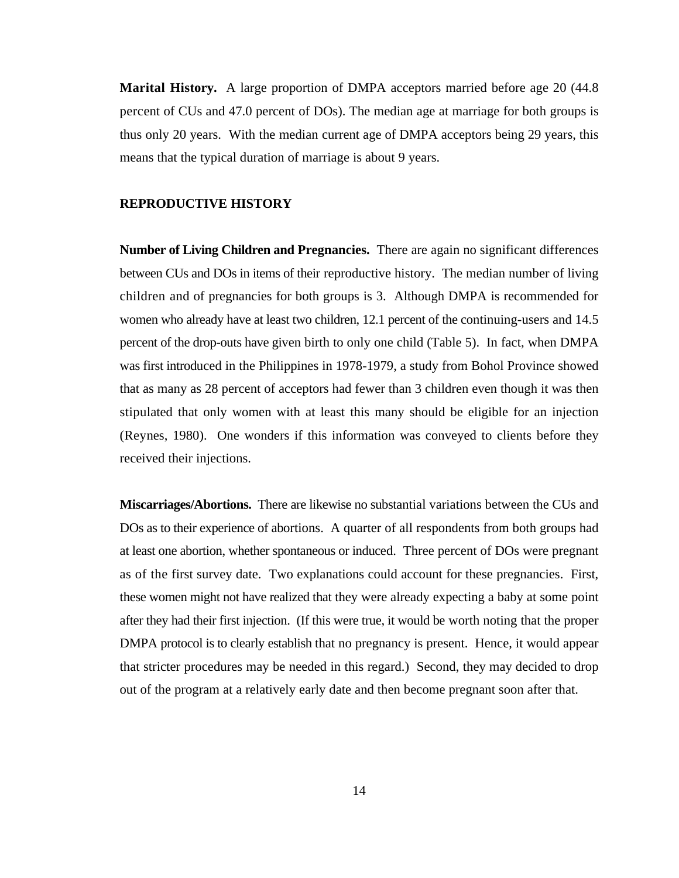**Marital History.** A large proportion of DMPA acceptors married before age 20 (44.8 percent of CUs and 47.0 percent of DOs). The median age at marriage for both groups is thus only 20 years. With the median current age of DMPA acceptors being 29 years, this means that the typical duration of marriage is about 9 years.

## REPRODUCTIVE HISTORY

**Number of Living Children and Pregnancies.** There are again no significant differences between CUs and DOs in items of their reproductive history. The median number of living children and of pregnancies for both groups is 3. Although DMPA is recommended for women who already have at least two children, 12.1 percent of the continuing-users and 14.5 percent of the drop-outs have given birth to only one child (Table 5). In fact, when DMPA was first introduced in the Philippines in 1978-1979, a study from Bohol Province showed that as many as 28 percent of acceptors had fewer than 3 children even though it was then stipulated that only women with at least this many should be eligible for an injection (Reynes, 1980). One wonders if this information was conveyed to clients before they received their injections.

**Miscarriages/Abortions.** There are likewise no substantial variations between the CUs and DOs as to their experience of abortions. A quarter of all respondents from both groups had at least one abortion, whether spontaneous or induced. Three percent of DOs were pregnant as of the first survey date. Two explanations could account for these pregnancies. First, these women might not have realized that they were already expecting a baby at some point after they had their first injection. (If this were true, it would be worth noting that the proper DMPA protocol is to clearly establish that no pregnancy is present. Hence, it would appear that stricter procedures may be needed in this regard.) Second, they may decided to drop out of the program at a relatively early date and then become pregnant soon after that.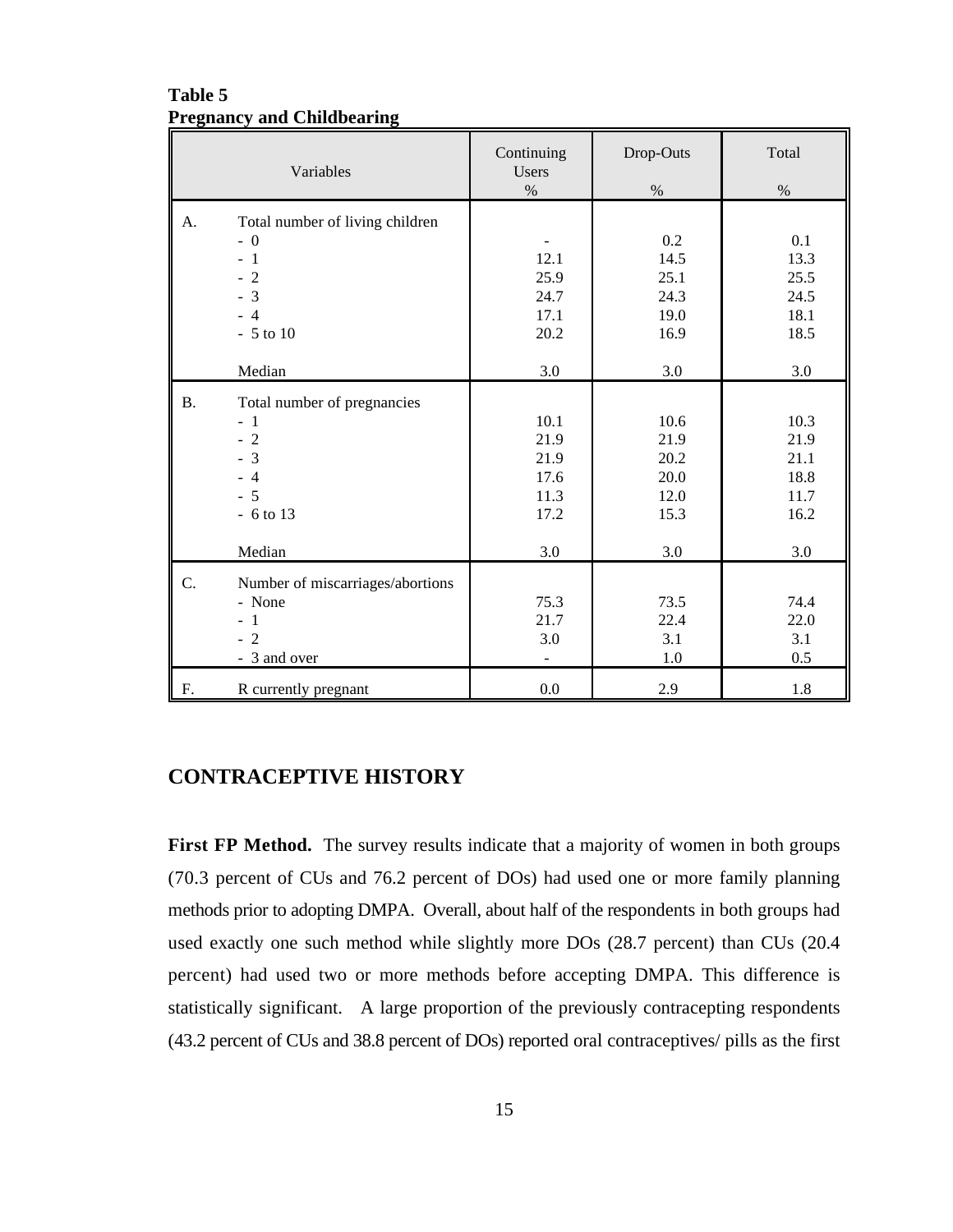**Table 5**
**Pregnancy and Childbearing**

| | Variables | Continuing Users % | Drop-Outs % | Total % |
|---|---|---|---|---|
| A. | Total number of living children | | | |
| | - 0 | - | 0.2 | 0.1 |
| | - 1 | 12.1 | 14.5 | 13.3 |
| | - 2 | 25.9 | 25.1 | 25.5 |
| | - 3 | 24.7 | 24.3 | 24.5 |
| | - 4 | 17.1 | 19.0 | 18.1 |
| | - 5 to 10 | 20.2 | 16.9 | 18.5 |
| | Median | 3.0 | 3.0 | 3.0 |
| B. | Total number of pregnancies | | | |
| | - 1 | 10.1 | 10.6 | 10.3 |
| | - 2 | 21.9 | 21.9 | 21.9 |
| | - 3 | 21.9 | 20.2 | 21.1 |
| | - 4 | 17.6 | 20.0 | 18.8 |
| | - 5 | 11.3 | 12.0 | 11.7 |
| | - 6 to 13 | 17.2 | 15.3 | 16.2 |
| | Median | 3.0 | 3.0 | 3.0 |
| C. | Number of miscarriages/abortions | | | |
| | - None | 75.3 | 73.5 | 74.4 |
| | - 1 | 21.7 | 22.4 | 22.0 |
| | - 2 | 3.0 | 3.1 | 3.1 |
| | - 3 and over | - | 1.0 | 0.5 |
| F. | R currently pregnant | 0.0 | 2.9 | 1.8 |

## CONTRACEPTIVE HISTORY

**First FP Method.** The survey results indicate that a majority of women in both groups (70.3 percent of CUs and 76.2 percent of DOs) had used one or more family planning methods prior to adopting DMPA. Overall, about half of the respondents in both groups had used exactly one such method while slightly more DOs (28.7 percent) than CUs (20.4 percent) had used two or more methods before accepting DMPA. This difference is statistically significant. A large proportion of the previously contracepting respondents (43.2 percent of CUs and 38.8 percent of DOs) reported oral contraceptives/ pills as the first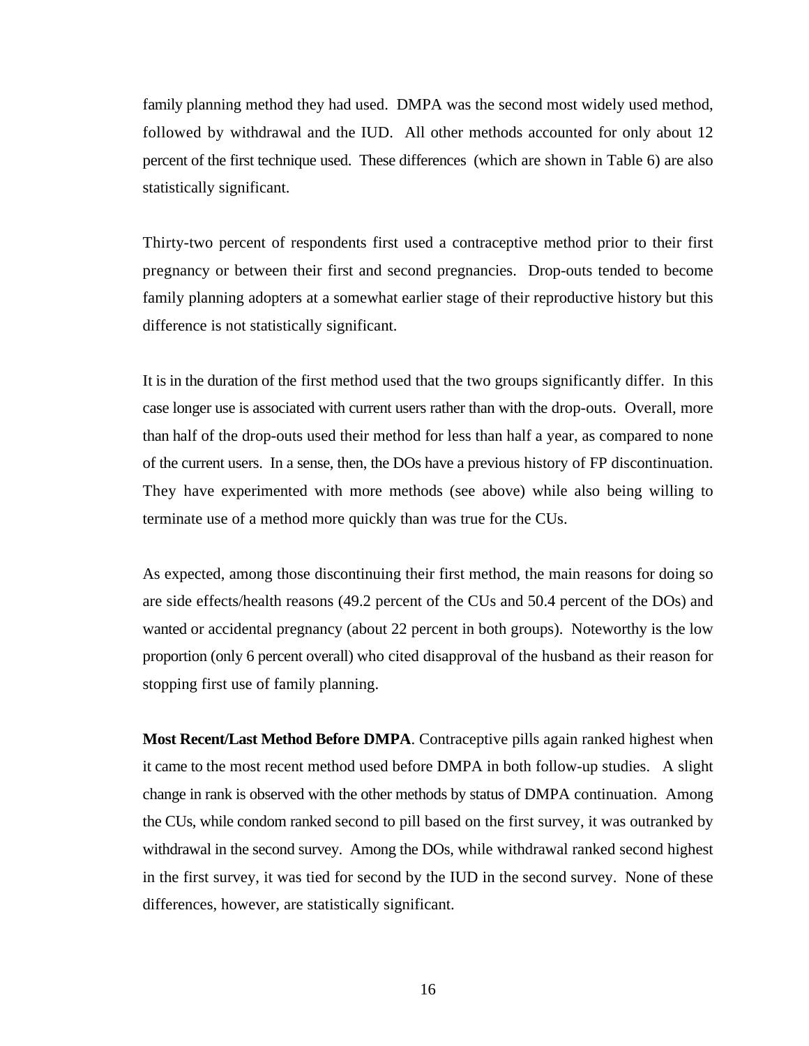family planning method they had used. DMPA was the second most widely used method, followed by withdrawal and the IUD. All other methods accounted for only about 12 percent of the first technique used. These differences (which are shown in Table 6) are also statistically significant.

Thirty-two percent of respondents first used a contraceptive method prior to their first pregnancy or between their first and second pregnancies. Drop-outs tended to become family planning adopters at a somewhat earlier stage of their reproductive history but this difference is not statistically significant.

It is in the duration of the first method used that the two groups significantly differ. In this case longer use is associated with current users rather than with the drop-outs. Overall, more than half of the drop-outs used their method for less than half a year, as compared to none of the current users. In a sense, then, the DOs have a previous history of FP discontinuation. They have experimented with more methods (see above) while also being willing to terminate use of a method more quickly than was true for the CUs.

As expected, among those discontinuing their first method, the main reasons for doing so are side effects/health reasons (49.2 percent of the CUs and 50.4 percent of the DOs) and wanted or accidental pregnancy (about 22 percent in both groups). Noteworthy is the low proportion (only 6 percent overall) who cited disapproval of the husband as their reason for stopping first use of family planning.

**Most Recent/Last Method Before DMPA**. Contraceptive pills again ranked highest when it came to the most recent method used before DMPA in both follow-up studies. A slight change in rank is observed with the other methods by status of DMPA continuation. Among the CUs, while condom ranked second to pill based on the first survey, it was outranked by withdrawal in the second survey. Among the DOs, while withdrawal ranked second highest in the first survey, it was tied for second by the IUD in the second survey. None of these differences, however, are statistically significant.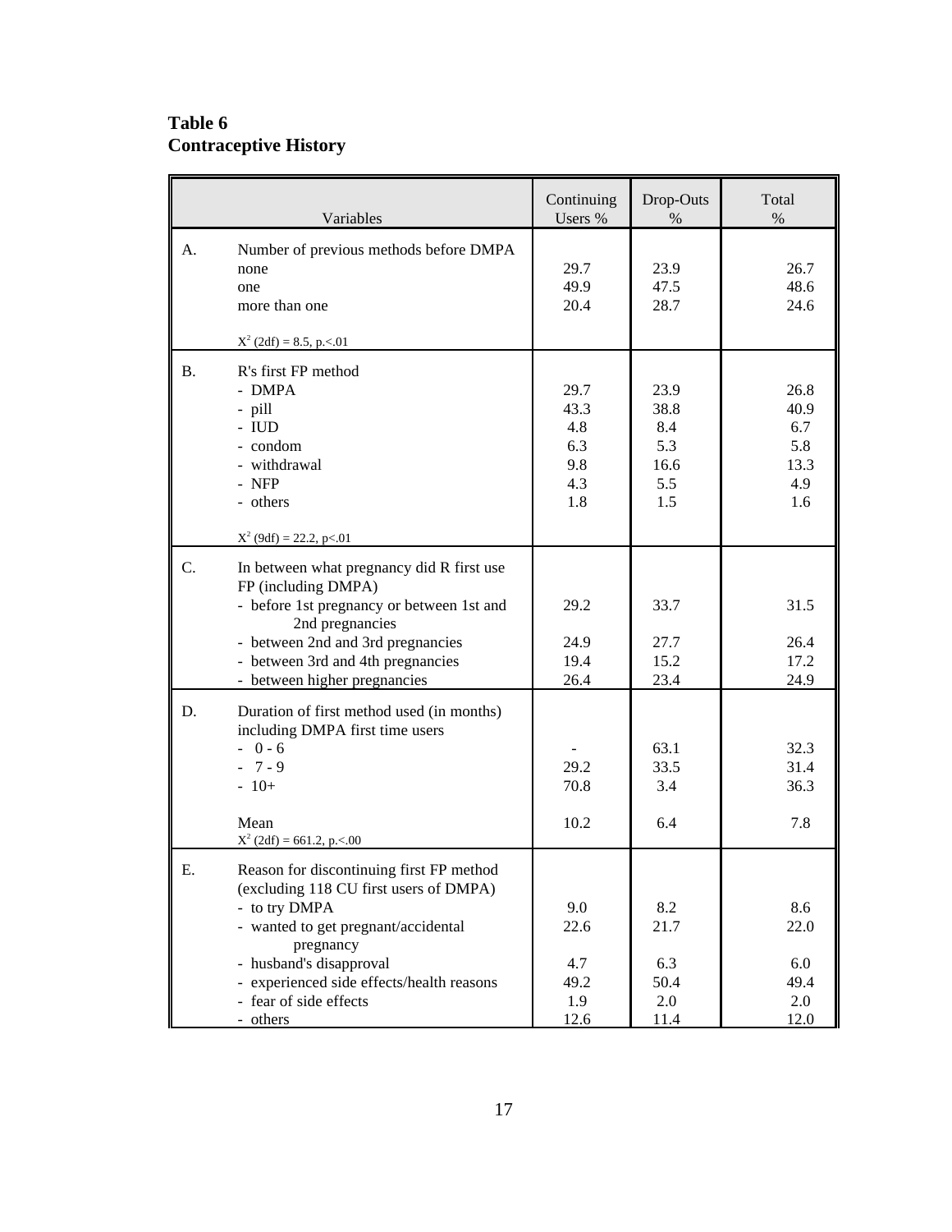**Table 6**
**Contraceptive History**

| | Variables | Continuing Users % | Drop-Outs % | Total % |
|---|---|---|---|---|
| A. | Number of previous methods before DMPA | | | |
| | none | 29.7 | 23.9 | 26.7 |
| | one | 49.9 | 47.5 | 48.6 |
| | more than one | 20.4 | 28.7 | 24.6 |
| | $X^2$ (2df) = 8.5, p.<.01 | | | |
| B. | R's first FP method | | | |
| | - DMPA | 29.7 | 23.9 | 26.8 |
| | - pill | 43.3 | 38.8 | 40.9 |
| | - IUD | 4.8 | 8.4 | 6.7 |
| | - condom | 6.3 | 5.3 | 5.8 |
| | - withdrawal | 9.8 | 16.6 | 13.3 |
| | - NFP | 4.3 | 5.5 | 4.9 |
| | - others | 1.8 | 1.5 | 1.6 |
| | $X^2$ (9df) = 22.2, p<.01 | | | |
| C. | In between what pregnancy did R first use FP (including DMPA) | | | |
| | - before 1st pregnancy or between 1st and 2nd pregnancies | 29.2 | 33.7 | 31.5 |
| | - between 2nd and 3rd pregnancies | 24.9 | 27.7 | 26.4 |
| | - between 3rd and 4th pregnancies | 19.4 | 15.2 | 17.2 |
| | - between higher pregnancies | 26.4 | 23.4 | 24.9 |
| D. | Duration of first method used (in months) including DMPA first time users | | | |
| | - 0 - 6 | - | 63.1 | 32.3 |
| | - 7 - 9 | 29.2 | 33.5 | 31.4 |
| | - 10+ | 70.8 | 3.4 | 36.3 |
| | Mean | 10.2 | 6.4 | 7.8 |
| | $X^2$ (2df) = 661.2, p.<.00 | | | |
| E. | Reason for discontinuing first FP method (excluding 118 CU first users of DMPA) | | | |
| | - to try DMPA | 9.0 | 8.2 | 8.6 |
| | - wanted to get pregnant/accidental pregnancy | 22.6 | 21.7 | 22.0 |
| | - husband's disapproval | 4.7 | 6.3 | 6.0 |
| | - experienced side effects/health reasons | 49.2 | 50.4 | 49.4 |
| | - fear of side effects | 1.9 | 2.0 | 2.0 |
| | - others | 12.6 | 11.4 | 12.0 |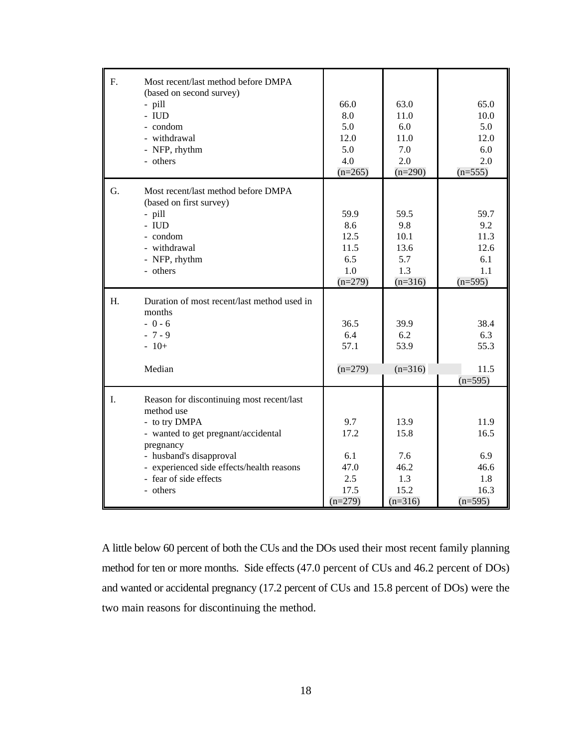| | | | | |
|---|---|---|---|---|
| F. | Most recent/last method before DMPA (based on second survey) | | | |
| | - pill | 66.0 | 63.0 | 65.0 |
| | - IUD | 8.0 | 11.0 | 10.0 |
| | - condom | 5.0 | 6.0 | 5.0 |
| | - withdrawal | 12.0 | 11.0 | 12.0 |
| | - NFP, rhythm | 5.0 | 7.0 | 6.0 |
| | - others | 4.0 | 2.0 | 2.0 |
| | | (n=265) | (n=290) | (n=555) |
| G. | Most recent/last method before DMPA (based on first survey) | | | |
| | - pill | 59.9 | 59.5 | 59.7 |
| | - IUD | 8.6 | 9.8 | 9.2 |
| | - condom | 12.5 | 10.1 | 11.3 |
| | - withdrawal | 11.5 | 13.6 | 12.6 |
| | - NFP, rhythm | 6.5 | 5.7 | 6.1 |
| | - others | 1.0 | 1.3 | 1.1 |
| | | (n=279) | (n=316) | (n=595) |
| H. | Duration of most recent/last method used in months | | | |
| | - 0 - 6 | 36.5 | 39.9 | 38.4 |
| | - 7 - 9 | 6.4 | 6.2 | 6.3 |
| | - 10+ | 57.1 | 53.9 | 55.3 |
| | Median | (n=279) | (n=316) | 11.5 |
| | | | | (n=595) |
| I. | Reason for discontinuing most recent/last method use | | | |
| | - to try DMPA | 9.7 | 13.9 | 11.9 |
| | - wanted to get pregnant/accidental pregnancy | 17.2 | 15.8 | 16.5 |
| | - husband's disapproval | 6.1 | 7.6 | 6.9 |
| | - experienced side effects/health reasons | 47.0 | 46.2 | 46.6 |
| | - fear of side effects | 2.5 | 1.3 | 1.8 |
| | - others | 17.5 | 15.2 | 16.3 |
| | | (n=279) | (n=316) | (n=595) |

A little below 60 percent of both the CUs and the DOs used their most recent family planning method for ten or more months. Side effects (47.0 percent of CUs and 46.2 percent of DOs) and wanted or accidental pregnancy (17.2 percent of CUs and 15.8 percent of DOs) were the two main reasons for discontinuing the method.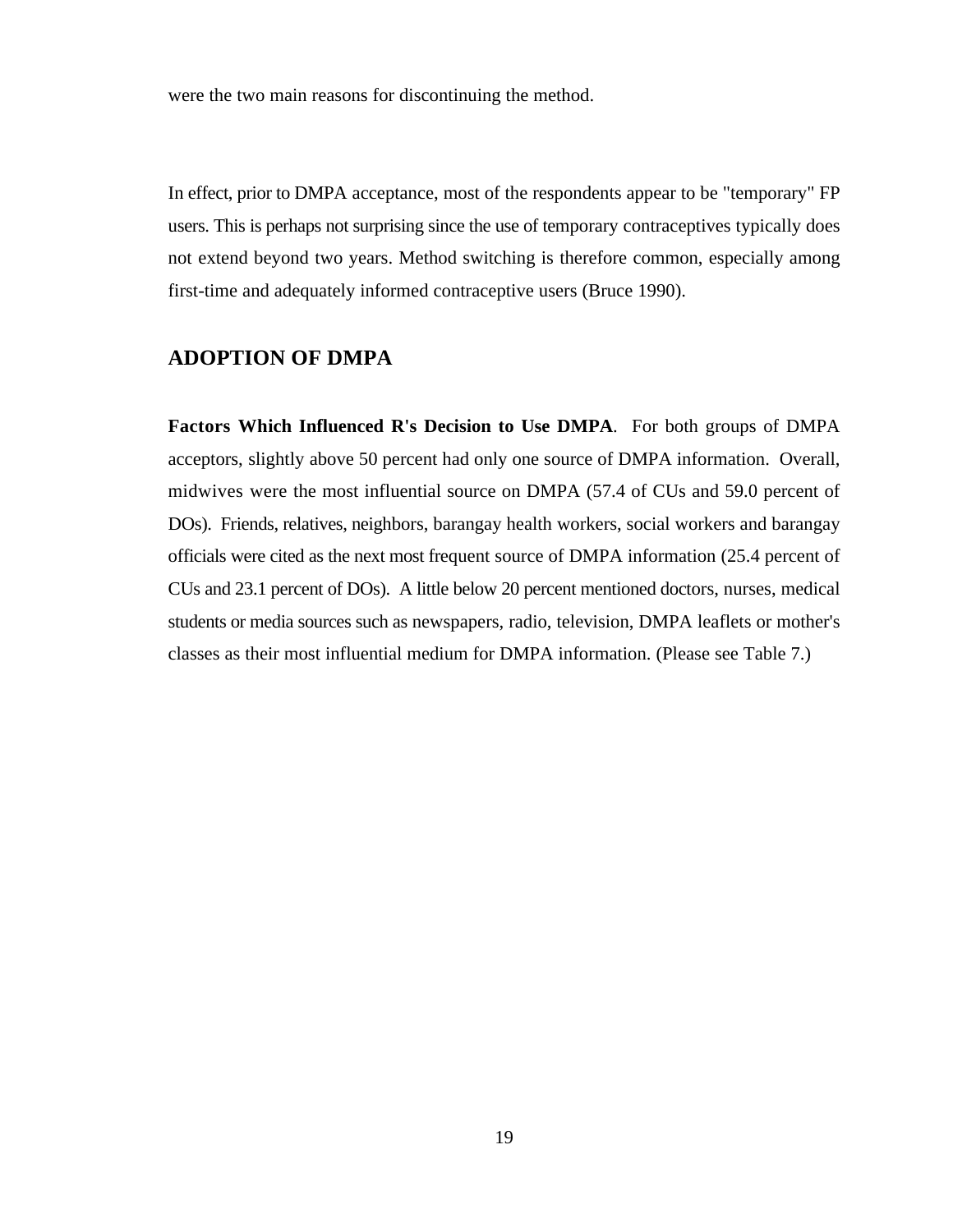were the two main reasons for discontinuing the method.

In effect, prior to DMPA acceptance, most of the respondents appear to be "temporary" FP users. This is perhaps not surprising since the use of temporary contraceptives typically does not extend beyond two years. Method switching is therefore common, especially among first-time and adequately informed contraceptive users (Bruce 1990).

## ADOPTION OF DMPA

**Factors Which Influenced R's Decision to Use DMPA**. For both groups of DMPA acceptors, slightly above 50 percent had only one source of DMPA information. Overall, midwives were the most influential source on DMPA (57.4 of CUs and 59.0 percent of DOs). Friends, relatives, neighbors, barangay health workers, social workers and barangay officials were cited as the next most frequent source of DMPA information (25.4 percent of CUs and 23.1 percent of DOs). A little below 20 percent mentioned doctors, nurses, medical students or media sources such as newspapers, radio, television, DMPA leaflets or mother's classes as their most influential medium for DMPA information. (Please see Table 7.)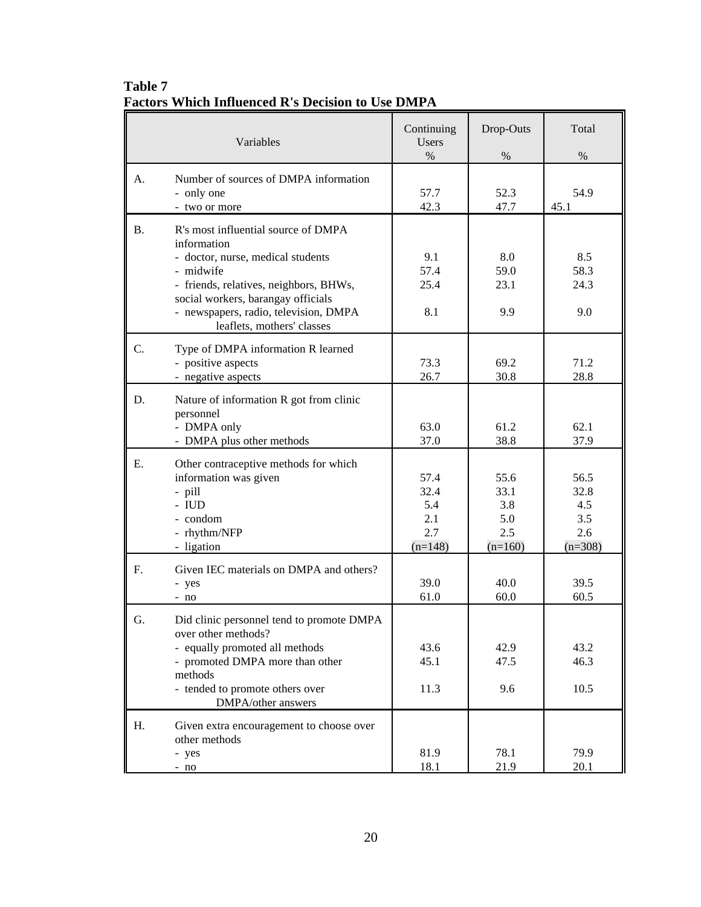**Table 7**
**Factors Which Influenced R's Decision to Use DMPA**

| | Variables | Continuing Users % | Drop-Outs % | Total % |
|---|---|---|---|---|
| A. | Number of sources of DMPA information | | | |
| | - only one | 57.7 | 52.3 | 54.9 |
| | - two or more | 42.3 | 47.7 | 45.1 |
| B. | R's most influential source of DMPA information | | | |
| | - doctor, nurse, medical students | 9.1 | 8.0 | 8.5 |
| | - midwife | 57.4 | 59.0 | 58.3 |
| | - friends, relatives, neighbors, BHWs, social workers, barangay officials | 25.4 | 23.1 | 24.3 |
| | - newspapers, radio, television, DMPA leaflets, mothers' classes | 8.1 | 9.9 | 9.0 |
| C. | Type of DMPA information R learned | | | |
| | - positive aspects | 73.3 | 69.2 | 71.2 |
| | - negative aspects | 26.7 | 30.8 | 28.8 |
| D. | Nature of information R got from clinic personnel | | | |
| | - DMPA only | 63.0 | 61.2 | 62.1 |
| | - DMPA plus other methods | 37.0 | 38.8 | 37.9 |
| E. | Other contraceptive methods for which information was given | 57.4 | 55.6 | 56.5 |
| | - pill | 32.4 | 33.1 | 32.8 |
| | - IUD | 5.4 | 3.8 | 4.5 |
| | - condom | 2.1 | 5.0 | 3.5 |
| | - rhythm/NFP | 2.7 | 2.5 | 2.6 |
| | - ligation | (n=148) | (n=160) | (n=308) |
| F. | Given IEC materials on DMPA and others? | | | |
| | - yes | 39.0 | 40.0 | 39.5 |
| | - no | 61.0 | 60.0 | 60.5 |
| G. | Did clinic personnel tend to promote DMPA over other methods? | | | |
| | - equally promoted all methods | 43.6 | 42.9 | 43.2 |
| | - promoted DMPA more than other methods | 45.1 | 47.5 | 46.3 |
| | - tended to promote others over DMPA/other answers | 11.3 | 9.6 | 10.5 |
| H. | Given extra encouragement to choose over other methods | | | |
| | - yes | 81.9 | 78.1 | 79.9 |
| | - no | 18.1 | 21.9 | 20.1 |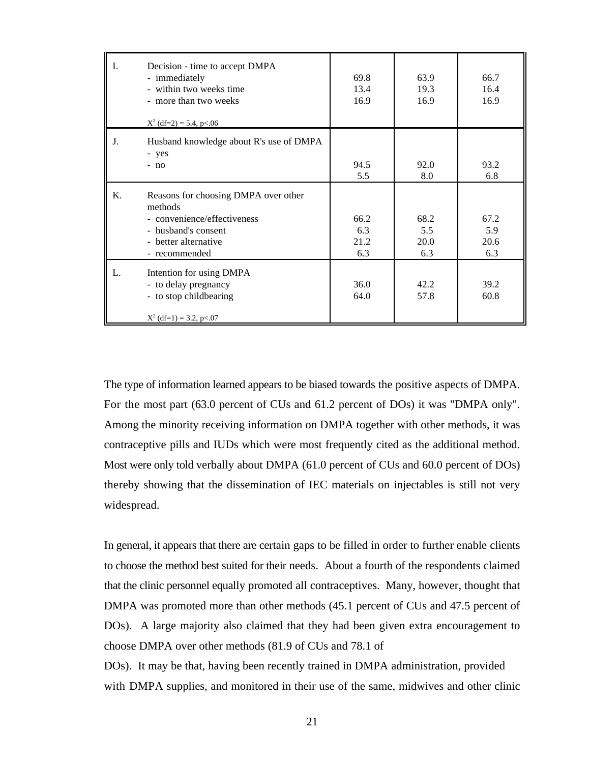| | | | | |
|---|---|---|---|---|
| I. | Decision - time to accept DMPA<br>- immediately<br>- within two weeks time<br>- more than two weeks<br><br>$X^2$ (df=2) = 5.4, p<.06 | 69.8<br>13.4<br>16.9 | 63.9<br>19.3<br>16.9 | 66.7<br>16.4<br>16.9 |
| J. | Husband knowledge about R's use of DMPA<br>- yes<br>- no | 94.5<br>5.5 | 92.0<br>8.0 | 93.2<br>6.8 |
| K. | Reasons for choosing DMPA over other methods<br>- convenience/effectiveness<br>- husband's consent<br>- better alternative<br>- recommended | 66.2<br>6.3<br>21.2<br>6.3 | 68.2<br>5.5<br>20.0<br>6.3 | 67.2<br>5.9<br>20.6<br>6.3 |
| L. | Intention for using DMPA<br>- to delay pregnancy<br>- to stop childbearing<br><br>$X^2$ (df=1) = 3.2, p<.07 | 36.0<br>64.0 | 42.2<br>57.8 | 39.2<br>60.8 |

The type of information learned appears to be biased towards the positive aspects of DMPA. For the most part (63.0 percent of CUs and 61.2 percent of DOs) it was "DMPA only". Among the minority receiving information on DMPA together with other methods, it was contraceptive pills and IUDs which were most frequently cited as the additional method. Most were only told verbally about DMPA (61.0 percent of CUs and 60.0 percent of DOs) thereby showing that the dissemination of IEC materials on injectables is still not very widespread.

In general, it appears that there are certain gaps to be filled in order to further enable clients to choose the method best suited for their needs. About a fourth of the respondents claimed that the clinic personnel equally promoted all contraceptives. Many, however, thought that DMPA was promoted more than other methods (45.1 percent of CUs and 47.5 percent of DOs). A large majority also claimed that they had been given extra encouragement to choose DMPA over other methods (81.9 of CUs and 78.1 of DOs). It may be that, having been recently trained in DMPA administration, provided with DMPA supplies, and monitored in their use of the same, midwives and other clinic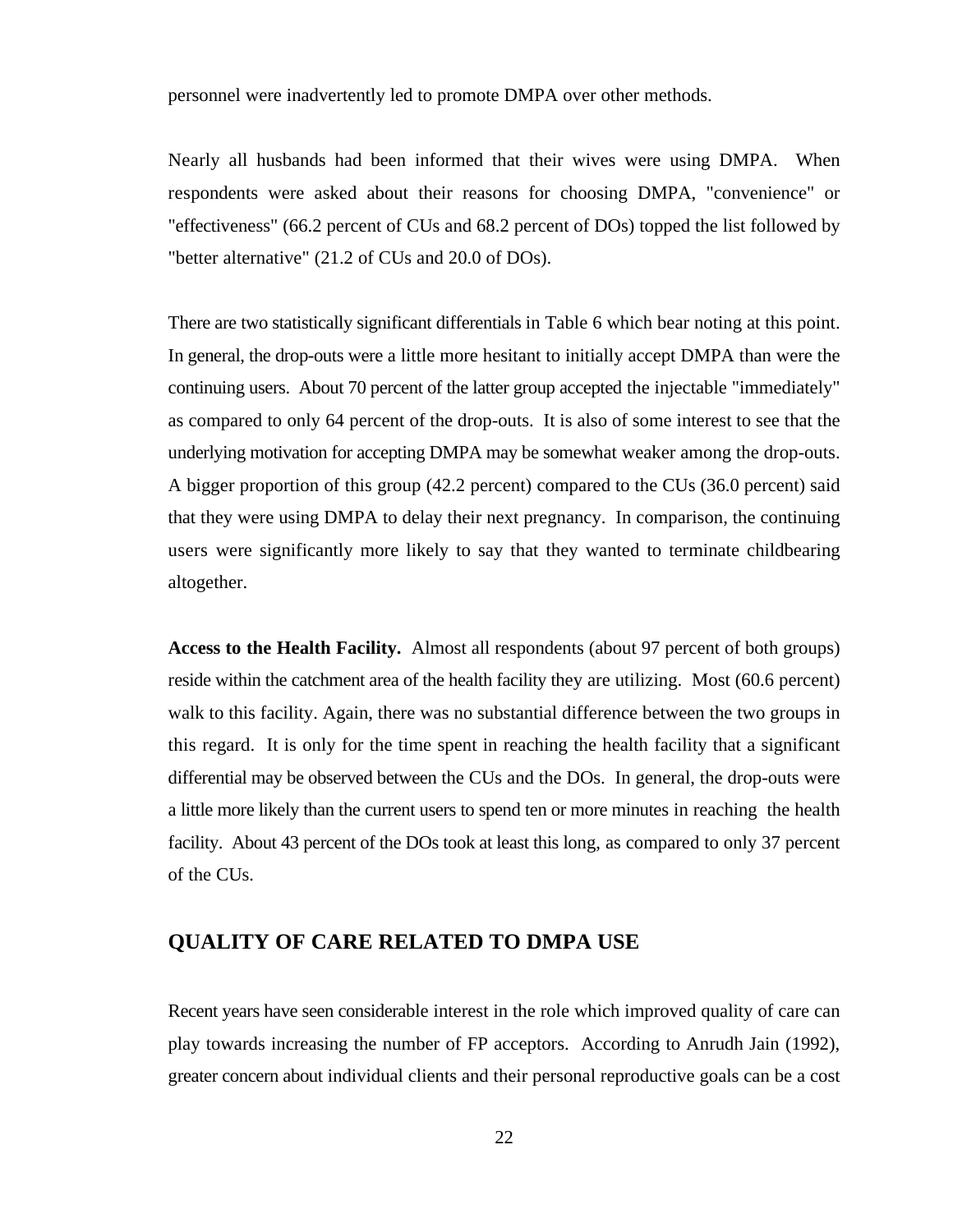personnel were inadvertently led to promote DMPA over other methods.

Nearly all husbands had been informed that their wives were using DMPA. When respondents were asked about their reasons for choosing DMPA, "convenience" or "effectiveness" (66.2 percent of CUs and 68.2 percent of DOs) topped the list followed by "better alternative" (21.2 of CUs and 20.0 of DOs).

There are two statistically significant differentials in Table 6 which bear noting at this point. In general, the drop-outs were a little more hesitant to initially accept DMPA than were the continuing users. About 70 percent of the latter group accepted the injectable "immediately" as compared to only 64 percent of the drop-outs. It is also of some interest to see that the underlying motivation for accepting DMPA may be somewhat weaker among the drop-outs. A bigger proportion of this group (42.2 percent) compared to the CUs (36.0 percent) said that they were using DMPA to delay their next pregnancy. In comparison, the continuing users were significantly more likely to say that they wanted to terminate childbearing altogether.

**Access to the Health Facility.** Almost all respondents (about 97 percent of both groups) reside within the catchment area of the health facility they are utilizing. Most (60.6 percent) walk to this facility. Again, there was no substantial difference between the two groups in this regard. It is only for the time spent in reaching the health facility that a significant differential may be observed between the CUs and the DOs. In general, the drop-outs were a little more likely than the current users to spend ten or more minutes in reaching the health facility. About 43 percent of the DOs took at least this long, as compared to only 37 percent of the CUs.

## QUALITY OF CARE RELATED TO DMPA USE

Recent years have seen considerable interest in the role which improved quality of care can play towards increasing the number of FP acceptors. According to Anrudh Jain (1992), greater concern about individual clients and their personal reproductive goals can be a cost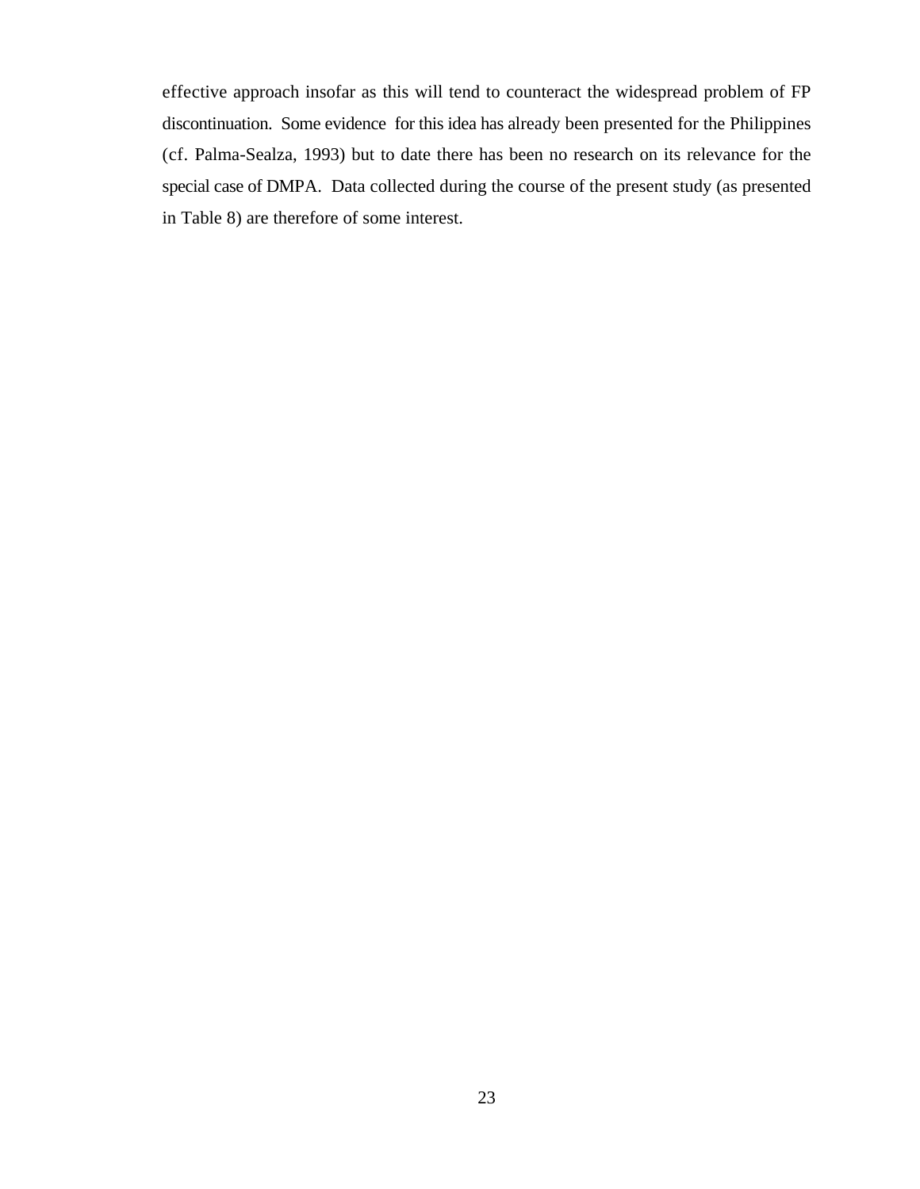effective approach insofar as this will tend to counteract the widespread problem of FP discontinuation. Some evidence for this idea has already been presented for the Philippines (cf. Palma-Sealza, 1993) but to date there has been no research on its relevance for the special case of DMPA. Data collected during the course of the present study (as presented in Table 8) are therefore of some interest.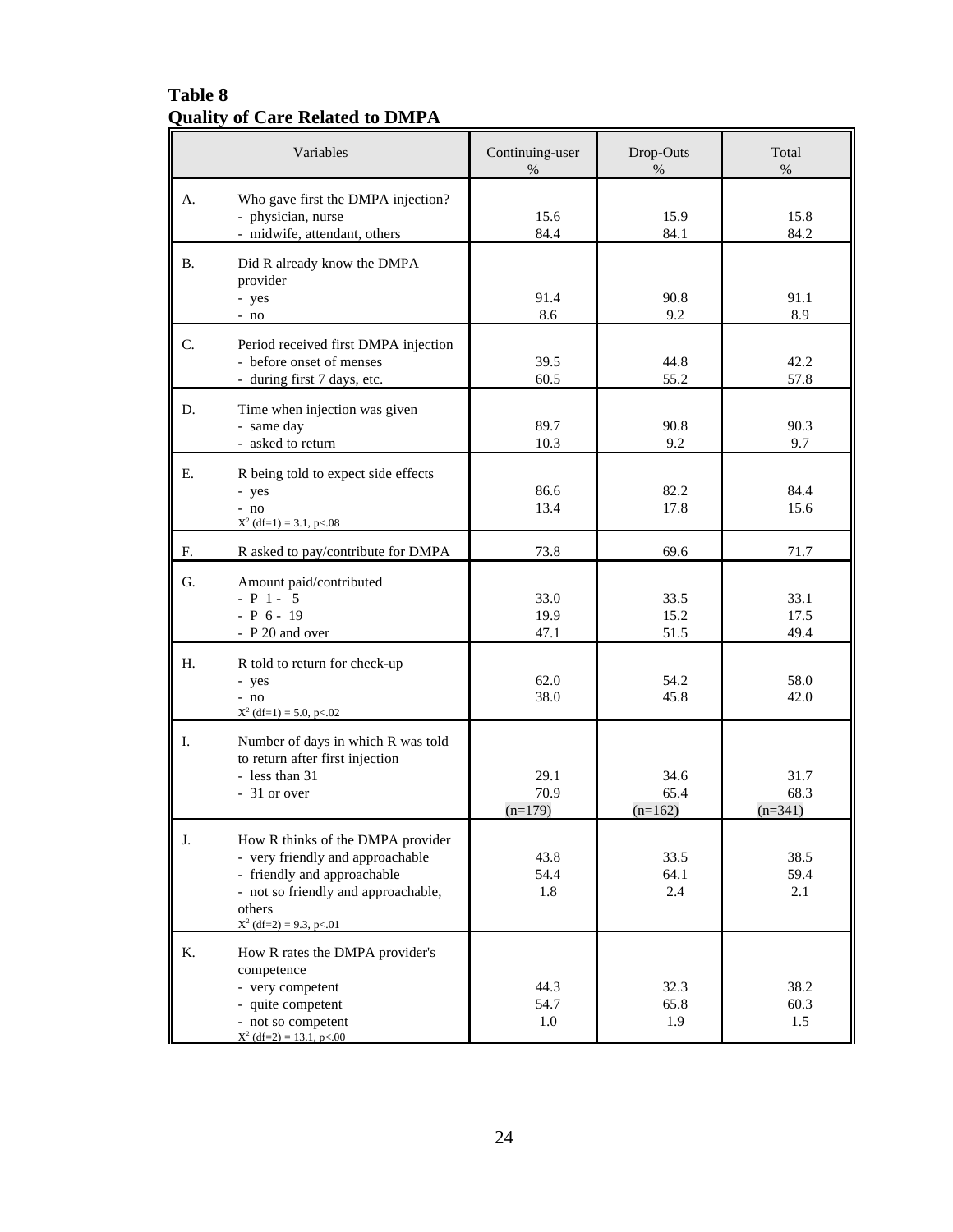**Table 8**
**Quality of Care Related to DMPA**

| | Variables | Continuing-user % | Drop-Outs % | Total % |
|---|---|---|---|---|
| A. | Who gave first the DMPA injection? | | | |
| | - physician, nurse | 15.6 | 15.9 | 15.8 |
| | - midwife, attendant, others | 84.4 | 84.1 | 84.2 |
| B. | Did R already know the DMPA provider | | | |
| | - yes | 91.4 | 90.8 | 91.1 |
| | - no | 8.6 | 9.2 | 8.9 |
| C. | Period received first DMPA injection | | | |
| | - before onset of menses | 39.5 | 44.8 | 42.2 |
| | - during first 7 days, etc. | 60.5 | 55.2 | 57.8 |
| D. | Time when injection was given | | | |
| | - same day | 89.7 | 90.8 | 90.3 |
| | - asked to return | 10.3 | 9.2 | 9.7 |
| E. | R being told to expect side effects | | | |
| | - yes | 86.6 | 82.2 | 84.4 |
| | - no | 13.4 | 17.8 | 15.6 |
| | $X^2$ (df=1) = 3.1, p<.08 | | | |
| F. | R asked to pay/contribute for DMPA | 73.8 | 69.6 | 71.7 |
| G. | Amount paid/contributed | | | |
| | - P 1 - 5 | 33.0 | 33.5 | 33.1 |
| | - P 6 - 19 | 19.9 | 15.2 | 17.5 |
| | - P 20 and over | 47.1 | 51.5 | 49.4 |
| H. | R told to return for check-up | | | |
| | - yes | 62.0 | 54.2 | 58.0 |
| | - no | 38.0 | 45.8 | 42.0 |
| | $X^2$ (df=1) = 5.0, p<.02 | | | |
| I. | Number of days in which R was told to return after first injection | | | |
| | - less than 31 | 29.1 | 34.6 | 31.7 |
| | - 31 or over | 70.9 | 65.4 | 68.3 |
| | | (n=179) | (n=162) | (n=341) |
| J. | How R thinks of the DMPA provider | | | |
| | - very friendly and approachable | 43.8 | 33.5 | 38.5 |
| | - friendly and approachable | 54.4 | 64.1 | 59.4 |
| | - not so friendly and approachable, others | 1.8 | 2.4 | 2.1 |
| | $X^2$ (df=2) = 9.3, p<.01 | | | |
| K. | How R rates the DMPA provider's competence | | | |
| | - very competent | 44.3 | 32.3 | 38.2 |
| | - quite competent | 54.7 | 65.8 | 60.3 |
| | - not so competent | 1.0 | 1.9 | 1.5 |
| | $X^2$ (df=2) = 13.1, p<.00 | | | |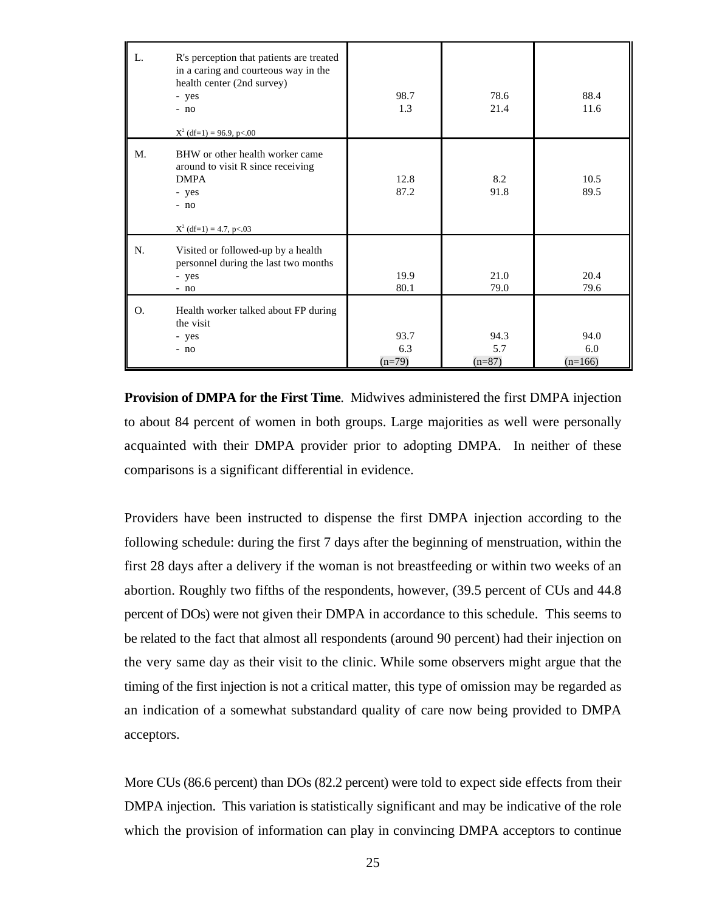| | | | | |
|---|---|---|---|---|
| L. | R's perception that patients are treated in a caring and courteous way in the health center (2nd survey)<br>- yes<br>- no<br><br>$X^2$ (df=1) = 96.9, p<.00 | <br><br><br>98.7<br>1.3 | <br><br><br>78.6<br>21.4 | <br><br><br>88.4<br>11.6 |
| M. | BHW or other health worker came around to visit R since receiving DMPA<br>- yes<br>- no<br><br>$X^2$ (df=1) = 4.7, p<.03 | <br><br><br>12.8<br>87.2 | <br><br><br>8.2<br>91.8 | <br><br><br>10.5<br>89.5 |
| N. | Visited or followed-up by a health personnel during the last two months<br>- yes<br>- no | <br><br>19.9<br>80.1 | <br><br>21.0<br>79.0 | <br><br>20.4<br>79.6 |
| O. | Health worker talked about FP during the visit<br>- yes<br>- no | <br><br>93.7<br>6.3<br>(n=79) | <br><br>94.3<br>5.7<br>(n=87) | <br><br>94.0<br>6.0<br>(n=166) |

**Provision of DMPA for the First Time**. Midwives administered the first DMPA injection to about 84 percent of women in both groups. Large majorities as well were personally acquainted with their DMPA provider prior to adopting DMPA. In neither of these comparisons is a significant differential in evidence.

Providers have been instructed to dispense the first DMPA injection according to the following schedule: during the first 7 days after the beginning of menstruation, within the first 28 days after a delivery if the woman is not breastfeeding or within two weeks of an abortion. Roughly two fifths of the respondents, however, (39.5 percent of CUs and 44.8 percent of DOs) were not given their DMPA in accordance to this schedule. This seems to be related to the fact that almost all respondents (around 90 percent) had their injection on the very same day as their visit to the clinic. While some observers might argue that the timing of the first injection is not a critical matter, this type of omission may be regarded as an indication of a somewhat substandard quality of care now being provided to DMPA acceptors.

More CUs (86.6 percent) than DOs (82.2 percent) were told to expect side effects from their DMPA injection. This variation is statistically significant and may be indicative of the role which the provision of information can play in convincing DMPA acceptors to continue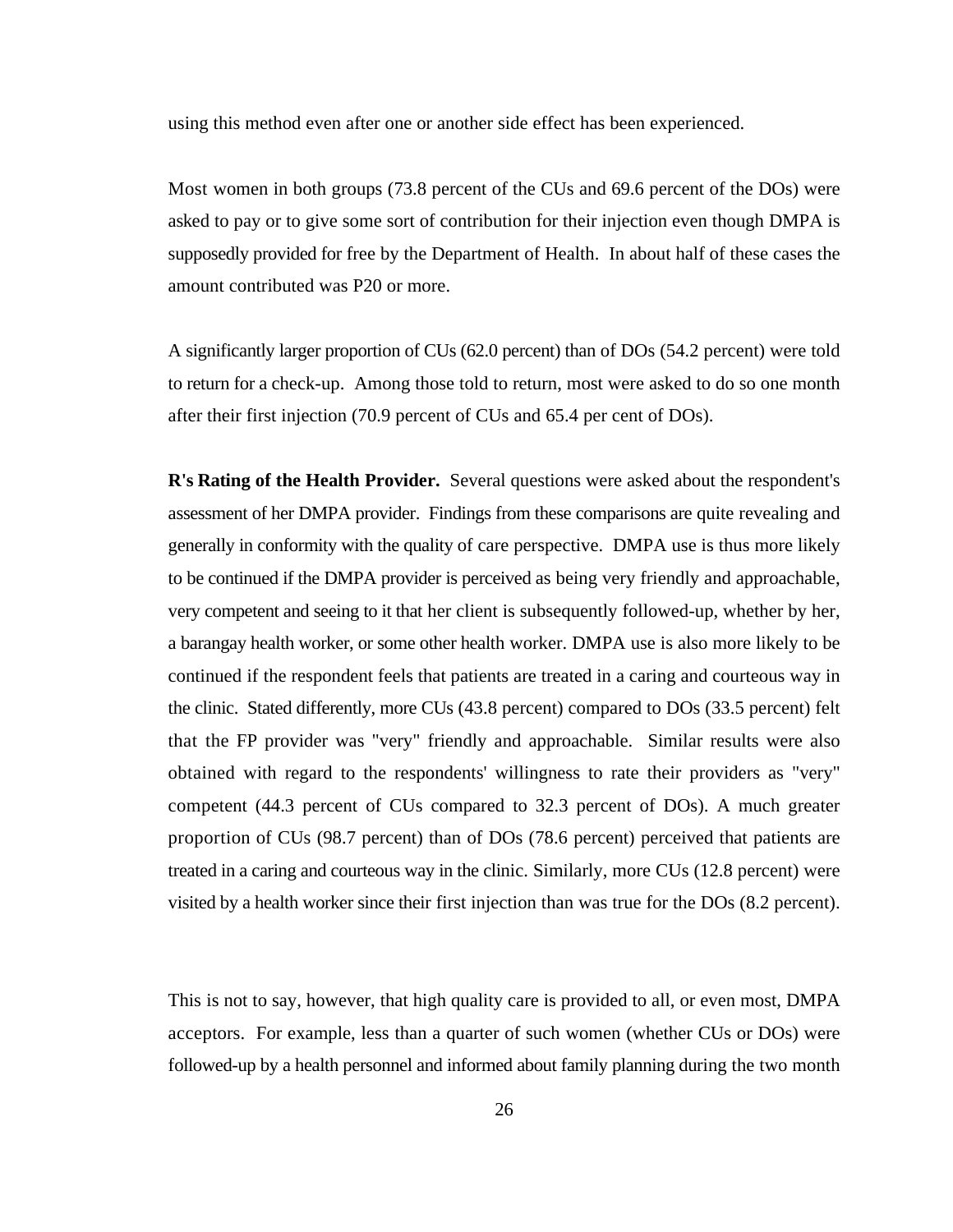using this method even after one or another side effect has been experienced.

Most women in both groups (73.8 percent of the CUs and 69.6 percent of the DOs) were asked to pay or to give some sort of contribution for their injection even though DMPA is supposedly provided for free by the Department of Health. In about half of these cases the amount contributed was P20 or more.

A significantly larger proportion of CUs (62.0 percent) than of DOs (54.2 percent) were told to return for a check-up. Among those told to return, most were asked to do so one month after their first injection (70.9 percent of CUs and 65.4 per cent of DOs).

**R's Rating of the Health Provider.** Several questions were asked about the respondent's assessment of her DMPA provider. Findings from these comparisons are quite revealing and generally in conformity with the quality of care perspective. DMPA use is thus more likely to be continued if the DMPA provider is perceived as being very friendly and approachable, very competent and seeing to it that her client is subsequently followed-up, whether by her, a barangay health worker, or some other health worker. DMPA use is also more likely to be continued if the respondent feels that patients are treated in a caring and courteous way in the clinic. Stated differently, more CUs (43.8 percent) compared to DOs (33.5 percent) felt that the FP provider was "very" friendly and approachable. Similar results were also obtained with regard to the respondents' willingness to rate their providers as "very" competent (44.3 percent of CUs compared to 32.3 percent of DOs). A much greater proportion of CUs (98.7 percent) than of DOs (78.6 percent) perceived that patients are treated in a caring and courteous way in the clinic. Similarly, more CUs (12.8 percent) were visited by a health worker since their first injection than was true for the DOs (8.2 percent).

This is not to say, however, that high quality care is provided to all, or even most, DMPA acceptors. For example, less than a quarter of such women (whether CUs or DOs) were followed-up by a health personnel and informed about family planning during the two month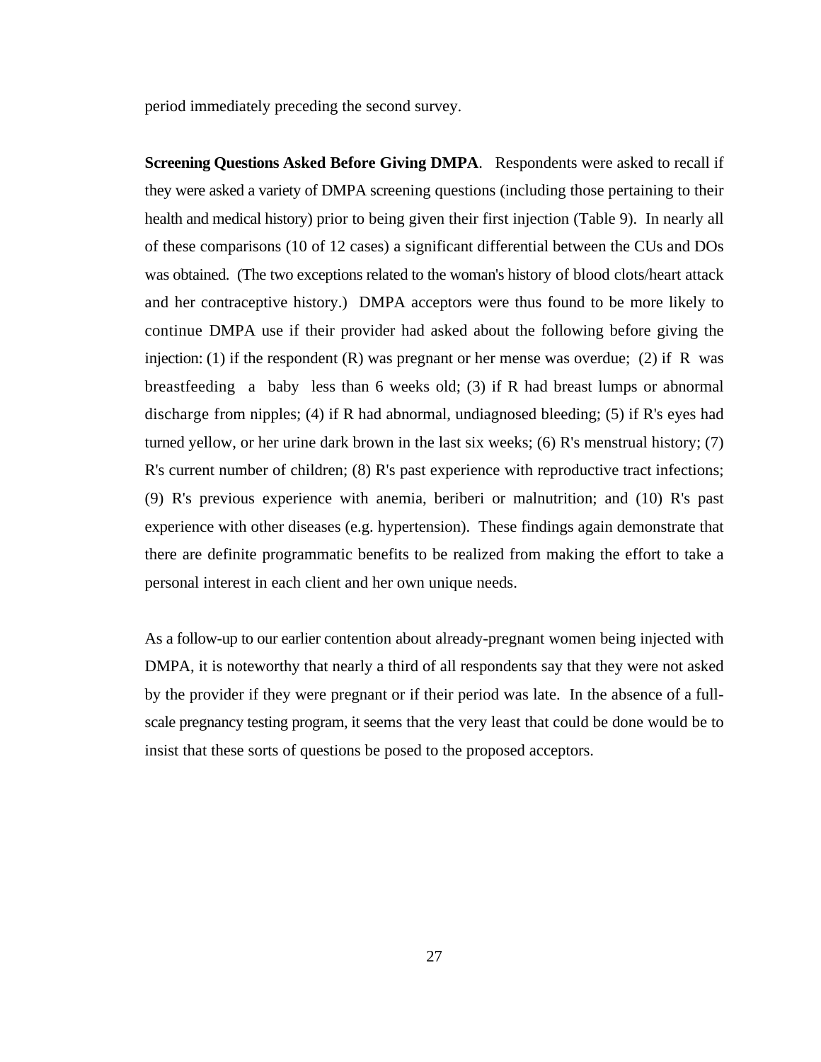period immediately preceding the second survey.

**Screening Questions Asked Before Giving DMPA**. Respondents were asked to recall if they were asked a variety of DMPA screening questions (including those pertaining to their health and medical history) prior to being given their first injection (Table 9). In nearly all of these comparisons (10 of 12 cases) a significant differential between the CUs and DOs was obtained. (The two exceptions related to the woman's history of blood clots/heart attack and her contraceptive history.) DMPA acceptors were thus found to be more likely to continue DMPA use if their provider had asked about the following before giving the injection: (1) if the respondent (R) was pregnant or her mense was overdue; (2) if R was breastfeeding a baby less than 6 weeks old; (3) if R had breast lumps or abnormal discharge from nipples; (4) if R had abnormal, undiagnosed bleeding; (5) if R's eyes had turned yellow, or her urine dark brown in the last six weeks; (6) R's menstrual history; (7) R's current number of children; (8) R's past experience with reproductive tract infections; (9) R's previous experience with anemia, beriberi or malnutrition; and (10) R's past experience with other diseases (e.g. hypertension). These findings again demonstrate that there are definite programmatic benefits to be realized from making the effort to take a personal interest in each client and her own unique needs.

As a follow-up to our earlier contention about already-pregnant women being injected with DMPA, it is noteworthy that nearly a third of all respondents say that they were not asked by the provider if they were pregnant or if their period was late. In the absence of a full-scale pregnancy testing program, it seems that the very least that could be done would be to insist that these sorts of questions be posed to the proposed acceptors.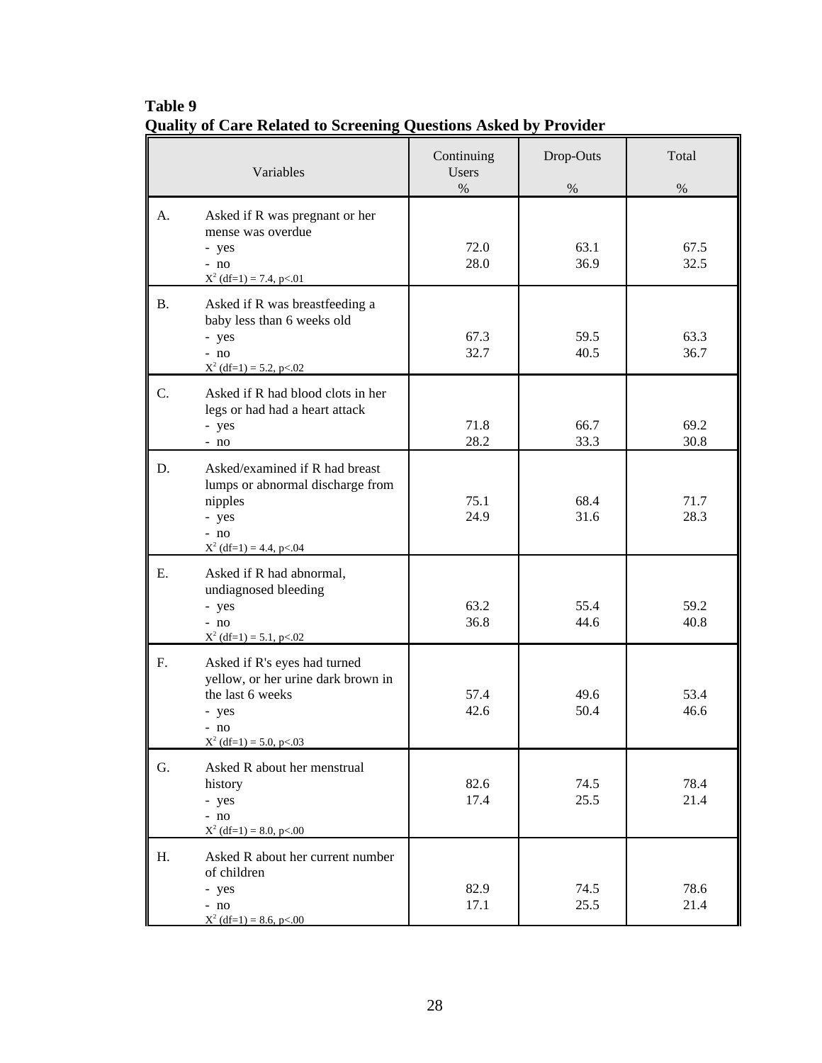**Table 9**
**Quality of Care Related to Screening Questions Asked by Provider**

| | Variables | Continuing Users % | Drop-Outs % | Total % |
|---|---|---|---|---|
| A. | Asked if R was pregnant or her mense was overdue | | | |
| | - yes | 72.0 | 63.1 | 67.5 |
| | - no | 28.0 | 36.9 | 32.5 |
| | $X^2$ (df=1) = 7.4, p<.01 | | | |
| B. | Asked if R was breastfeeding a baby less than 6 weeks old | | | |
| | - yes | 67.3 | 59.5 | 63.3 |
| | - no | 32.7 | 40.5 | 36.7 |
| | $X^2$ (df=1) = 5.2, p<.02 | | | |
| C. | Asked if R had blood clots in her legs or had had a heart attack | | | |
| | - yes | 71.8 | 66.7 | 69.2 |
| | - no | 28.2 | 33.3 | 30.8 |
| D. | Asked/examined if R had breast lumps or abnormal discharge from nipples | | | |
| | - yes | 75.1 | 68.4 | 71.7 |
| | - no | 24.9 | 31.6 | 28.3 |
| | $X^2$ (df=1) = 4.4, p<.04 | | | |
| E. | Asked if R had abnormal, undiagnosed bleeding | | | |
| | - yes | 63.2 | 55.4 | 59.2 |
| | - no | 36.8 | 44.6 | 40.8 |
| | $X^2$ (df=1) = 5.1, p<.02 | | | |
| F. | Asked if R's eyes had turned yellow, or her urine dark brown in the last 6 weeks | | | |
| | - yes | 57.4 | 49.6 | 53.4 |
| | - no | 42.6 | 50.4 | 46.6 |
| | $X^2$ (df=1) = 5.0, p<.03 | | | |
| G. | Asked R about her menstrual history | | | |
| | - yes | 82.6 | 74.5 | 78.4 |
| | - no | 17.4 | 25.5 | 21.4 |
| | $X^2$ (df=1) = 8.0, p<.00 | | | |
| H. | Asked R about her current number of children | | | |
| | - yes | 82.9 | 74.5 | 78.6 |
| | - no | 17.1 | 25.5 | 21.4 |
| | $X^2$ (df=1) = 8.6, p<.00 | | | |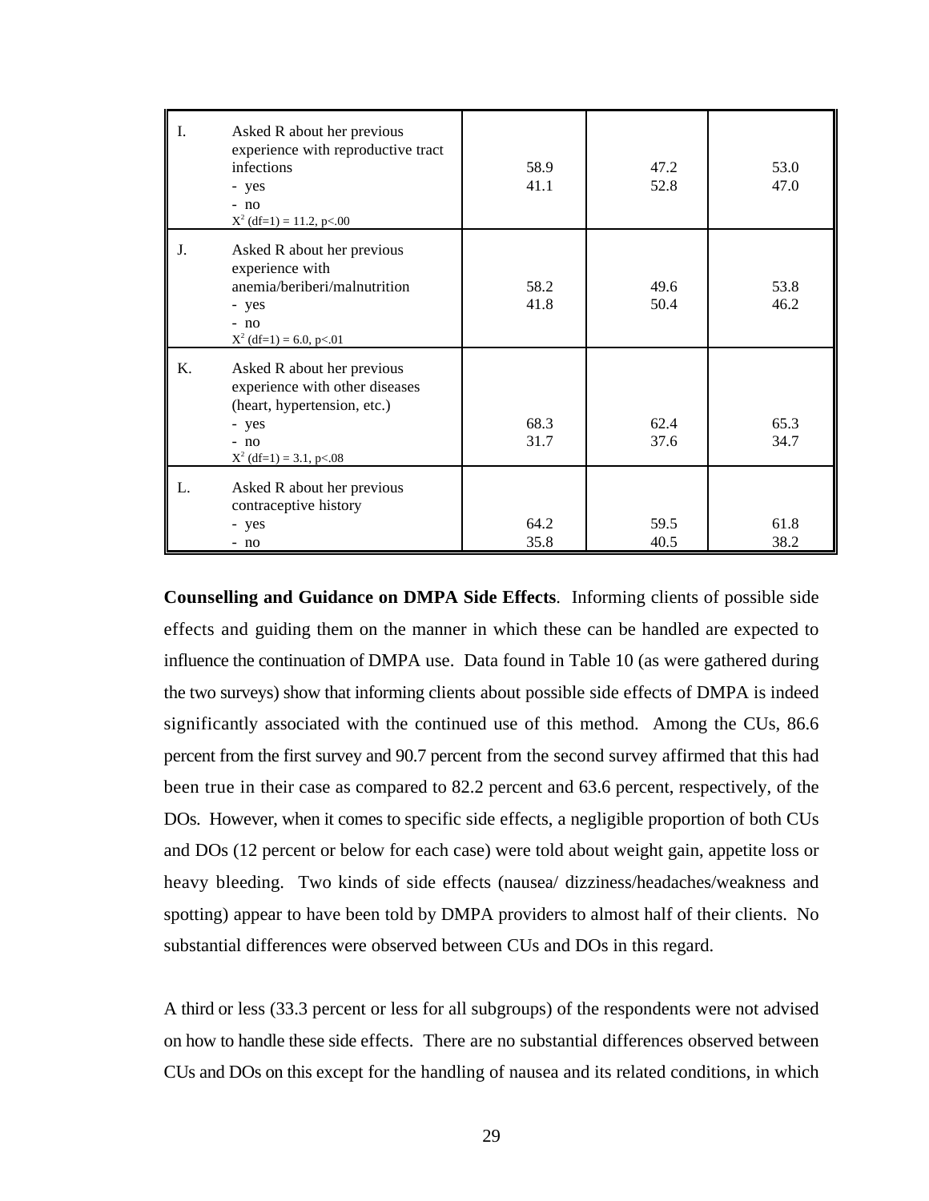| | | | | |
|---|---|---|---|---|
| I. | Asked R about her previous experience with reproductive tract infections<br>- yes<br>- no<br>$X^2$ (df=1) = 11.2, p<.00 | 58.9<br>41.1 | 47.2<br>52.8 | 53.0<br>47.0 |
| J. | Asked R about her previous experience with anemia/beriberi/malnutrition<br>- yes<br>- no<br>$X^2$ (df=1) = 6.0, p<.01 | 58.2<br>41.8 | 49.6<br>50.4 | 53.8<br>46.2 |
| K. | Asked R about her previous experience with other diseases (heart, hypertension, etc.)<br>- yes<br>- no<br>$X^2$ (df=1) = 3.1, p<.08 | 68.3<br>31.7 | 62.4<br>37.6 | 65.3<br>34.7 |
| L. | Asked R about her previous contraceptive history<br>- yes<br>- no | 64.2<br>35.8 | 59.5<br>40.5 | 61.8<br>38.2 |

**Counselling and Guidance on DMPA Side Effects**. Informing clients of possible side effects and guiding them on the manner in which these can be handled are expected to influence the continuation of DMPA use. Data found in Table 10 (as were gathered during the two surveys) show that informing clients about possible side effects of DMPA is indeed significantly associated with the continued use of this method. Among the CUs, 86.6 percent from the first survey and 90.7 percent from the second survey affirmed that this had been true in their case as compared to 82.2 percent and 63.6 percent, respectively, of the DOs. However, when it comes to specific side effects, a negligible proportion of both CUs and DOs (12 percent or below for each case) were told about weight gain, appetite loss or heavy bleeding. Two kinds of side effects (nausea/ dizziness/headaches/weakness and spotting) appear to have been told by DMPA providers to almost half of their clients. No substantial differences were observed between CUs and DOs in this regard.

A third or less (33.3 percent or less for all subgroups) of the respondents were not advised on how to handle these side effects. There are no substantial differences observed between CUs and DOs on this except for the handling of nausea and its related conditions, in which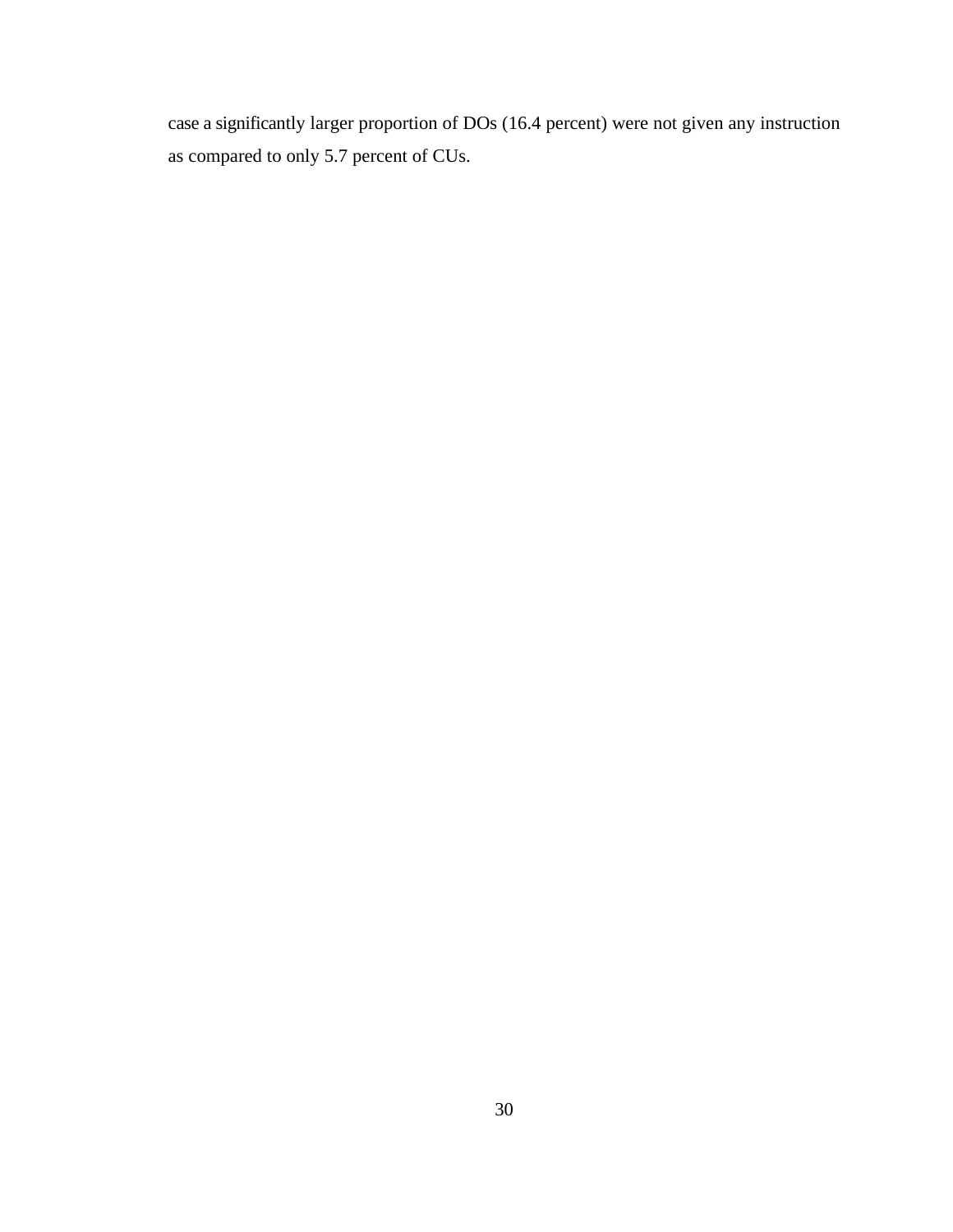case a significantly larger proportion of DOs (16.4 percent) were not given any instruction as compared to only 5.7 percent of CUs.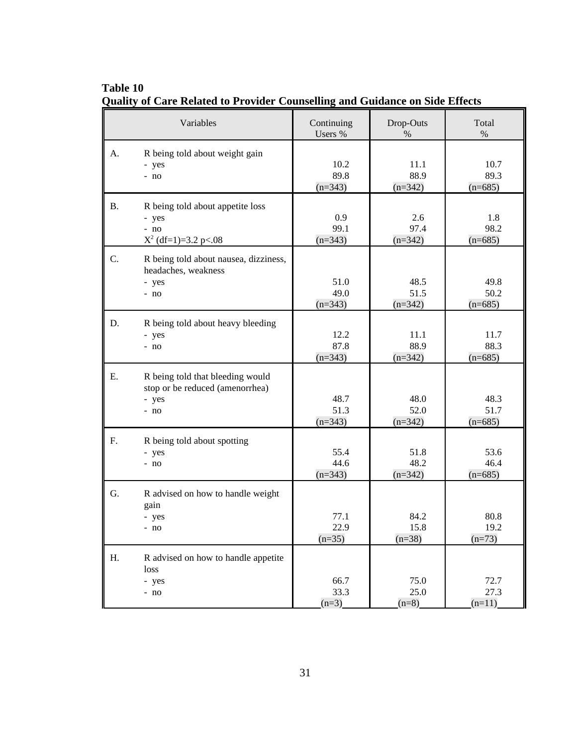**Table 10**
**Quality of Care Related to Provider Counselling and Guidance on Side Effects**

| Variables | Continuing Users % | Drop-Outs % | Total % |
|---|---|---|---|
| A. R being told about weight gain | | | |
| - yes | 10.2 | 11.1 | 10.7 |
| - no | 89.8 | 88.9 | 89.3 |
| | (n=343) | (n=342) | (n=685) |
| B. R being told about appetite loss | | | |
| - yes | 0.9 | 2.6 | 1.8 |
| - no | 99.1 | 97.4 | 98.2 |
| $X^2$ (df=1)=3.2 p<.08 | (n=343) | (n=342) | (n=685) |
| C. R being told about nausea, dizziness, headaches, weakness | | | |
| - yes | 51.0 | 48.5 | 49.8 |
| - no | 49.0 | 51.5 | 50.2 |
| | (n=343) | (n=342) | (n=685) |
| D. R being told about heavy bleeding | | | |
| - yes | 12.2 | 11.1 | 11.7 |
| - no | 87.8 | 88.9 | 88.3 |
| | (n=343) | (n=342) | (n=685) |
| E. R being told that bleeding would stop or be reduced (amenorrhea) | | | |
| - yes | 48.7 | 48.0 | 48.3 |
| - no | 51.3 | 52.0 | 51.7 |
| | (n=343) | (n=342) | (n=685) |
| F. R being told about spotting | | | |
| - yes | 55.4 | 51.8 | 53.6 |
| - no | 44.6 | 48.2 | 46.4 |
| | (n=343) | (n=342) | (n=685) |
| G. R advised on how to handle weight gain | | | |
| - yes | 77.1 | 84.2 | 80.8 |
| - no | 22.9 | 15.8 | 19.2 |
| | (n=35) | (n=38) | (n=73) |
| H. R advised on how to handle appetite loss | | | |
| - yes | 66.7 | 75.0 | 72.7 |
| - no | 33.3 | 25.0 | 27.3 |
| | (n=3) | (n=8) | (n=11) |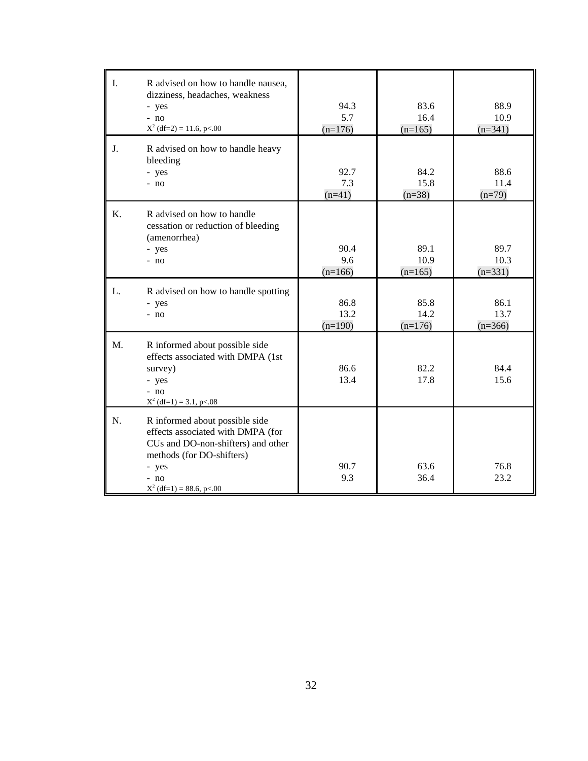| | | | | |
|---|---|---|---|---|
| I. | R advised on how to handle nausea, dizziness, headaches, weakness<br>- yes<br>- no<br>$X^2$ (df=2) = 11.6, p<.00 | 94.3<br>5.7<br>(n=176) | 83.6<br>16.4<br>(n=165) | 88.9<br>10.9<br>(n=341) |
| J. | R advised on how to handle heavy bleeding<br>- yes<br>- no | 92.7<br>7.3<br>(n=41) | 84.2<br>15.8<br>(n=38) | 88.6<br>11.4<br>(n=79) |
| K. | R advised on how to handle cessation or reduction of bleeding (amenorrhea)<br>- yes<br>- no | 90.4<br>9.6<br>(n=166) | 89.1<br>10.9<br>(n=165) | 89.7<br>10.3<br>(n=331) |
| L. | R advised on how to handle spotting<br>- yes<br>- no | 86.8<br>13.2<br>(n=190) | 85.8<br>14.2<br>(n=176) | 86.1<br>13.7<br>(n=366) |
| M. | R informed about possible side effects associated with DMPA (1st survey)<br>- yes<br>- no<br>$X^2$ (df=1) = 3.1, p<.08 | 86.6<br>13.4 | 82.2<br>17.8 | 84.4<br>15.6 |
| N. | R informed about possible side effects associated with DMPA (for CUs and DO-non-shifters) and other methods (for DO-shifters)<br>- yes<br>- no<br>$X^2$ (df=1) = 88.6, p<.00 | 90.7<br>9.3 | 63.6<br>36.4 | 76.8<br>23.2 |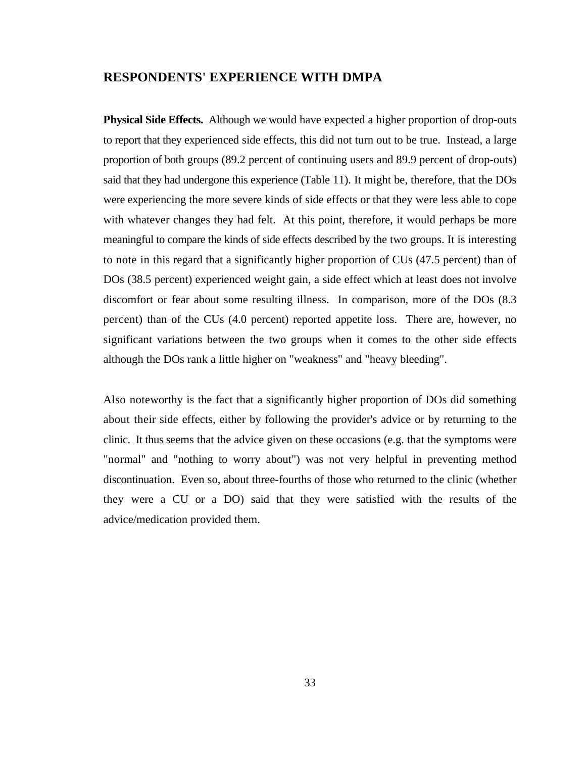## RESPONDENTS' EXPERIENCE WITH DMPA

**Physical Side Effects.** Although we would have expected a higher proportion of drop-outs to report that they experienced side effects, this did not turn out to be true. Instead, a large proportion of both groups (89.2 percent of continuing users and 89.9 percent of drop-outs) said that they had undergone this experience (Table 11). It might be, therefore, that the DOs were experiencing the more severe kinds of side effects or that they were less able to cope with whatever changes they had felt. At this point, therefore, it would perhaps be more meaningful to compare the kinds of side effects described by the two groups. It is interesting to note in this regard that a significantly higher proportion of CUs (47.5 percent) than of DOs (38.5 percent) experienced weight gain, a side effect which at least does not involve discomfort or fear about some resulting illness. In comparison, more of the DOs (8.3 percent) than of the CUs (4.0 percent) reported appetite loss. There are, however, no significant variations between the two groups when it comes to the other side effects although the DOs rank a little higher on "weakness" and "heavy bleeding".

Also noteworthy is the fact that a significantly higher proportion of DOs did something about their side effects, either by following the provider's advice or by returning to the clinic. It thus seems that the advice given on these occasions (e.g. that the symptoms were "normal" and "nothing to worry about") was not very helpful in preventing method discontinuation. Even so, about three-fourths of those who returned to the clinic (whether they were a CU or a DO) said that they were satisfied with the results of the advice/medication provided them.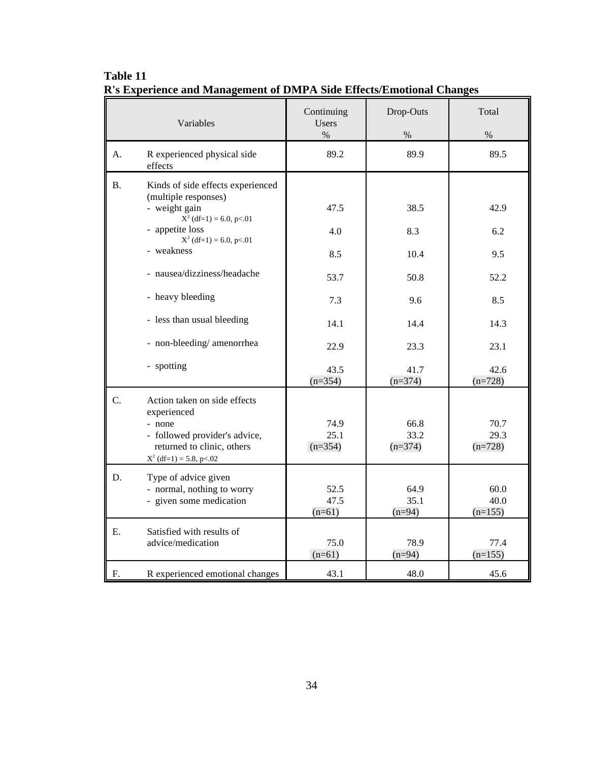**Table 11**
**R's Experience and Management of DMPA Side Effects/Emotional Changes**

| | Variables | Continuing Users % | Drop-Outs % | Total % |
|---|---|---|---|---|
| A. | R experienced physical side effects | 89.2 | 89.9 | 89.5 |
| B. | Kinds of side effects experienced (multiple responses) | | | |
| | - weight gain $X^2$ (df=1) = 6.0, $p<.01$ | 47.5 | 38.5 | 42.9 |
| | - appetite loss $X^2$ (df=1) = 6.0, $p<.01$ | 4.0 | 8.3 | 6.2 |
| | - weakness | 8.5 | 10.4 | 9.5 |
| | - nausea/dizziness/headache | 53.7 | 50.8 | 52.2 |
| | - heavy bleeding | 7.3 | 9.6 | 8.5 |
| | - less than usual bleeding | 14.1 | 14.4 | 14.3 |
| | - non-bleeding/ amenorrhea | 22.9 | 23.3 | 23.1 |
| | - spotting | 43.5 | 41.7 | 42.6 |
| | | (n=354) | (n=374) | (n=728) |
| C. | Action taken on side effects experienced | | | |
| | - none | 74.9 | 66.8 | 70.7 |
| | - followed provider's advice, returned to clinic, others | 25.1 | 33.2 | 29.3 |
| | $X^2$ (df=1) = 5.8, $p<.02$ | (n=354) | (n=374) | (n=728) |
| D. | Type of advice given | | | |
| | - normal, nothing to worry | 52.5 | 64.9 | 60.0 |
| | - given some medication | 47.5 | 35.1 | 40.0 |
| | | (n=61) | (n=94) | (n=155) |
| E. | Satisfied with results of advice/medication | 75.0 | 78.9 | 77.4 |
| | | (n=61) | (n=94) | (n=155) |
| F. | R experienced emotional changes | 43.1 | 48.0 | 45.6 |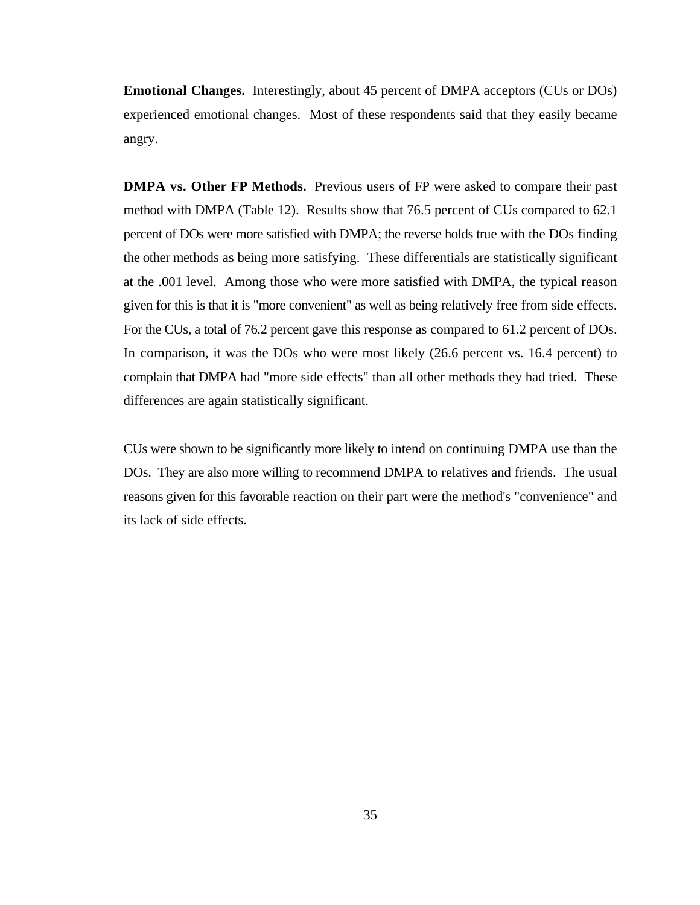**Emotional Changes.** Interestingly, about 45 percent of DMPA acceptors (CUs or DOs) experienced emotional changes. Most of these respondents said that they easily became angry.

**DMPA vs. Other FP Methods.** Previous users of FP were asked to compare their past method with DMPA (Table 12). Results show that 76.5 percent of CUs compared to 62.1 percent of DOs were more satisfied with DMPA; the reverse holds true with the DOs finding the other methods as being more satisfying. These differentials are statistically significant at the .001 level. Among those who were more satisfied with DMPA, the typical reason given for this is that it is "more convenient" as well as being relatively free from side effects. For the CUs, a total of 76.2 percent gave this response as compared to 61.2 percent of DOs. In comparison, it was the DOs who were most likely (26.6 percent vs. 16.4 percent) to complain that DMPA had "more side effects" than all other methods they had tried. These differences are again statistically significant.

CUs were shown to be significantly more likely to intend on continuing DMPA use than the DOs. They are also more willing to recommend DMPA to relatives and friends. The usual reasons given for this favorable reaction on their part were the method's "convenience" and its lack of side effects.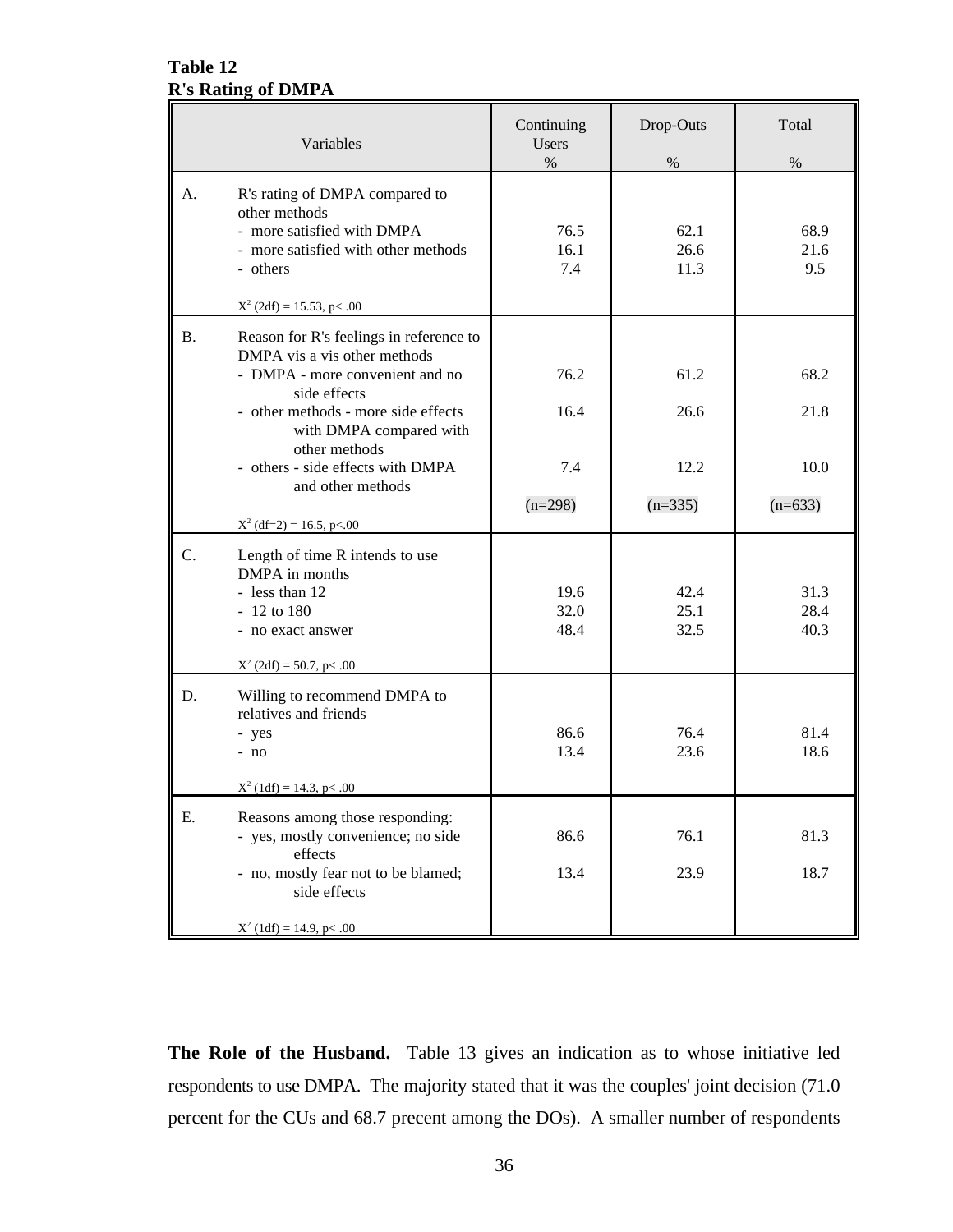**Table 12**
**R's Rating of DMPA**

| | Variables | Continuing Users % | Drop-Outs % | Total % |
|---|---|---|---|---|
| A. | R's rating of DMPA compared to other methods | | | |
| | - more satisfied with DMPA | 76.5 | 62.1 | 68.9 |
| | - more satisfied with other methods | 16.1 | 26.6 | 21.6 |
| | - others | 7.4 | 11.3 | 9.5 |
| | $X^2$ (2df) = 15.53, p< .00 | | | |
| B. | Reason for R's feelings in reference to DMPA vis a vis other methods | | | |
| | - DMPA - more convenient and no side effects | 76.2 | 61.2 | 68.2 |
| | - other methods - more side effects with DMPA compared with other methods | 16.4 | 26.6 | 21.8 |
| | - others - side effects with DMPA and other methods | 7.4 | 12.2 | 10.0 |
| | | (n=298) | (n=335) | (n=633) |
| | $X^2$ (df=2) = 16.5, p<.00 | | | |
| C. | Length of time R intends to use DMPA in months | | | |
| | - less than 12 | 19.6 | 42.4 | 31.3 |
| | - 12 to 180 | 32.0 | 25.1 | 28.4 |
| | - no exact answer | 48.4 | 32.5 | 40.3 |
| | $X^2$ (2df) = 50.7, p< .00 | | | |
| D. | Willing to recommend DMPA to relatives and friends | | | |
| | - yes | 86.6 | 76.4 | 81.4 |
| | - no | 13.4 | 23.6 | 18.6 |
| | $X^2$ (1df) = 14.3, p< .00 | | | |
| E. | Reasons among those responding: | | | |
| | - yes, mostly convenience; no side effects | 86.6 | 76.1 | 81.3 |
| | - no, mostly fear not to be blamed; side effects | 13.4 | 23.9 | 18.7 |
| | $X^2$ (1df) = 14.9, p< .00 | | | |

**The Role of the Husband.** Table 13 gives an indication as to whose initiative led respondents to use DMPA. The majority stated that it was the couples' joint decision (71.0 percent for the CUs and 68.7 precent among the DOs). A smaller number of respondents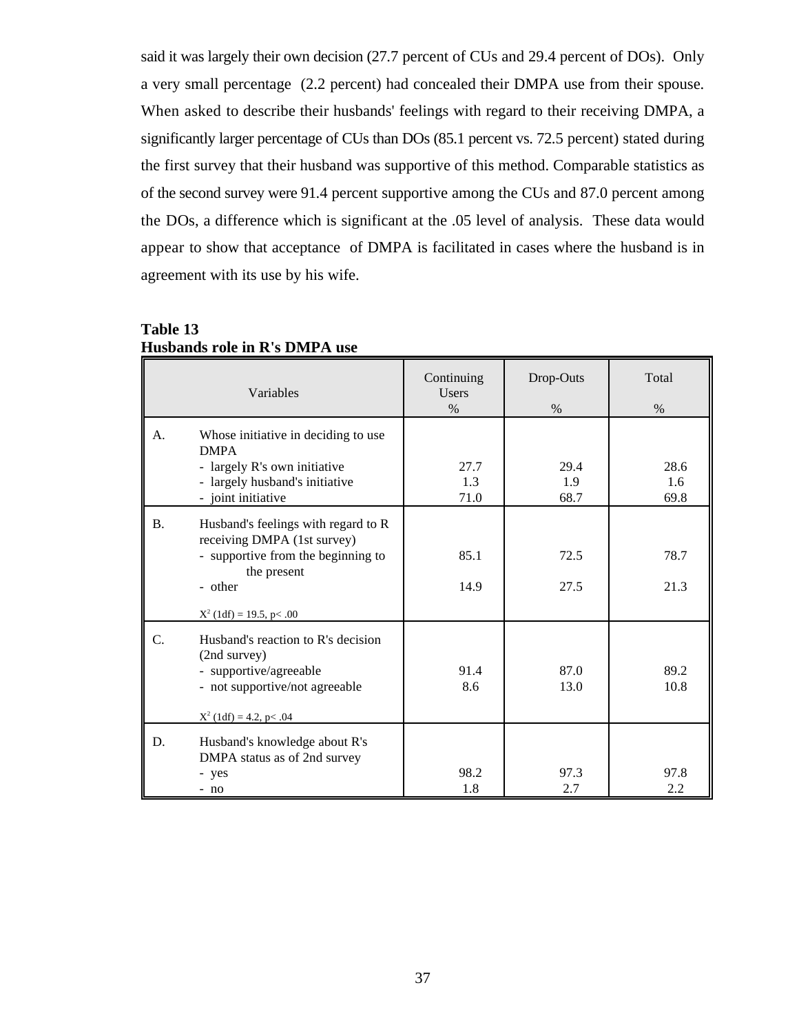said it was largely their own decision (27.7 percent of CUs and 29.4 percent of DOs). Only a very small percentage (2.2 percent) had concealed their DMPA use from their spouse. When asked to describe their husbands' feelings with regard to their receiving DMPA, a significantly larger percentage of CUs than DOs (85.1 percent vs. 72.5 percent) stated during the first survey that their husband was supportive of this method. Comparable statistics as of the second survey were 91.4 percent supportive among the CUs and 87.0 percent among the DOs, a difference which is significant at the .05 level of analysis. These data would appear to show that acceptance of DMPA is facilitated in cases where the husband is in agreement with its use by his wife.

**Table 13**
**Husbands role in R's DMPA use**

| | Variables | Continuing Users % | Drop-Outs % | Total % |
|---|---|---|---|---|
| A. | Whose initiative in deciding to use DMPA | | | |
| | - largely R's own initiative | 27.7 | 29.4 | 28.6 |
| | - largely husband's initiative | 1.3 | 1.9 | 1.6 |
| | - joint initiative | 71.0 | 68.7 | 69.8 |
| B. | Husband's feelings with regard to R receiving DMPA (1st survey) | | | |
| | - supportive from the beginning to the present | 85.1 | 72.5 | 78.7 |
| | - other | 14.9 | 27.5 | 21.3 |
| | $X^2$ (1df) = 19.5, p< .00 | | | |
| C. | Husband's reaction to R's decision (2nd survey) | | | |
| | - supportive/agreeable | 91.4 | 87.0 | 89.2 |
| | - not supportive/not agreeable | 8.6 | 13.0 | 10.8 |
| | $X^2$ (1df) = 4.2, p< .04 | | | |
| D. | Husband's knowledge about R's DMPA status as of 2nd survey | | | |
| | - yes | 98.2 | 97.3 | 97.8 |
| | - no | 1.8 | 2.7 | 2.2 |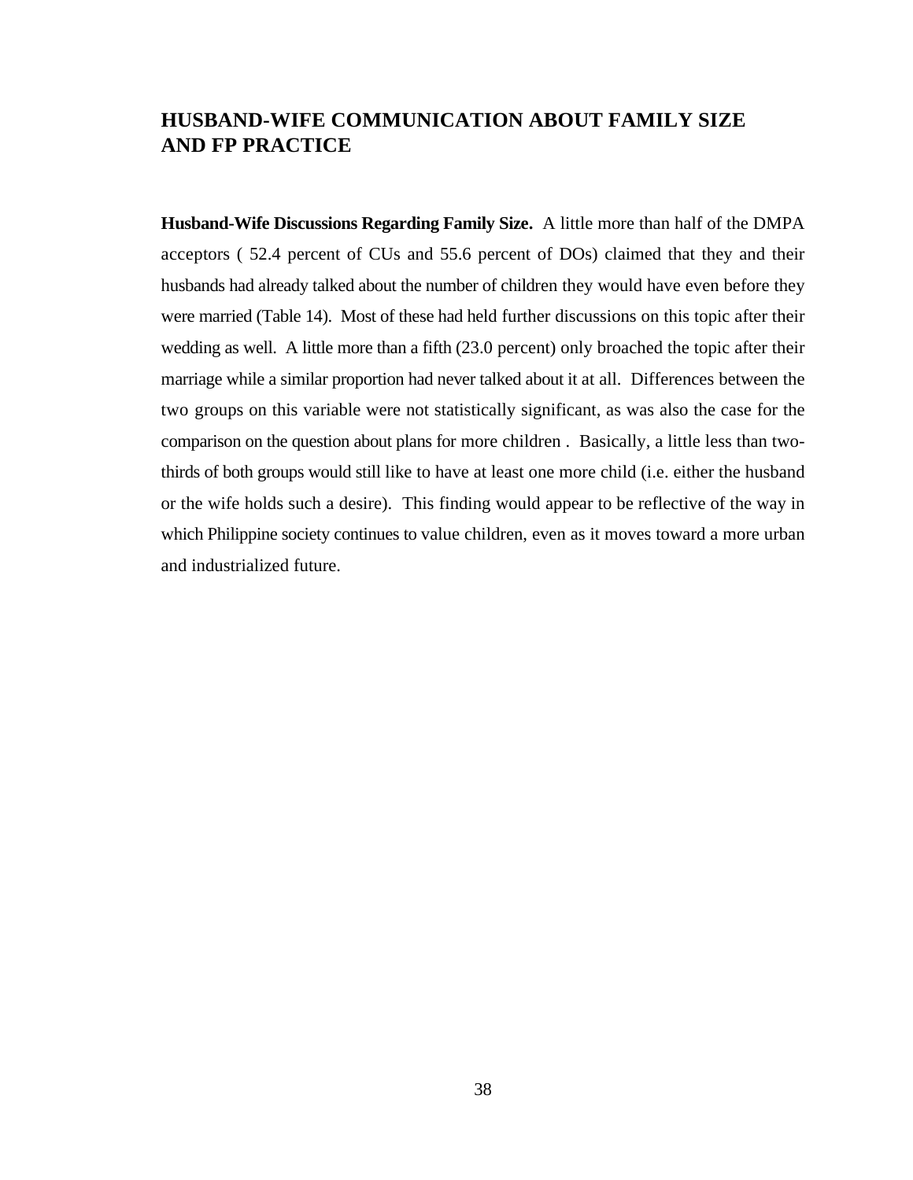## HUSBAND-WIFE COMMUNICATION ABOUT FAMILY SIZE AND FP PRACTICE

**Husband-Wife Discussions Regarding Family Size.** A little more than half of the DMPA acceptors ( 52.4 percent of CUs and 55.6 percent of DOs) claimed that they and their husbands had already talked about the number of children they would have even before they were married (Table 14). Most of these had held further discussions on this topic after their wedding as well. A little more than a fifth (23.0 percent) only broached the topic after their marriage while a similar proportion had never talked about it at all. Differences between the two groups on this variable were not statistically significant, as was also the case for the comparison on the question about plans for more children . Basically, a little less than two-thirds of both groups would still like to have at least one more child (i.e. either the husband or the wife holds such a desire). This finding would appear to be reflective of the way in which Philippine society continues to value children, even as it moves toward a more urban and industrialized future.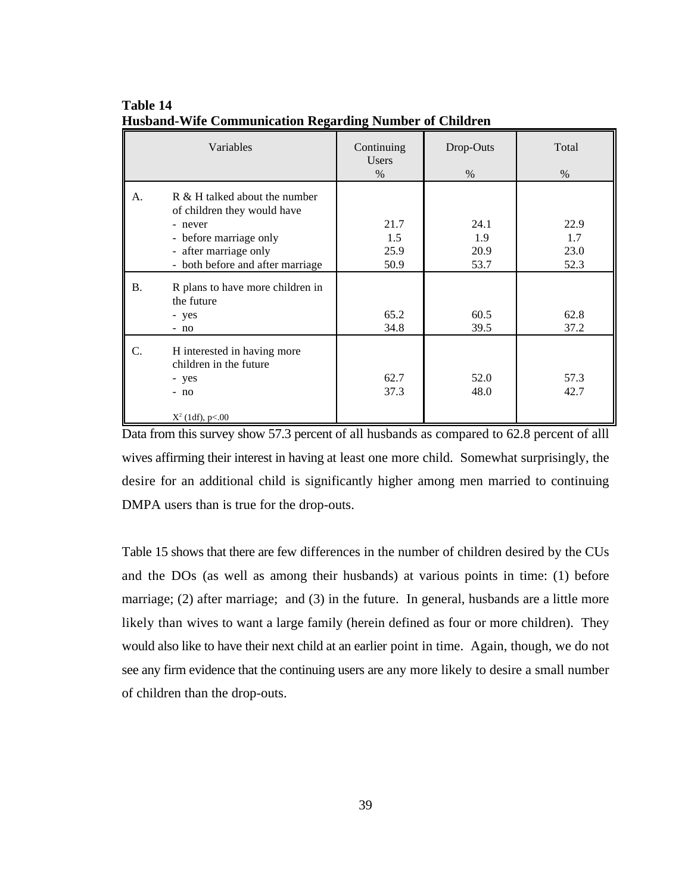**Table 14**
**Husband-Wife Communication Regarding Number of Children**

| Variables | | Continuing Users % | Drop-Outs % | Total % |
|---|---|---|---|---|
| A. | R & H talked about the number of children they would have | | | |
| | - never | 21.7 | 24.1 | 22.9 |
| | - before marriage only | 1.5 | 1.9 | 1.7 |
| | - after marriage only | 25.9 | 20.9 | 23.0 |
| | - both before and after marriage | 50.9 | 53.7 | 52.3 |
| B. | R plans to have more children in the future | | | |
| | - yes | 65.2 | 60.5 | 62.8 |
| | - no | 34.8 | 39.5 | 37.2 |
| C. | H interested in having more children in the future | | | |
| | - yes | 62.7 | 52.0 | 57.3 |
| | - no | 37.3 | 48.0 | 42.7 |
| | $X^2$ (1df), $p<.00$ | | | |

Data from this survey show 57.3 percent of all husbands as compared to 62.8 percent of alll wives affirming their interest in having at least one more child. Somewhat surprisingly, the desire for an additional child is significantly higher among men married to continuing DMPA users than is true for the drop-outs.

Table 15 shows that there are few differences in the number of children desired by the CUs and the DOs (as well as among their husbands) at various points in time: (1) before marriage; (2) after marriage; and (3) in the future. In general, husbands are a little more likely than wives to want a large family (herein defined as four or more children). They would also like to have their next child at an earlier point in time. Again, though, we do not see any firm evidence that the continuing users are any more likely to desire a small number of children than the drop-outs.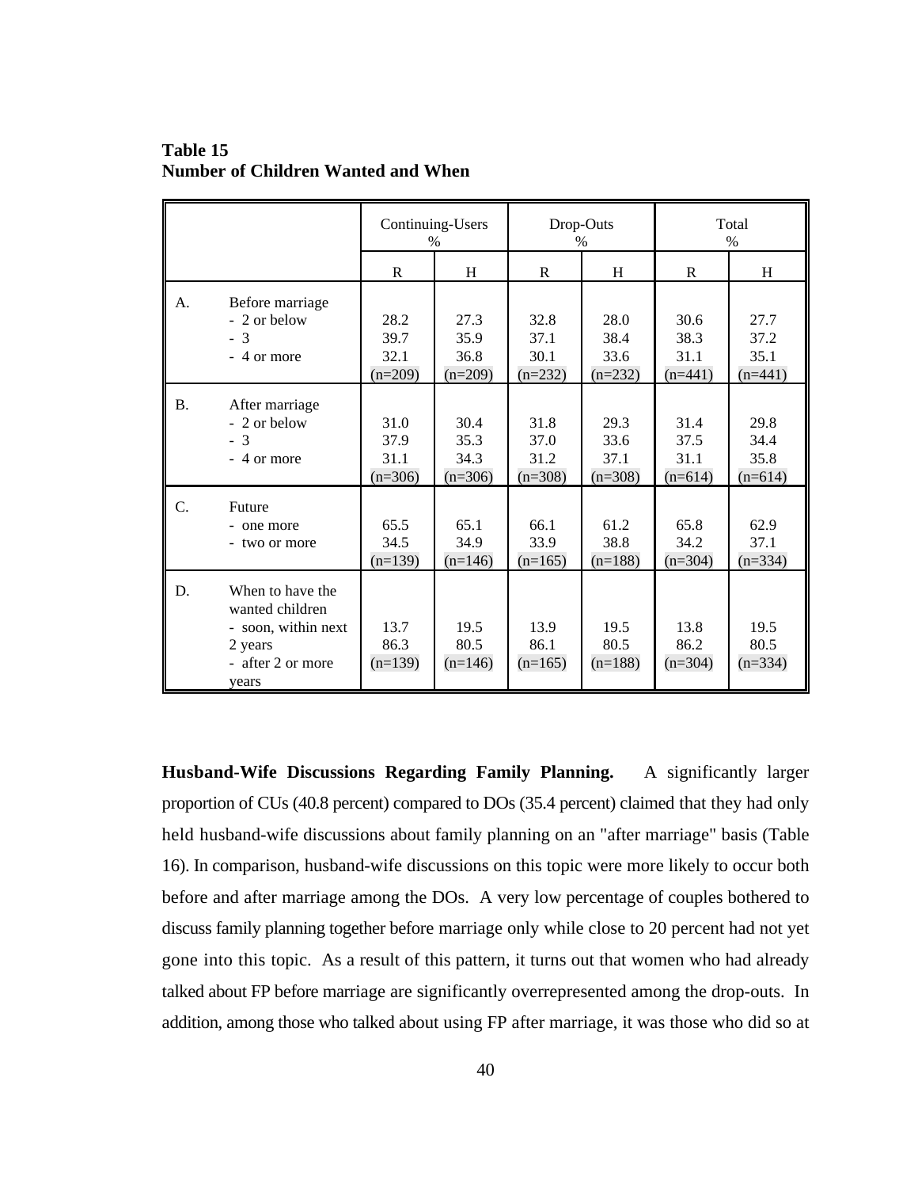**Table 15**
**Number of Children Wanted and When**

| | | Continuing-Users % | | Drop-Outs % | | Total % | |
|---|---|---|---|---|---|---|---|
| | | R | H | R | H | R | H |
| A. | Before marriage | | | | | | |
| | - 2 or below | 28.2 | 27.3 | 32.8 | 28.0 | 30.6 | 27.7 |
| | - 3 | 39.7 | 35.9 | 37.1 | 38.4 | 38.3 | 37.2 |
| | - 4 or more | 32.1 | 36.8 | 30.1 | 33.6 | 31.1 | 35.1 |
| | | (n=209) | (n=209) | (n=232) | (n=232) | (n=441) | (n=441) |
| B. | After marriage | | | | | | |
| | - 2 or below | 31.0 | 30.4 | 31.8 | 29.3 | 31.4 | 29.8 |
| | - 3 | 37.9 | 35.3 | 37.0 | 33.6 | 37.5 | 34.4 |
| | - 4 or more | 31.1 | 34.3 | 31.2 | 37.1 | 31.1 | 35.8 |
| | | (n=306) | (n=306) | (n=308) | (n=308) | (n=614) | (n=614) |
| C. | Future | | | | | | |
| | - one more | 65.5 | 65.1 | 66.1 | 61.2 | 65.8 | 62.9 |
| | - two or more | 34.5 | 34.9 | 33.9 | 38.8 | 34.2 | 37.1 |
| | | (n=139) | (n=146) | (n=165) | (n=188) | (n=304) | (n=334) |
| D. | When to have the wanted children | | | | | | |
| | - soon, within next 2 years | 13.7 | 19.5 | 13.9 | 19.5 | 13.8 | 19.5 |
| | - after 2 or more years | 86.3 | 80.5 | 86.1 | 80.5 | 86.2 | 80.5 |
| | | (n=139) | (n=146) | (n=165) | (n=188) | (n=304) | (n=334) |

**Husband-Wife Discussions Regarding Family Planning.** A significantly larger proportion of CUs (40.8 percent) compared to DOs (35.4 percent) claimed that they had only held husband-wife discussions about family planning on an "after marriage" basis (Table 16). In comparison, husband-wife discussions on this topic were more likely to occur both before and after marriage among the DOs. A very low percentage of couples bothered to discuss family planning together before marriage only while close to 20 percent had not yet gone into this topic. As a result of this pattern, it turns out that women who had already talked about FP before marriage are significantly overrepresented among the drop-outs. In addition, among those who talked about using FP after marriage, it was those who did so at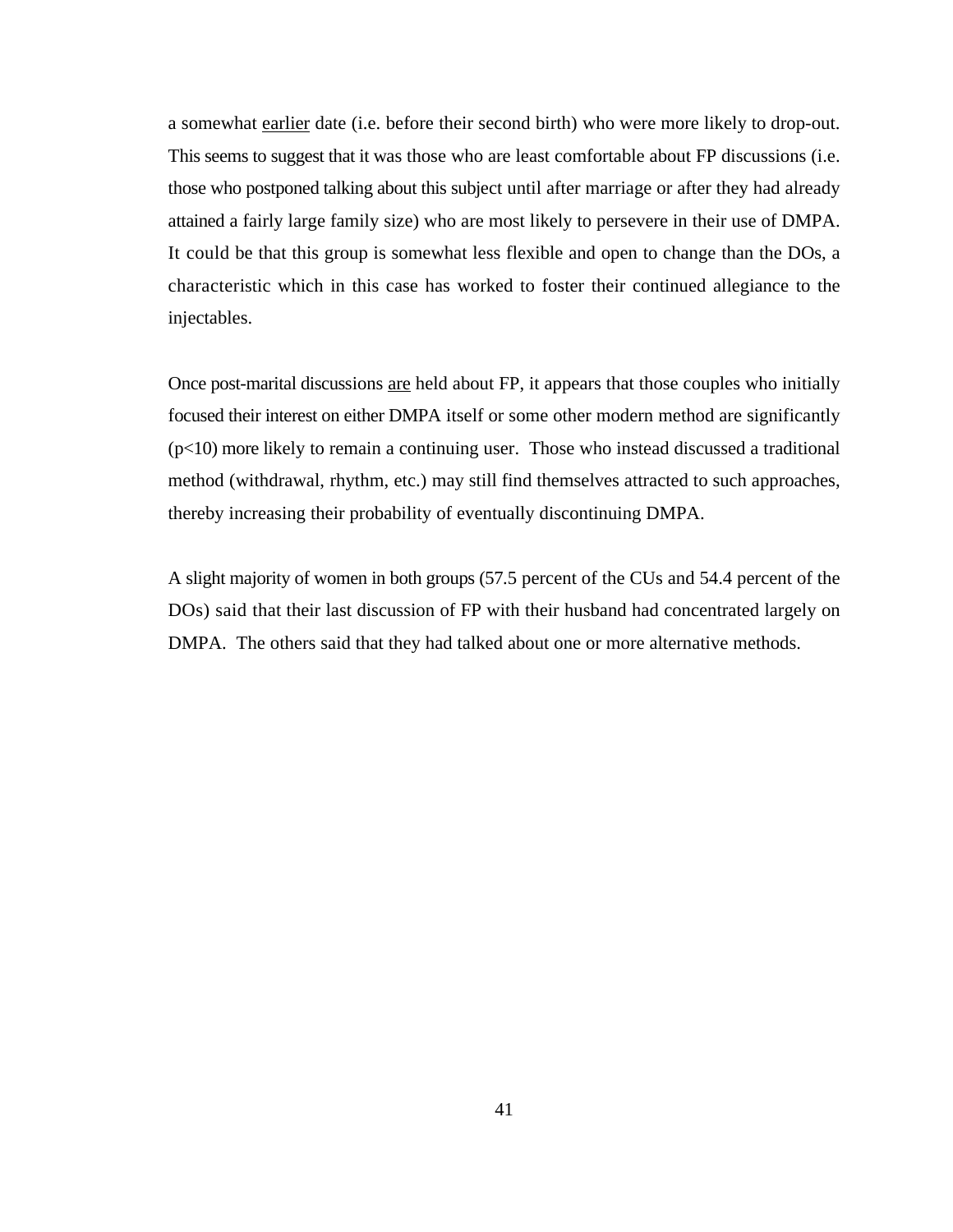a somewhat <u>earlier</u> date (i.e. before their second birth) who were more likely to drop-out. This seems to suggest that it was those who are least comfortable about FP discussions (i.e. those who postponed talking about this subject until after marriage or after they had already attained a fairly large family size) who are most likely to persevere in their use of DMPA. It could be that this group is somewhat less flexible and open to change than the DOs, a characteristic which in this case has worked to foster their continued allegiance to the injectables.

Once post-marital discussions <u>are</u> held about FP, it appears that those couples who initially focused their interest on either DMPA itself or some other modern method are significantly ($p<10$) more likely to remain a continuing user. Those who instead discussed a traditional method (withdrawal, rhythm, etc.) may still find themselves attracted to such approaches, thereby increasing their probability of eventually discontinuing DMPA.

A slight majority of women in both groups (57.5 percent of the CUs and 54.4 percent of the DOs) said that their last discussion of FP with their husband had concentrated largely on DMPA. The others said that they had talked about one or more alternative methods.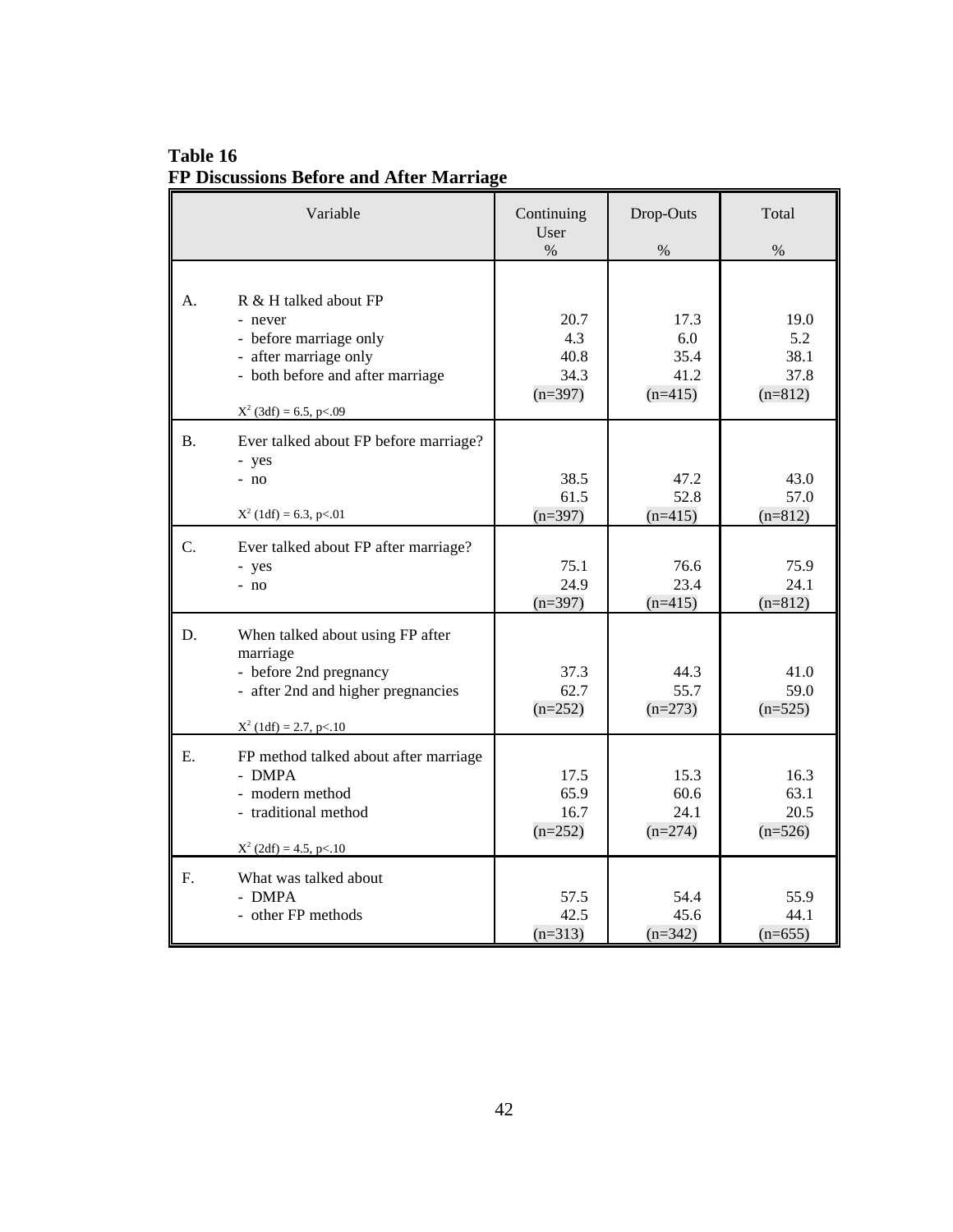**Table 16**
**FP Discussions Before and After Marriage**

| | Variable | Continuing User % | Drop-Outs % | Total % |
|---|---|---|---|---|
| A. | R & H talked about FP | | | |
| | - never | 20.7 | 17.3 | 19.0 |
| | - before marriage only | 4.3 | 6.0 | 5.2 |
| | - after marriage only | 40.8 | 35.4 | 38.1 |
| | - both before and after marriage | 34.3 | 41.2 | 37.8 |
| | | (n=397) | (n=415) | (n=812) |
| | $X^2$ (3df) = 6.5, p<.09 | | | |
| B. | Ever talked about FP before marriage? | | | |
| | - yes | 38.5 | 47.2 | 43.0 |
| | - no | 61.5 | 52.8 | 57.0 |
| | $X^2$ (1df) = 6.3, p<.01 | (n=397) | (n=415) | (n=812) |
| C. | Ever talked about FP after marriage? | | | |
| | - yes | 75.1 | 76.6 | 75.9 |
| | - no | 24.9 | 23.4 | 24.1 |
| | | (n=397) | (n=415) | (n=812) |
| D. | When talked about using FP after marriage | | | |
| | - before 2nd pregnancy | 37.3 | 44.3 | 41.0 |
| | - after 2nd and higher pregnancies | 62.7 | 55.7 | 59.0 |
| | | (n=252) | (n=273) | (n=525) |
| | $X^2$ (1df) = 2.7, p<.10 | | | |
| E. | FP method talked about after marriage | | | |
| | - DMPA | 17.5 | 15.3 | 16.3 |
| | - modern method | 65.9 | 60.6 | 63.1 |
| | - traditional method | 16.7 | 24.1 | 20.5 |
| | | (n=252) | (n=274) | (n=526) |
| | $X^2$ (2df) = 4.5, p<.10 | | | |
| F. | What was talked about | | | |
| | - DMPA | 57.5 | 54.4 | 55.9 |
| | - other FP methods | 42.5 | 45.6 | 44.1 |
| | | (n=313) | (n=342) | (n=655) |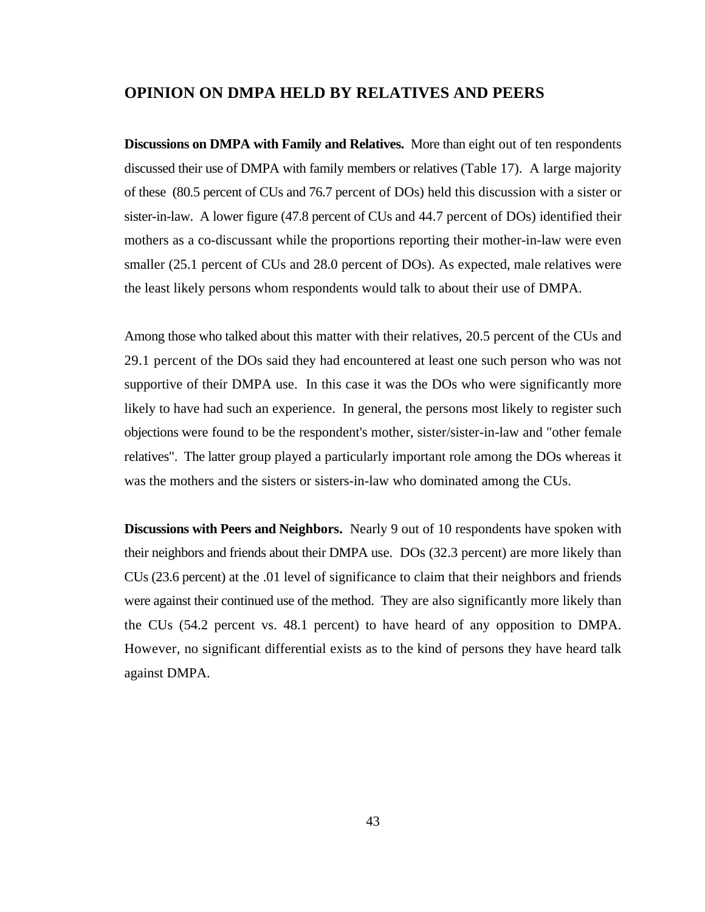## OPINION ON DMPA HELD BY RELATIVES AND PEERS

**Discussions on DMPA with Family and Relatives.** More than eight out of ten respondents discussed their use of DMPA with family members or relatives (Table 17). A large majority of these (80.5 percent of CUs and 76.7 percent of DOs) held this discussion with a sister or sister-in-law. A lower figure (47.8 percent of CUs and 44.7 percent of DOs) identified their mothers as a co-discussant while the proportions reporting their mother-in-law were even smaller (25.1 percent of CUs and 28.0 percent of DOs). As expected, male relatives were the least likely persons whom respondents would talk to about their use of DMPA.

Among those who talked about this matter with their relatives, 20.5 percent of the CUs and 29.1 percent of the DOs said they had encountered at least one such person who was not supportive of their DMPA use. In this case it was the DOs who were significantly more likely to have had such an experience. In general, the persons most likely to register such objections were found to be the respondent's mother, sister/sister-in-law and "other female relatives". The latter group played a particularly important role among the DOs whereas it was the mothers and the sisters or sisters-in-law who dominated among the CUs.

**Discussions with Peers and Neighbors.** Nearly 9 out of 10 respondents have spoken with their neighbors and friends about their DMPA use. DOs (32.3 percent) are more likely than CUs (23.6 percent) at the .01 level of significance to claim that their neighbors and friends were against their continued use of the method. They are also significantly more likely than the CUs (54.2 percent vs. 48.1 percent) to have heard of any opposition to DMPA. However, no significant differential exists as to the kind of persons they have heard talk against DMPA.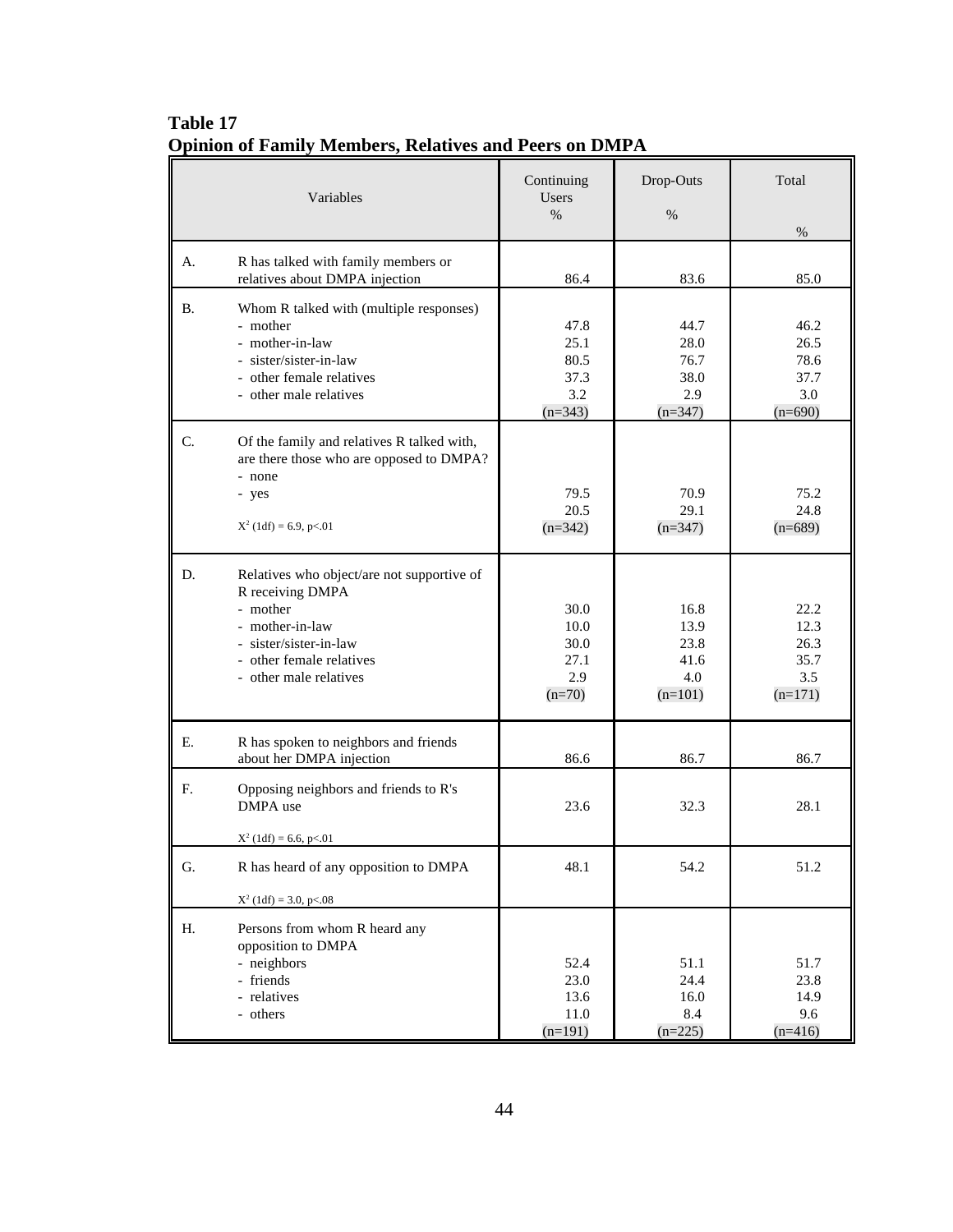**Table 17**
**Opinion of Family Members, Relatives and Peers on DMPA**

| | Variables | Continuing Users % | Drop-Outs % | Total % |
|---|---|---|---|---|
| A. | R has talked with family members or relatives about DMPA injection | 86.4 | 83.6 | 85.0 |
| B. | Whom R talked with (multiple responses) | | | |
| | - mother | 47.8 | 44.7 | 46.2 |
| | - mother-in-law | 25.1 | 28.0 | 26.5 |
| | - sister/sister-in-law | 80.5 | 76.7 | 78.6 |
| | - other female relatives | 37.3 | 38.0 | 37.7 |
| | - other male relatives | 3.2 | 2.9 | 3.0 |
| | | (n=343) | (n=347) | (n=690) |
| C. | Of the family and relatives R talked with, are there those who are opposed to DMPA? | | | |
| | - none | 79.5 | 70.9 | 75.2 |
| | - yes | 20.5 | 29.1 | 24.8 |
| | $X^2$ (1df) = 6.9, p<.01 | (n=342) | (n=347) | (n=689) |
| D. | Relatives who object/are not supportive of R receiving DMPA | | | |
| | - mother | 30.0 | 16.8 | 22.2 |
| | - mother-in-law | 10.0 | 13.9 | 12.3 |
| | - sister/sister-in-law | 30.0 | 23.8 | 26.3 |
| | - other female relatives | 27.1 | 41.6 | 35.7 |
| | - other male relatives | 2.9 | 4.0 | 3.5 |
| | | (n=70) | (n=101) | (n=171) |
| E. | R has spoken to neighbors and friends about her DMPA injection | 86.6 | 86.7 | 86.7 |
| F. | Opposing neighbors and friends to R's DMPA use | 23.6 | 32.3 | 28.1 |
| | $X^2$ (1df) = 6.6, p<.01 | | | |
| G. | R has heard of any opposition to DMPA | 48.1 | 54.2 | 51.2 |
| | $X^2$ (1df) = 3.0, p<.08 | | | |
| H. | Persons from whom R heard any opposition to DMPA | | | |
| | - neighbors | 52.4 | 51.1 | 51.7 |
| | - friends | 23.0 | 24.4 | 23.8 |
| | - relatives | 13.6 | 16.0 | 14.9 |
| | - others | 11.0 | 8.4 | 9.6 |
| | | (n=191) | (n=225) | (n=416) |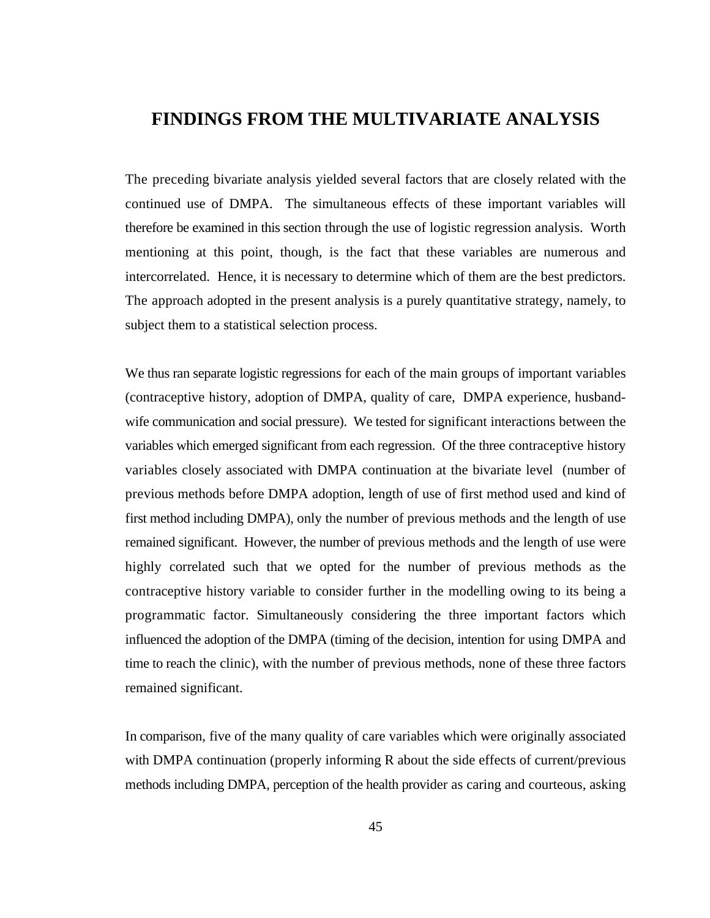# FINDINGS FROM THE MULTIVARIATE ANALYSIS

The preceding bivariate analysis yielded several factors that are closely related with the continued use of DMPA. The simultaneous effects of these important variables will therefore be examined in this section through the use of logistic regression analysis. Worth mentioning at this point, though, is the fact that these variables are numerous and intercorrelated. Hence, it is necessary to determine which of them are the best predictors. The approach adopted in the present analysis is a purely quantitative strategy, namely, to subject them to a statistical selection process.

We thus ran separate logistic regressions for each of the main groups of important variables (contraceptive history, adoption of DMPA, quality of care, DMPA experience, husband-wife communication and social pressure). We tested for significant interactions between the variables which emerged significant from each regression. Of the three contraceptive history variables closely associated with DMPA continuation at the bivariate level (number of previous methods before DMPA adoption, length of use of first method used and kind of first method including DMPA), only the number of previous methods and the length of use remained significant. However, the number of previous methods and the length of use were highly correlated such that we opted for the number of previous methods as the contraceptive history variable to consider further in the modelling owing to its being a programmatic factor. Simultaneously considering the three important factors which influenced the adoption of the DMPA (timing of the decision, intention for using DMPA and time to reach the clinic), with the number of previous methods, none of these three factors remained significant.

In comparison, five of the many quality of care variables which were originally associated with DMPA continuation (properly informing R about the side effects of current/previous methods including DMPA, perception of the health provider as caring and courteous, asking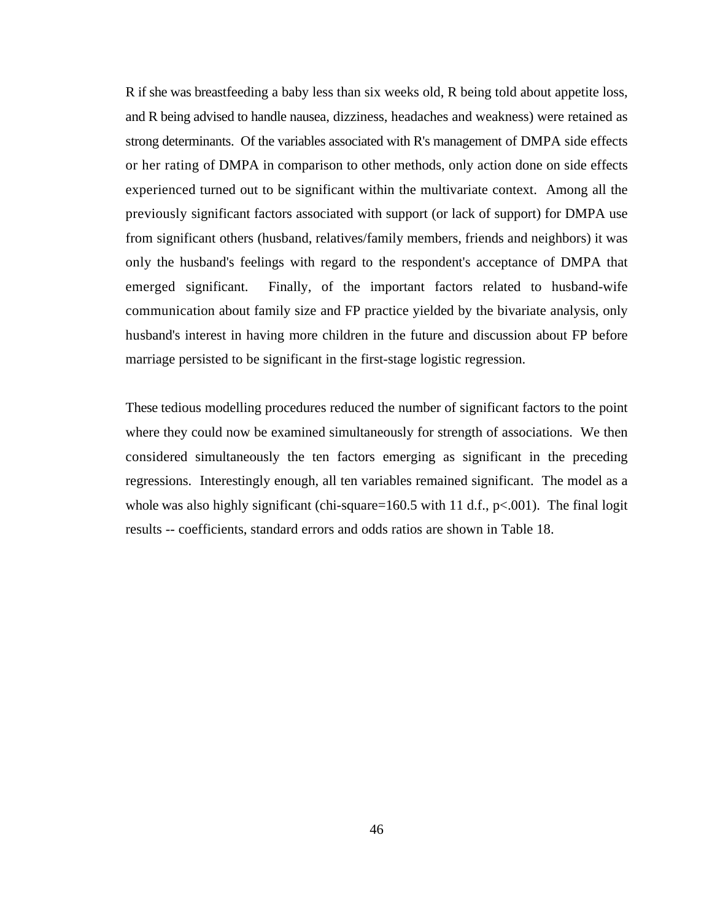R if she was breastfeeding a baby less than six weeks old, R being told about appetite loss, and R being advised to handle nausea, dizziness, headaches and weakness) were retained as strong determinants. Of the variables associated with R's management of DMPA side effects or her rating of DMPA in comparison to other methods, only action done on side effects experienced turned out to be significant within the multivariate context. Among all the previously significant factors associated with support (or lack of support) for DMPA use from significant others (husband, relatives/family members, friends and neighbors) it was only the husband's feelings with regard to the respondent's acceptance of DMPA that emerged significant. Finally, of the important factors related to husband-wife communication about family size and FP practice yielded by the bivariate analysis, only husband's interest in having more children in the future and discussion about FP before marriage persisted to be significant in the first-stage logistic regression.

These tedious modelling procedures reduced the number of significant factors to the point where they could now be examined simultaneously for strength of associations. We then considered simultaneously the ten factors emerging as significant in the preceding regressions. Interestingly enough, all ten variables remained significant. The model as a whole was also highly significant (chi-square=160.5 with 11 d.f., $p<.001$). The final logit results -- coefficients, standard errors and odds ratios are shown in Table 18.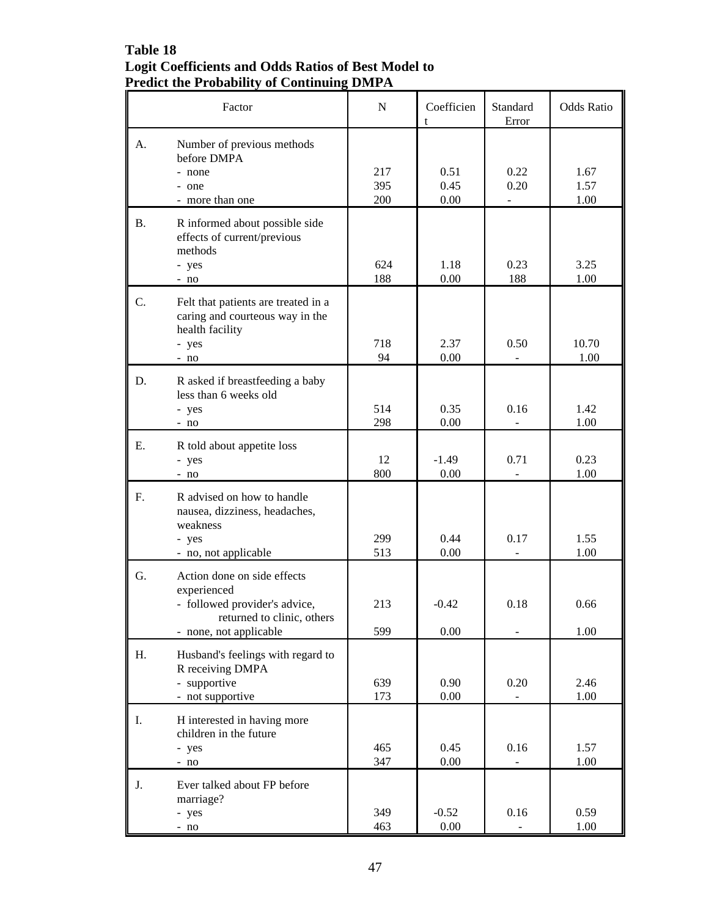**Table 18**
**Logit Coefficients and Odds Ratios of Best Model to Predict the Probability of Continuing DMPA**

| Factor | | N | Coefficient | Standard Error | Odds Ratio |
|---|---|---|---|---|---|
| A. | Number of previous methods before DMPA | | | | |
| | - none | 217 | 0.51 | 0.22 | 1.67 |
| | - one | 395 | 0.45 | 0.20 | 1.57 |
| | - more than one | 200 | 0.00 | - | 1.00 |
| B. | R informed about possible side effects of current/previous methods | | | | |
| | - yes | 624 | 1.18 | 0.23 | 3.25 |
| | - no | 188 | 0.00 | 188 | 1.00 |
| C. | Felt that patients are treated in a caring and courteous way in the health facility | | | | |
| | - yes | 718 | 2.37 | 0.50 | 10.70 |
| | - no | 94 | 0.00 | - | 1.00 |
| D. | R asked if breastfeeding a baby less than 6 weeks old | | | | |
| | - yes | 514 | 0.35 | 0.16 | 1.42 |
| | - no | 298 | 0.00 | - | 1.00 |
| E. | R told about appetite loss | | | | |
| | - yes | 12 | -1.49 | 0.71 | 0.23 |
| | - no | 800 | 0.00 | - | 1.00 |
| F. | R advised on how to handle nausea, dizziness, headaches, weakness | | | | |
| | - yes | 299 | 0.44 | 0.17 | 1.55 |
| | - no, not applicable | 513 | 0.00 | - | 1.00 |
| G. | Action done on side effects experienced | | | | |
| | - followed provider's advice, returned to clinic, others | 213 | -0.42 | 0.18 | 0.66 |
| | - none, not applicable | 599 | 0.00 | - | 1.00 |
| H. | Husband's feelings with regard to R receiving DMPA | | | | |
| | - supportive | 639 | 0.90 | 0.20 | 2.46 |
| | - not supportive | 173 | 0.00 | - | 1.00 |
| I. | H interested in having more children in the future | | | | |
| | - yes | 465 | 0.45 | 0.16 | 1.57 |
| | - no | 347 | 0.00 | - | 1.00 |
| J. | Ever talked about FP before marriage? | | | | |
| | - yes | 349 | -0.52 | 0.16 | 0.59 |
| | - no | 463 | 0.00 | - | 1.00 |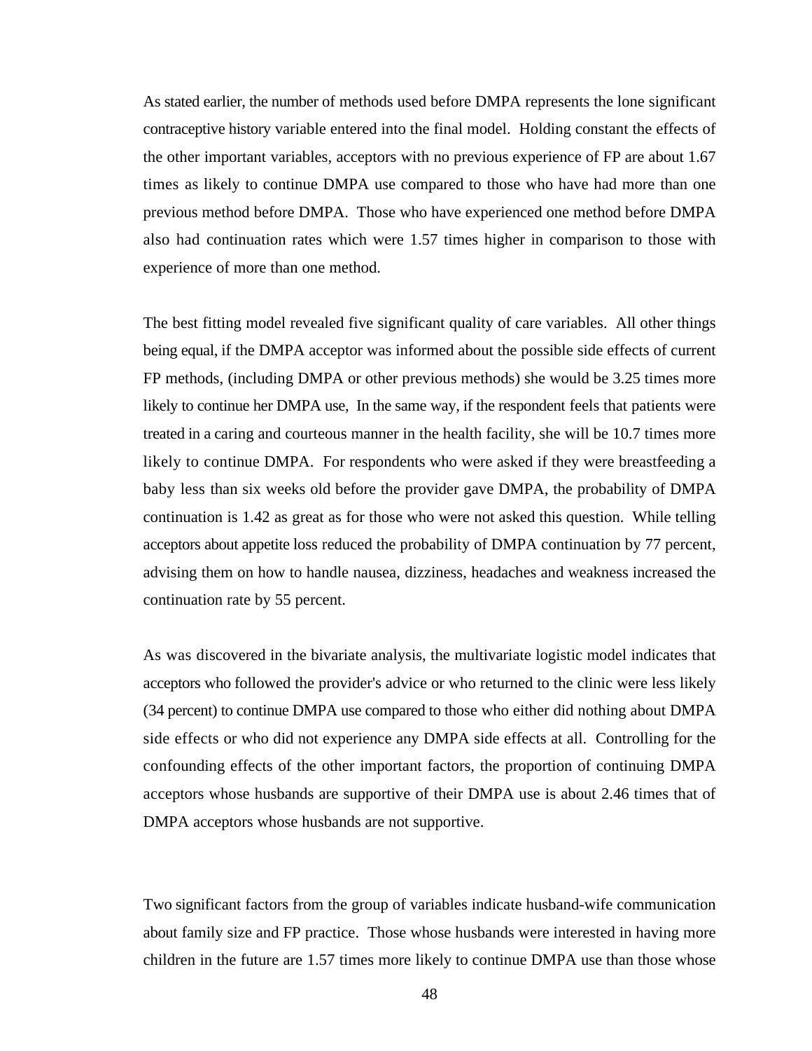As stated earlier, the number of methods used before DMPA represents the lone significant contraceptive history variable entered into the final model. Holding constant the effects of the other important variables, acceptors with no previous experience of FP are about 1.67 times as likely to continue DMPA use compared to those who have had more than one previous method before DMPA. Those who have experienced one method before DMPA also had continuation rates which were 1.57 times higher in comparison to those with experience of more than one method.

The best fitting model revealed five significant quality of care variables. All other things being equal, if the DMPA acceptor was informed about the possible side effects of current FP methods, (including DMPA or other previous methods) she would be 3.25 times more likely to continue her DMPA use, In the same way, if the respondent feels that patients were treated in a caring and courteous manner in the health facility, she will be 10.7 times more likely to continue DMPA. For respondents who were asked if they were breastfeeding a baby less than six weeks old before the provider gave DMPA, the probability of DMPA continuation is 1.42 as great as for those who were not asked this question. While telling acceptors about appetite loss reduced the probability of DMPA continuation by 77 percent, advising them on how to handle nausea, dizziness, headaches and weakness increased the continuation rate by 55 percent.

As was discovered in the bivariate analysis, the multivariate logistic model indicates that acceptors who followed the provider's advice or who returned to the clinic were less likely (34 percent) to continue DMPA use compared to those who either did nothing about DMPA side effects or who did not experience any DMPA side effects at all. Controlling for the confounding effects of the other important factors, the proportion of continuing DMPA acceptors whose husbands are supportive of their DMPA use is about 2.46 times that of DMPA acceptors whose husbands are not supportive.

Two significant factors from the group of variables indicate husband-wife communication about family size and FP practice. Those whose husbands were interested in having more children in the future are 1.57 times more likely to continue DMPA use than those whose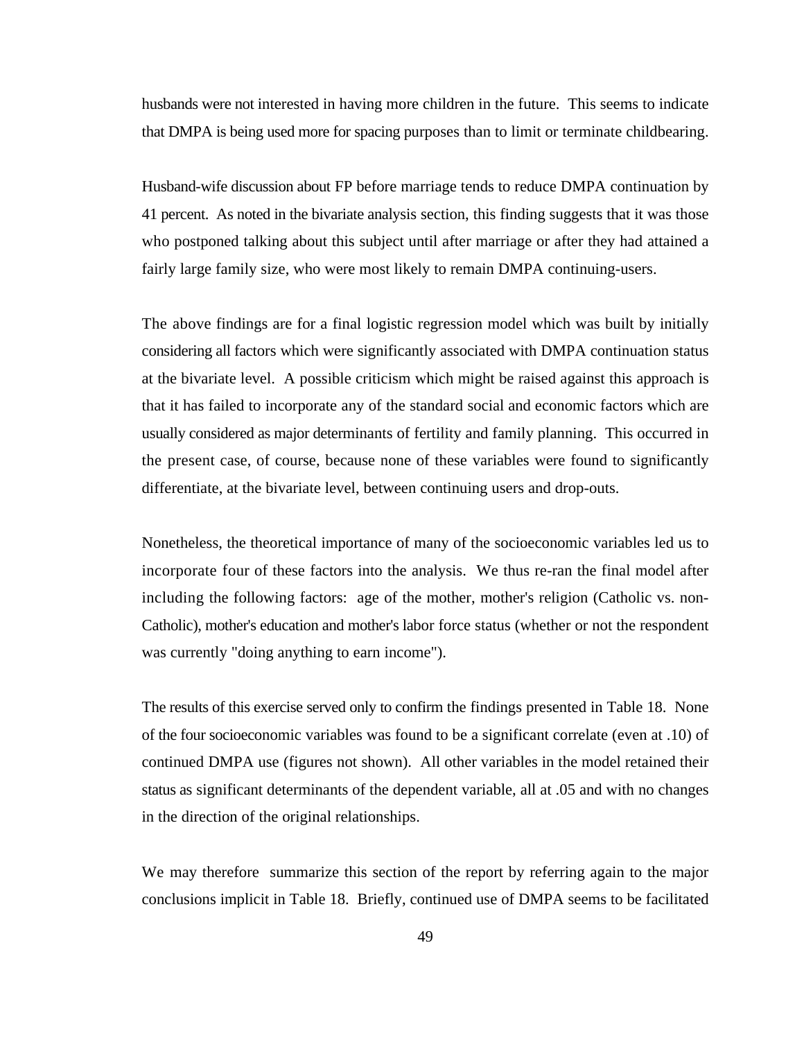husbands were not interested in having more children in the future. This seems to indicate that DMPA is being used more for spacing purposes than to limit or terminate childbearing.

Husband-wife discussion about FP before marriage tends to reduce DMPA continuation by 41 percent. As noted in the bivariate analysis section, this finding suggests that it was those who postponed talking about this subject until after marriage or after they had attained a fairly large family size, who were most likely to remain DMPA continuing-users.

The above findings are for a final logistic regression model which was built by initially considering all factors which were significantly associated with DMPA continuation status at the bivariate level. A possible criticism which might be raised against this approach is that it has failed to incorporate any of the standard social and economic factors which are usually considered as major determinants of fertility and family planning. This occurred in the present case, of course, because none of these variables were found to significantly differentiate, at the bivariate level, between continuing users and drop-outs.

Nonetheless, the theoretical importance of many of the socioeconomic variables led us to incorporate four of these factors into the analysis. We thus re-ran the final model after including the following factors: age of the mother, mother's religion (Catholic vs. non-Catholic), mother's education and mother's labor force status (whether or not the respondent was currently "doing anything to earn income").

The results of this exercise served only to confirm the findings presented in Table 18. None of the four socioeconomic variables was found to be a significant correlate (even at .10) of continued DMPA use (figures not shown). All other variables in the model retained their status as significant determinants of the dependent variable, all at .05 and with no changes in the direction of the original relationships.

We may therefore summarize this section of the report by referring again to the major conclusions implicit in Table 18. Briefly, continued use of DMPA seems to be facilitated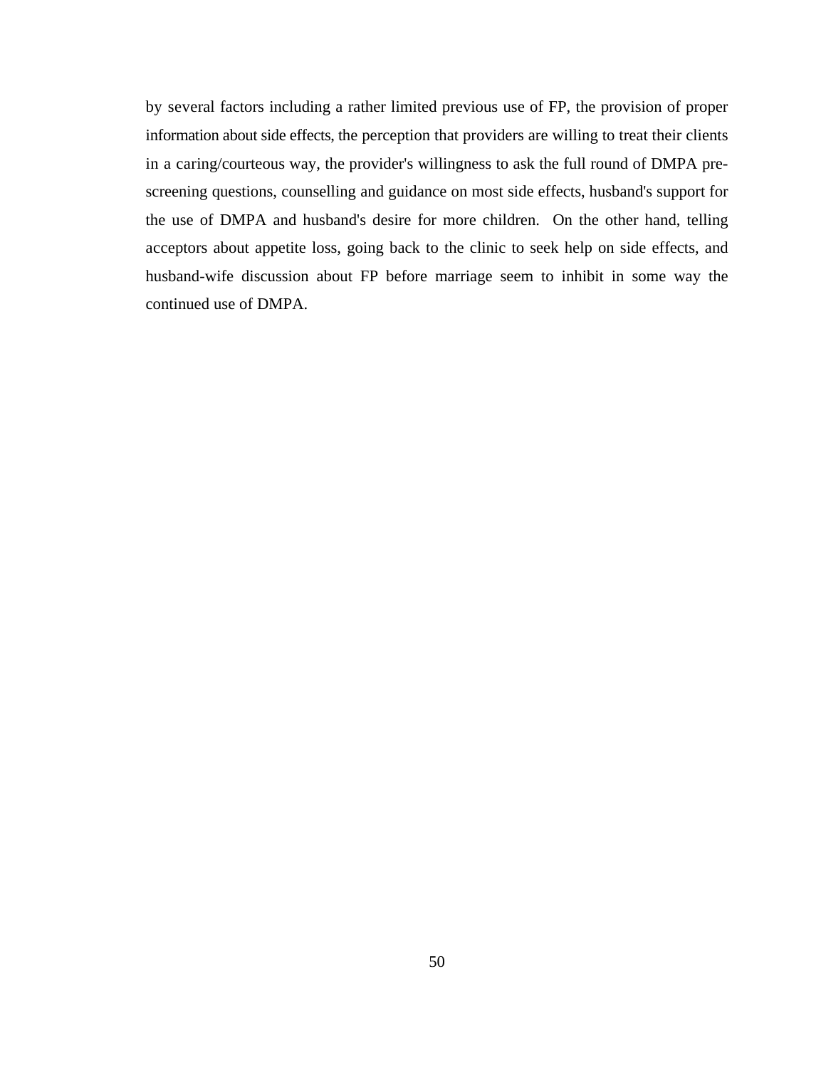by several factors including a rather limited previous use of FP, the provision of proper information about side effects, the perception that providers are willing to treat their clients in a caring/courteous way, the provider's willingness to ask the full round of DMPA pre-screening questions, counselling and guidance on most side effects, husband's support for the use of DMPA and husband's desire for more children. On the other hand, telling acceptors about appetite loss, going back to the clinic to seek help on side effects, and husband-wife discussion about FP before marriage seem to inhibit in some way the continued use of DMPA.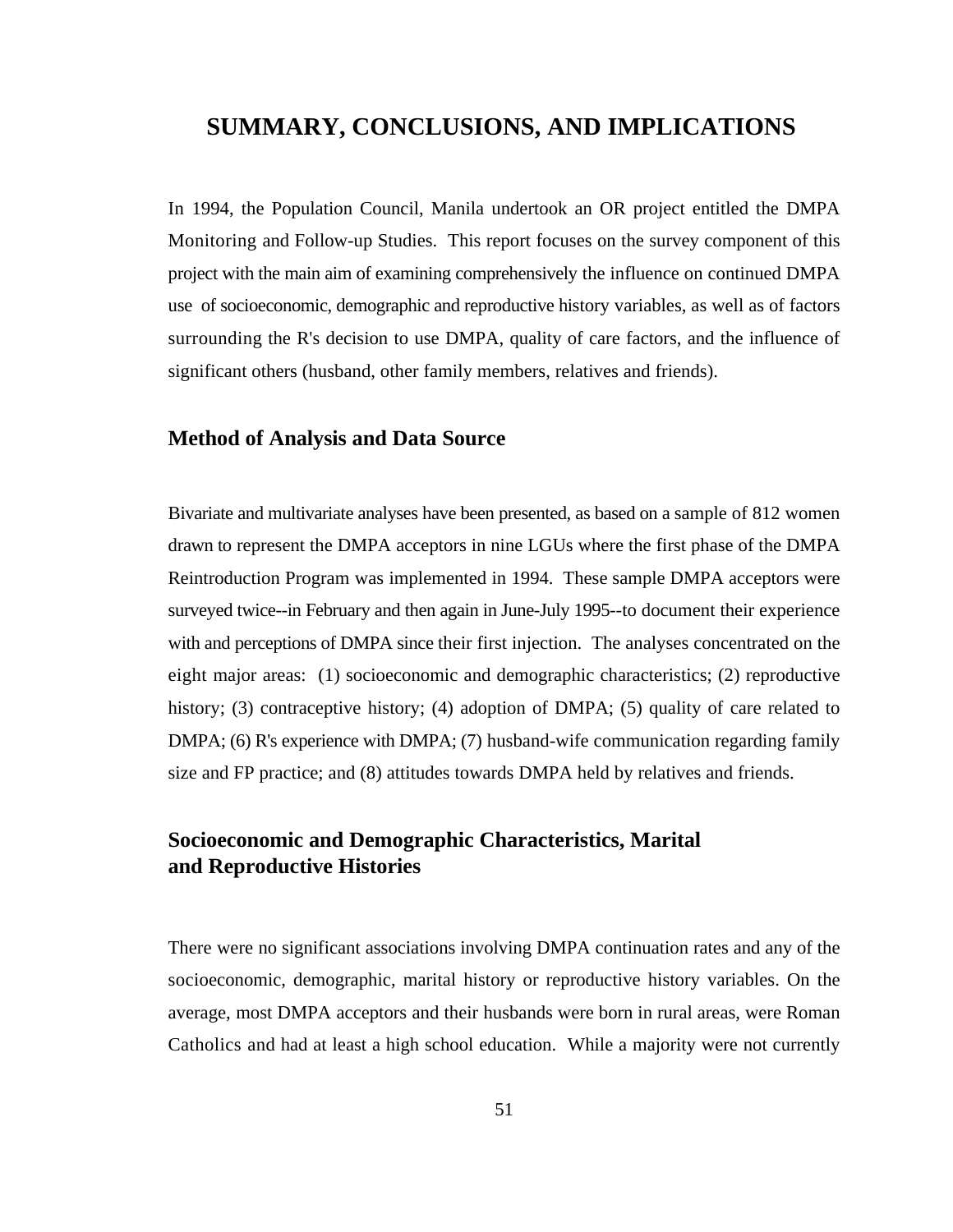# SUMMARY, CONCLUSIONS, AND IMPLICATIONS

In 1994, the Population Council, Manila undertook an OR project entitled the DMPA Monitoring and Follow-up Studies. This report focuses on the survey component of this project with the main aim of examining comprehensively the influence on continued DMPA use of socioeconomic, demographic and reproductive history variables, as well as of factors surrounding the R's decision to use DMPA, quality of care factors, and the influence of significant others (husband, other family members, relatives and friends).

## Method of Analysis and Data Source

Bivariate and multivariate analyses have been presented, as based on a sample of 812 women drawn to represent the DMPA acceptors in nine LGUs where the first phase of the DMPA Reintroduction Program was implemented in 1994. These sample DMPA acceptors were surveyed twice--in February and then again in June-July 1995--to document their experience with and perceptions of DMPA since their first injection. The analyses concentrated on the eight major areas: (1) socioeconomic and demographic characteristics; (2) reproductive history; (3) contraceptive history; (4) adoption of DMPA; (5) quality of care related to DMPA; (6) R's experience with DMPA; (7) husband-wife communication regarding family size and FP practice; and (8) attitudes towards DMPA held by relatives and friends.

## Socioeconomic and Demographic Characteristics, Marital and Reproductive Histories

There were no significant associations involving DMPA continuation rates and any of the socioeconomic, demographic, marital history or reproductive history variables. On the average, most DMPA acceptors and their husbands were born in rural areas, were Roman Catholics and had at least a high school education. While a majority were not currently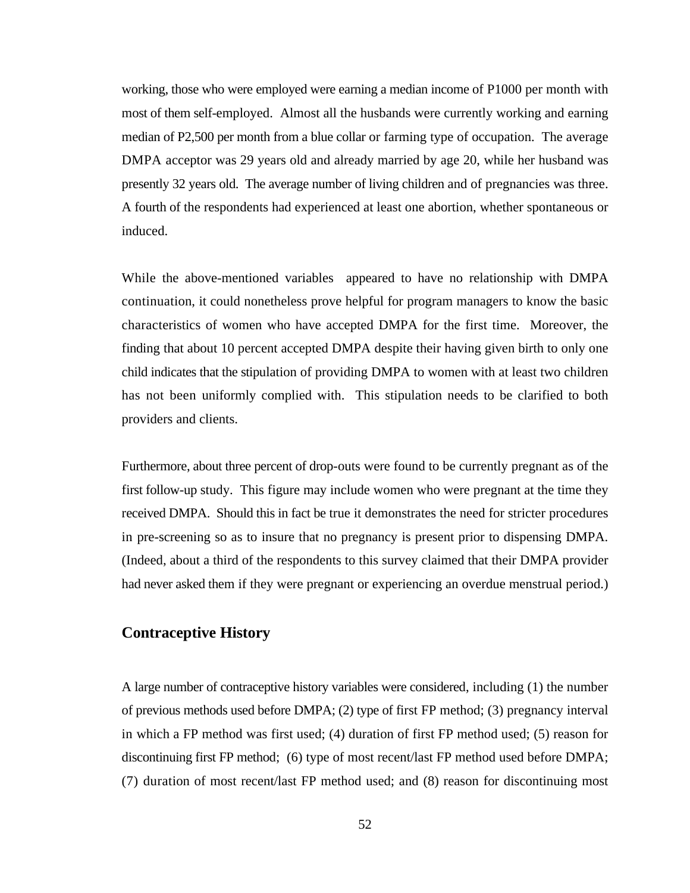working, those who were employed were earning a median income of P1000 per month with most of them self-employed. Almost all the husbands were currently working and earning median of P2,500 per month from a blue collar or farming type of occupation. The average DMPA acceptor was 29 years old and already married by age 20, while her husband was presently 32 years old. The average number of living children and of pregnancies was three. A fourth of the respondents had experienced at least one abortion, whether spontaneous or induced.

While the above-mentioned variables appeared to have no relationship with DMPA continuation, it could nonetheless prove helpful for program managers to know the basic characteristics of women who have accepted DMPA for the first time. Moreover, the finding that about 10 percent accepted DMPA despite their having given birth to only one child indicates that the stipulation of providing DMPA to women with at least two children has not been uniformly complied with. This stipulation needs to be clarified to both providers and clients.

Furthermore, about three percent of drop-outs were found to be currently pregnant as of the first follow-up study. This figure may include women who were pregnant at the time they received DMPA. Should this in fact be true it demonstrates the need for stricter procedures in pre-screening so as to insure that no pregnancy is present prior to dispensing DMPA. (Indeed, about a third of the respondents to this survey claimed that their DMPA provider had never asked them if they were pregnant or experiencing an overdue menstrual period.)

## Contraceptive History

A large number of contraceptive history variables were considered, including (1) the number of previous methods used before DMPA; (2) type of first FP method; (3) pregnancy interval in which a FP method was first used; (4) duration of first FP method used; (5) reason for discontinuing first FP method; (6) type of most recent/last FP method used before DMPA; (7) duration of most recent/last FP method used; and (8) reason for discontinuing most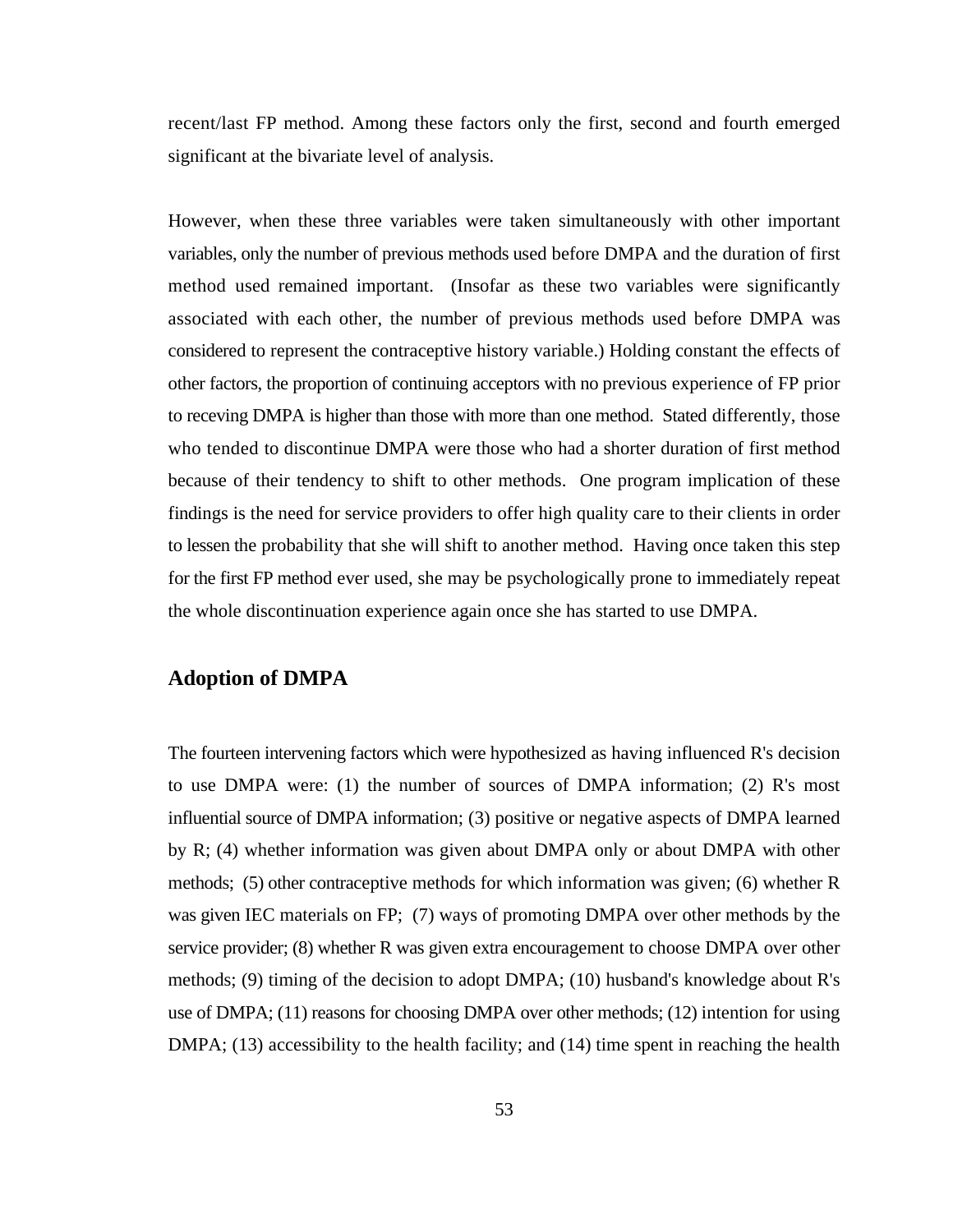recent/last FP method. Among these factors only the first, second and fourth emerged significant at the bivariate level of analysis.

However, when these three variables were taken simultaneously with other important variables, only the number of previous methods used before DMPA and the duration of first method used remained important. (Insofar as these two variables were significantly associated with each other, the number of previous methods used before DMPA was considered to represent the contraceptive history variable.) Holding constant the effects of other factors, the proportion of continuing acceptors with no previous experience of FP prior to receving DMPA is higher than those with more than one method. Stated differently, those who tended to discontinue DMPA were those who had a shorter duration of first method because of their tendency to shift to other methods. One program implication of these findings is the need for service providers to offer high quality care to their clients in order to lessen the probability that she will shift to another method. Having once taken this step for the first FP method ever used, she may be psychologically prone to immediately repeat the whole discontinuation experience again once she has started to use DMPA.

## Adoption of DMPA

The fourteen intervening factors which were hypothesized as having influenced R's decision to use DMPA were: (1) the number of sources of DMPA information; (2) R's most influential source of DMPA information; (3) positive or negative aspects of DMPA learned by R; (4) whether information was given about DMPA only or about DMPA with other methods; (5) other contraceptive methods for which information was given; (6) whether R was given IEC materials on FP; (7) ways of promoting DMPA over other methods by the service provider; (8) whether R was given extra encouragement to choose DMPA over other methods; (9) timing of the decision to adopt DMPA; (10) husband's knowledge about R's use of DMPA; (11) reasons for choosing DMPA over other methods; (12) intention for using DMPA; (13) accessibility to the health facility; and (14) time spent in reaching the health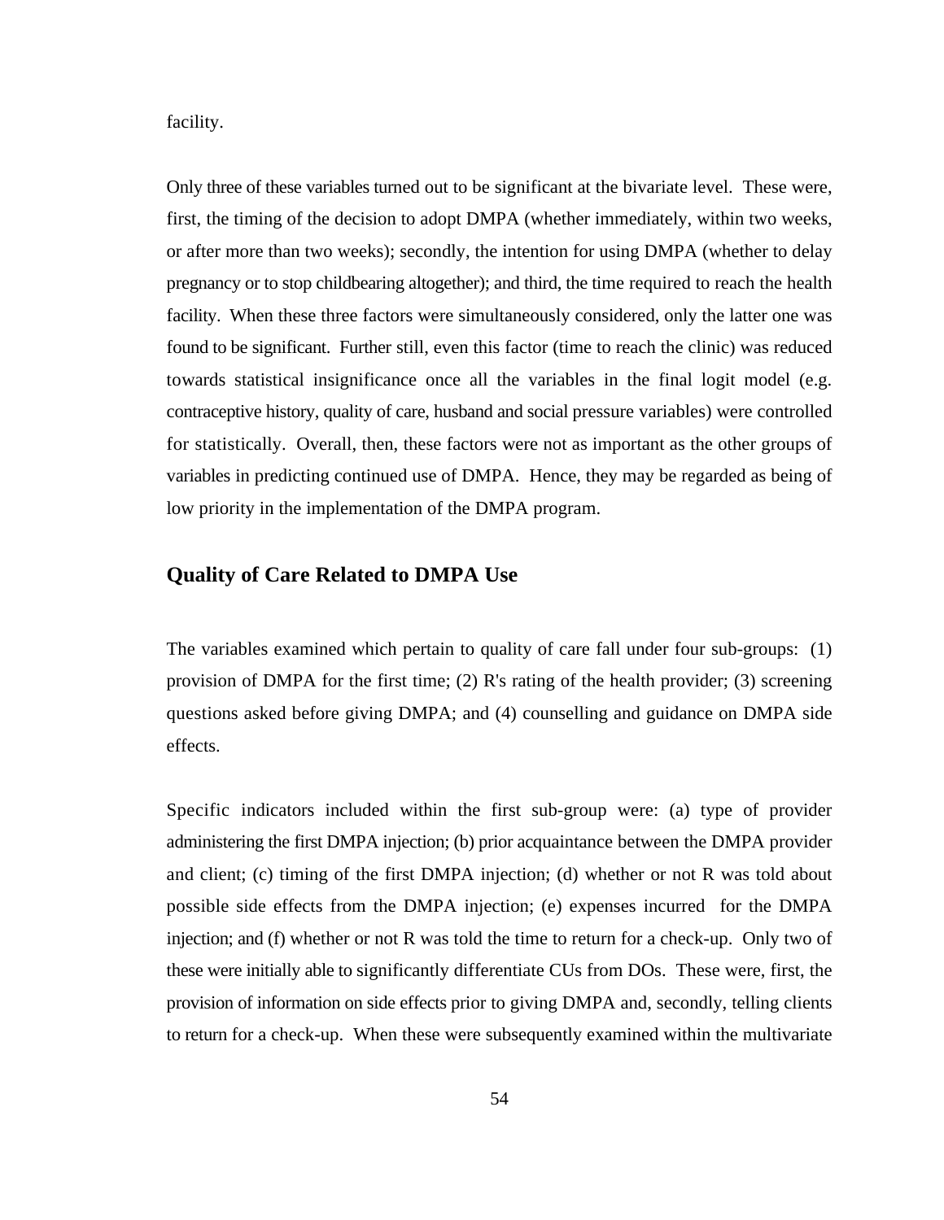facility.

Only three of these variables turned out to be significant at the bivariate level. These were, first, the timing of the decision to adopt DMPA (whether immediately, within two weeks, or after more than two weeks); secondly, the intention for using DMPA (whether to delay pregnancy or to stop childbearing altogether); and third, the time required to reach the health facility. When these three factors were simultaneously considered, only the latter one was found to be significant. Further still, even this factor (time to reach the clinic) was reduced towards statistical insignificance once all the variables in the final logit model (e.g. contraceptive history, quality of care, husband and social pressure variables) were controlled for statistically. Overall, then, these factors were not as important as the other groups of variables in predicting continued use of DMPA. Hence, they may be regarded as being of low priority in the implementation of the DMPA program.

## Quality of Care Related to DMPA Use

The variables examined which pertain to quality of care fall under four sub-groups: (1) provision of DMPA for the first time; (2) R's rating of the health provider; (3) screening questions asked before giving DMPA; and (4) counselling and guidance on DMPA side effects.

Specific indicators included within the first sub-group were: (a) type of provider administering the first DMPA injection; (b) prior acquaintance between the DMPA provider and client; (c) timing of the first DMPA injection; (d) whether or not R was told about possible side effects from the DMPA injection; (e) expenses incurred for the DMPA injection; and (f) whether or not R was told the time to return for a check-up. Only two of these were initially able to significantly differentiate CUs from DOs. These were, first, the provision of information on side effects prior to giving DMPA and, secondly, telling clients to return for a check-up. When these were subsequently examined within the multivariate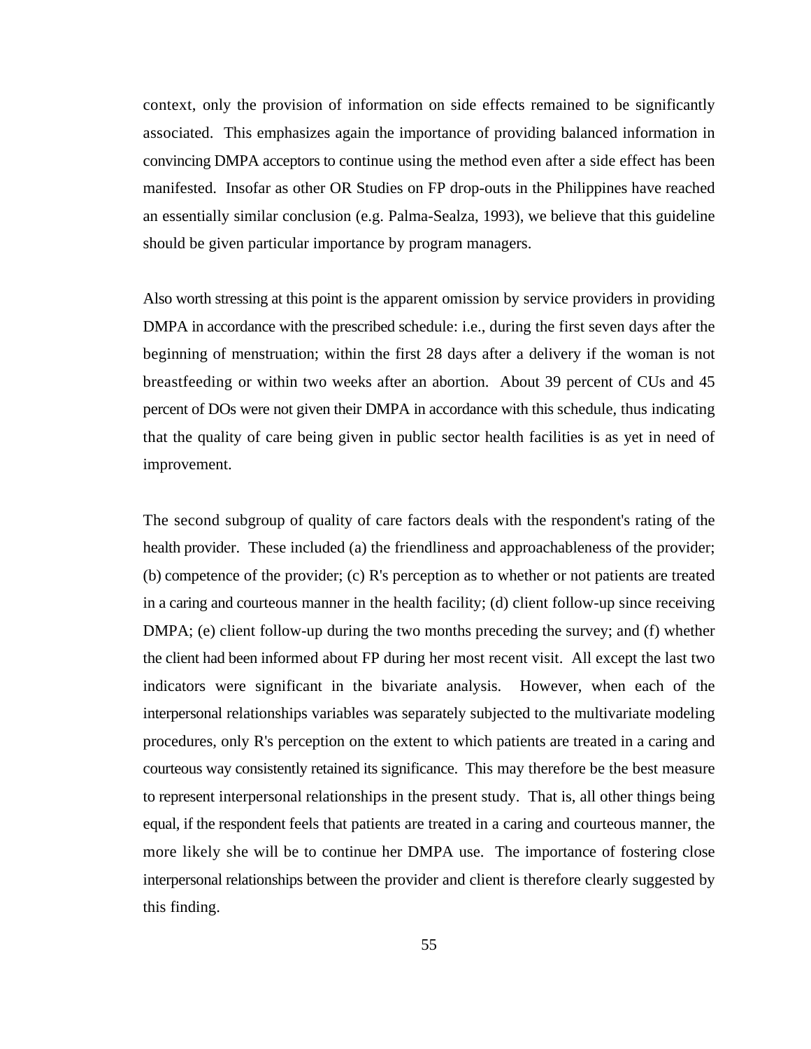context, only the provision of information on side effects remained to be significantly associated. This emphasizes again the importance of providing balanced information in convincing DMPA acceptors to continue using the method even after a side effect has been manifested. Insofar as other OR Studies on FP drop-outs in the Philippines have reached an essentially similar conclusion (e.g. Palma-Sealza, 1993), we believe that this guideline should be given particular importance by program managers.

Also worth stressing at this point is the apparent omission by service providers in providing DMPA in accordance with the prescribed schedule: i.e., during the first seven days after the beginning of menstruation; within the first 28 days after a delivery if the woman is not breastfeeding or within two weeks after an abortion. About 39 percent of CUs and 45 percent of DOs were not given their DMPA in accordance with this schedule, thus indicating that the quality of care being given in public sector health facilities is as yet in need of improvement.

The second subgroup of quality of care factors deals with the respondent's rating of the health provider. These included (a) the friendliness and approachableness of the provider; (b) competence of the provider; (c) R's perception as to whether or not patients are treated in a caring and courteous manner in the health facility; (d) client follow-up since receiving DMPA; (e) client follow-up during the two months preceding the survey; and (f) whether the client had been informed about FP during her most recent visit. All except the last two indicators were significant in the bivariate analysis. However, when each of the interpersonal relationships variables was separately subjected to the multivariate modeling procedures, only R's perception on the extent to which patients are treated in a caring and courteous way consistently retained its significance. This may therefore be the best measure to represent interpersonal relationships in the present study. That is, all other things being equal, if the respondent feels that patients are treated in a caring and courteous manner, the more likely she will be to continue her DMPA use. The importance of fostering close interpersonal relationships between the provider and client is therefore clearly suggested by this finding.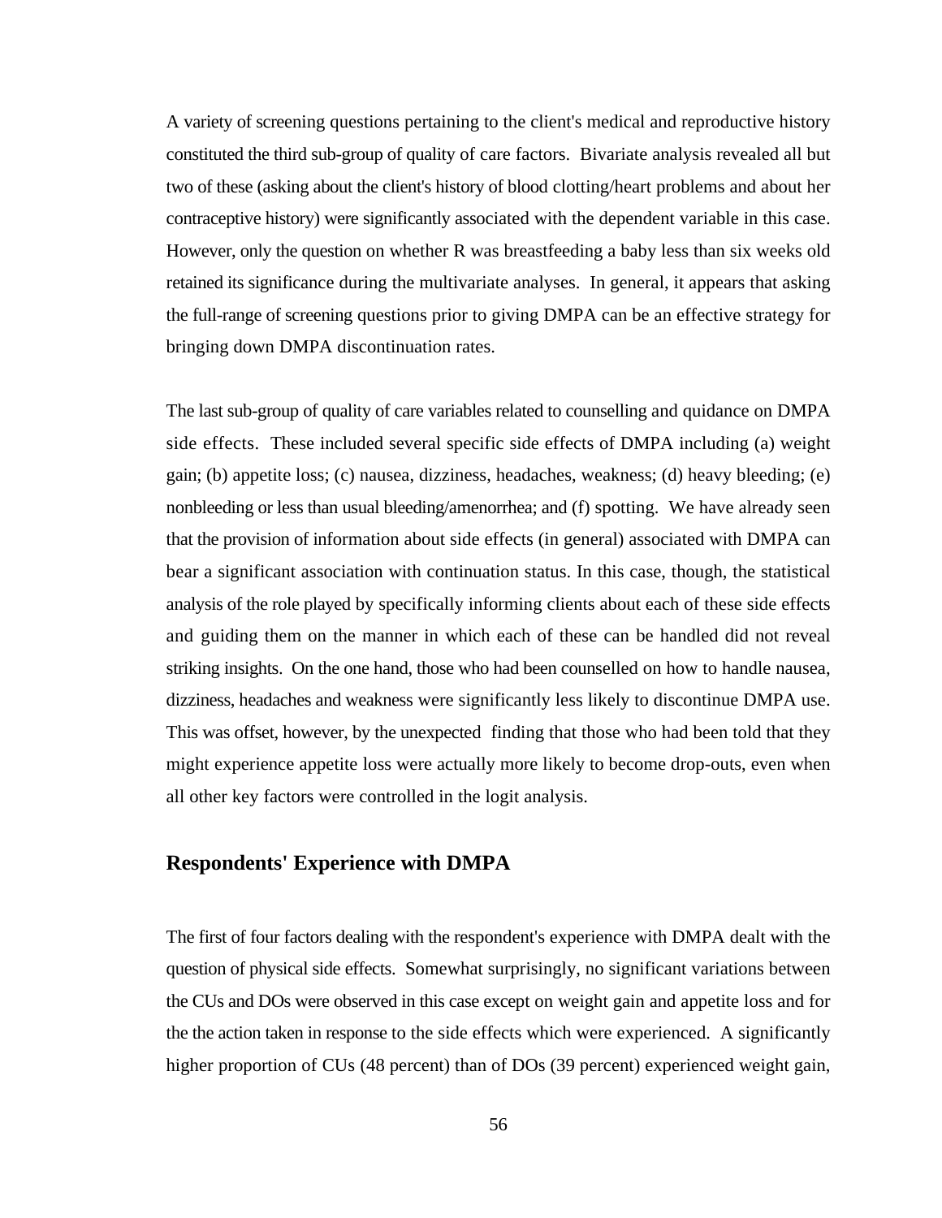A variety of screening questions pertaining to the client's medical and reproductive history constituted the third sub-group of quality of care factors. Bivariate analysis revealed all but two of these (asking about the client's history of blood clotting/heart problems and about her contraceptive history) were significantly associated with the dependent variable in this case. However, only the question on whether R was breastfeeding a baby less than six weeks old retained its significance during the multivariate analyses. In general, it appears that asking the full-range of screening questions prior to giving DMPA can be an effective strategy for bringing down DMPA discontinuation rates.

The last sub-group of quality of care variables related to counselling and quidance on DMPA side effects. These included several specific side effects of DMPA including (a) weight gain; (b) appetite loss; (c) nausea, dizziness, headaches, weakness; (d) heavy bleeding; (e) nonbleeding or less than usual bleeding/amenorrhea; and (f) spotting. We have already seen that the provision of information about side effects (in general) associated with DMPA can bear a significant association with continuation status. In this case, though, the statistical analysis of the role played by specifically informing clients about each of these side effects and guiding them on the manner in which each of these can be handled did not reveal striking insights. On the one hand, those who had been counselled on how to handle nausea, dizziness, headaches and weakness were significantly less likely to discontinue DMPA use. This was offset, however, by the unexpected finding that those who had been told that they might experience appetite loss were actually more likely to become drop-outs, even when all other key factors were controlled in the logit analysis.

## Respondents' Experience with DMPA

The first of four factors dealing with the respondent's experience with DMPA dealt with the question of physical side effects. Somewhat surprisingly, no significant variations between the CUs and DOs were observed in this case except on weight gain and appetite loss and for the the action taken in response to the side effects which were experienced. A significantly higher proportion of CUs (48 percent) than of DOs (39 percent) experienced weight gain,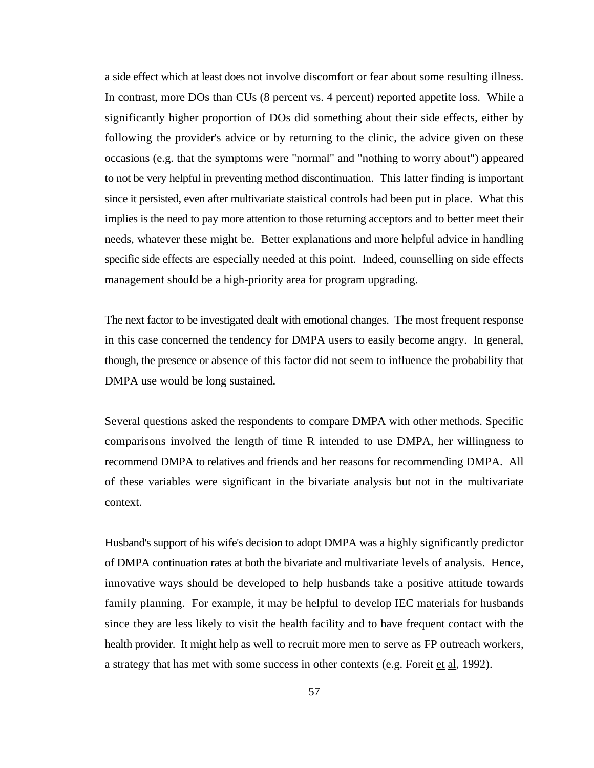a side effect which at least does not involve discomfort or fear about some resulting illness. In contrast, more DOs than CUs (8 percent vs. 4 percent) reported appetite loss. While a significantly higher proportion of DOs did something about their side effects, either by following the provider's advice or by returning to the clinic, the advice given on these occasions (e.g. that the symptoms were "normal" and "nothing to worry about") appeared to not be very helpful in preventing method discontinuation. This latter finding is important since it persisted, even after multivariate staistical controls had been put in place. What this implies is the need to pay more attention to those returning acceptors and to better meet their needs, whatever these might be. Better explanations and more helpful advice in handling specific side effects are especially needed at this point. Indeed, counselling on side effects management should be a high-priority area for program upgrading.

The next factor to be investigated dealt with emotional changes. The most frequent response in this case concerned the tendency for DMPA users to easily become angry. In general, though, the presence or absence of this factor did not seem to influence the probability that DMPA use would be long sustained.

Several questions asked the respondents to compare DMPA with other methods. Specific comparisons involved the length of time R intended to use DMPA, her willingness to recommend DMPA to relatives and friends and her reasons for recommending DMPA. All of these variables were significant in the bivariate analysis but not in the multivariate context.

Husband's support of his wife's decision to adopt DMPA was a highly significantly predictor of DMPA continuation rates at both the bivariate and multivariate levels of analysis. Hence, innovative ways should be developed to help husbands take a positive attitude towards family planning. For example, it may be helpful to develop IEC materials for husbands since they are less likely to visit the health facility and to have frequent contact with the health provider. It might help as well to recruit more men to serve as FP outreach workers, a strategy that has met with some success in other contexts (e.g. Foreit et al, 1992).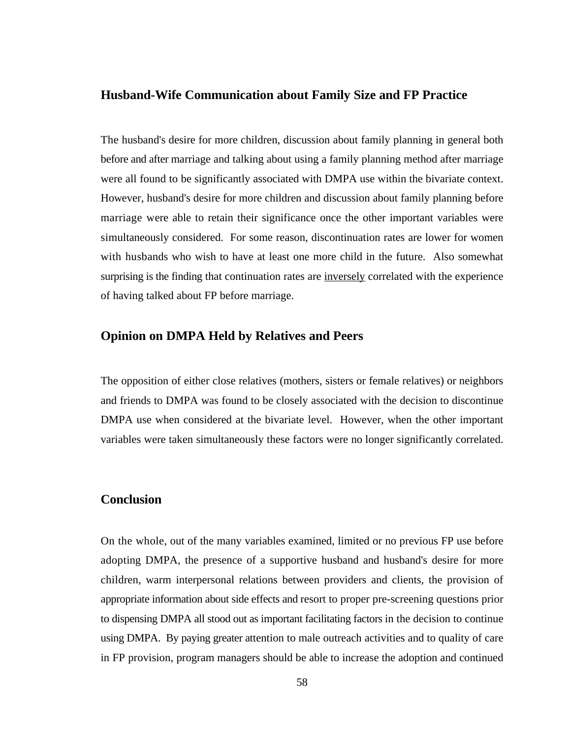## Husband-Wife Communication about Family Size and FP Practice

The husband's desire for more children, discussion about family planning in general both before and after marriage and talking about using a family planning method after marriage were all found to be significantly associated with DMPA use within the bivariate context. However, husband's desire for more children and discussion about family planning before marriage were able to retain their significance once the other important variables were simultaneously considered. For some reason, discontinuation rates are lower for women with husbands who wish to have at least one more child in the future. Also somewhat surprising is the finding that continuation rates are <u>inversely</u> correlated with the experience of having talked about FP before marriage.

## Opinion on DMPA Held by Relatives and Peers

The opposition of either close relatives (mothers, sisters or female relatives) or neighbors and friends to DMPA was found to be closely associated with the decision to discontinue DMPA use when considered at the bivariate level. However, when the other important variables were taken simultaneously these factors were no longer significantly correlated.

## Conclusion

On the whole, out of the many variables examined, limited or no previous FP use before adopting DMPA, the presence of a supportive husband and husband's desire for more children, warm interpersonal relations between providers and clients, the provision of appropriate information about side effects and resort to proper pre-screening questions prior to dispensing DMPA all stood out as important facilitating factors in the decision to continue using DMPA. By paying greater attention to male outreach activities and to quality of care in FP provision, program managers should be able to increase the adoption and continued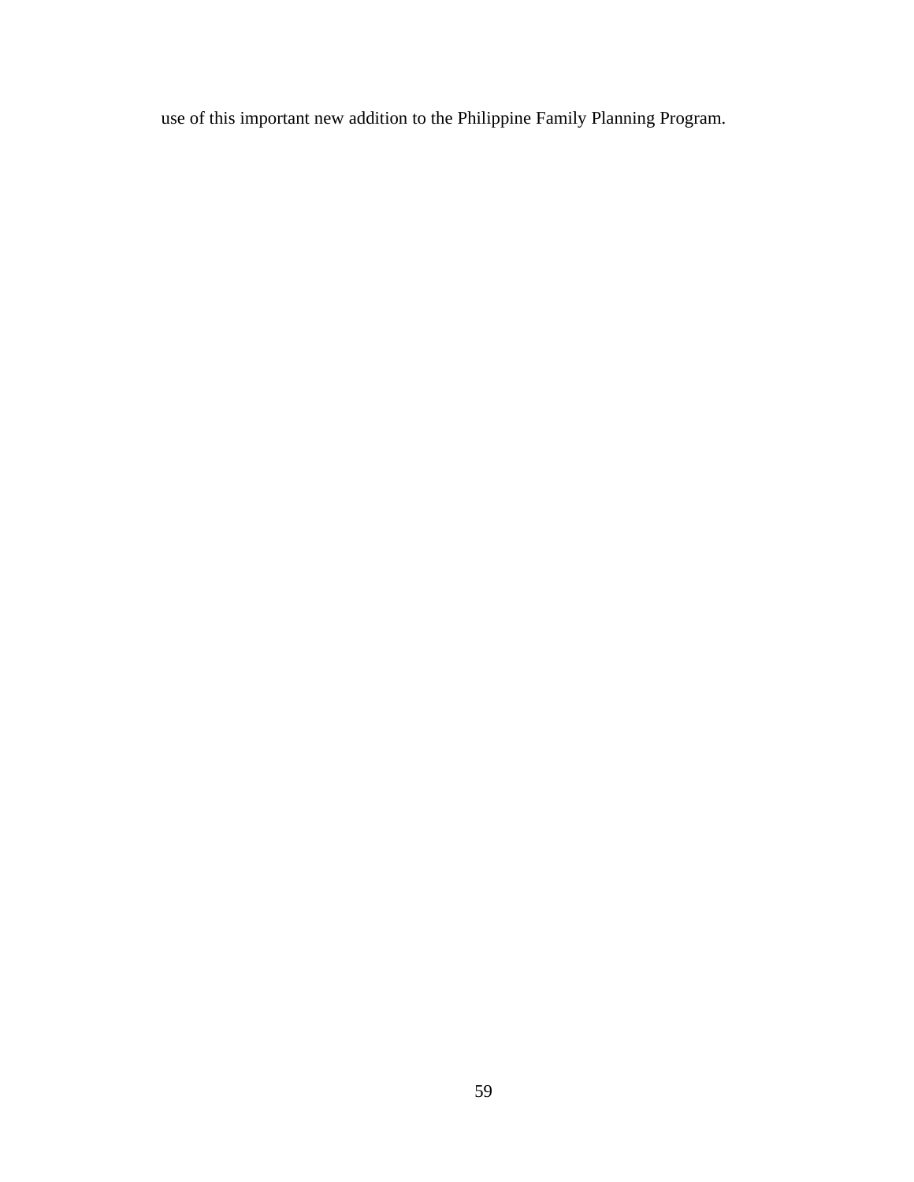use of this important new addition to the Philippine Family Planning Program.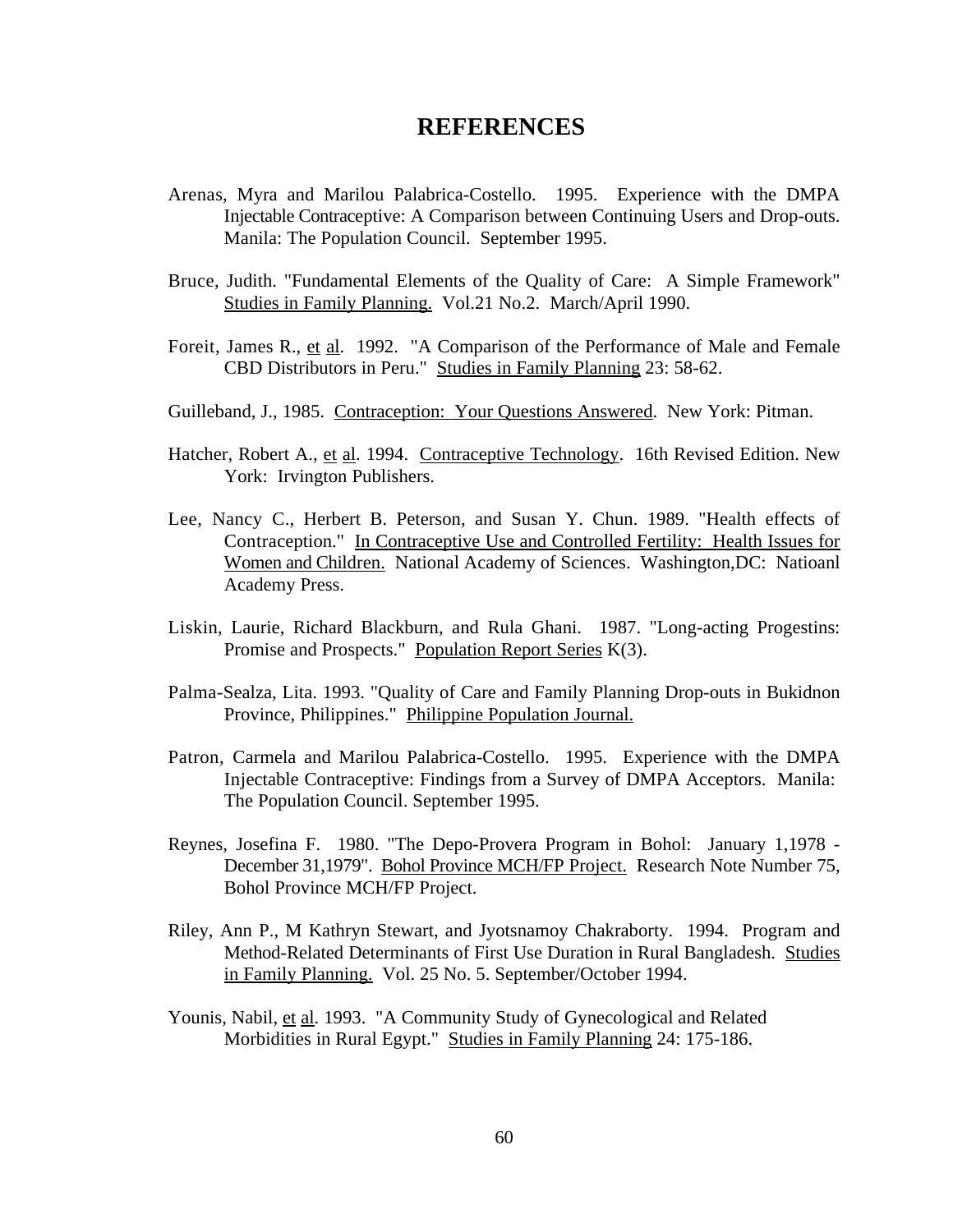# REFERENCES

Arenas, Myra and Marilou Palabrica-Costello. 1995. Experience with the DMPA Injectable Contraceptive: A Comparison between Continuing Users and Drop-outs. Manila: The Population Council. September 1995.

Bruce, Judith. "Fundamental Elements of the Quality of Care: A Simple Framework" Studies in Family Planning. Vol.21 No.2. March/April 1990.

Foreit, James R., et al. 1992. "A Comparison of the Performance of Male and Female CBD Distributors in Peru." Studies in Family Planning 23: 58-62.

Guilleband, J., 1985. Contraception: Your Questions Answered. New York: Pitman.

Hatcher, Robert A., et al. 1994. Contraceptive Technology. 16th Revised Edition. New York: Irvington Publishers.

Lee, Nancy C., Herbert B. Peterson, and Susan Y. Chun. 1989. "Health effects of Contraception." In Contraceptive Use and Controlled Fertility: Health Issues for Women and Children. National Academy of Sciences. Washington,DC: Natioanl Academy Press.

Liskin, Laurie, Richard Blackburn, and Rula Ghani. 1987. "Long-acting Progestins: Promise and Prospects." Population Report Series K(3).

Palma-Sealza, Lita. 1993. "Quality of Care and Family Planning Drop-outs in Bukidnon Province, Philippines." Philippine Population Journal.

Patron, Carmela and Marilou Palabrica-Costello. 1995. Experience with the DMPA Injectable Contraceptive: Findings from a Survey of DMPA Acceptors. Manila: The Population Council. September 1995.

Reynes, Josefina F. 1980. "The Depo-Provera Program in Bohol: January 1,1978 - December 31,1979". Bohol Province MCH/FP Project. Research Note Number 75, Bohol Province MCH/FP Project.

Riley, Ann P., M Kathryn Stewart, and Jyotsnamoy Chakraborty. 1994. Program and Method-Related Determinants of First Use Duration in Rural Bangladesh. Studies in Family Planning. Vol. 25 No. 5. September/October 1994.

Younis, Nabil, et al. 1993. "A Community Study of Gynecological and Related Morbidities in Rural Egypt." Studies in Family Planning 24: 175-186.